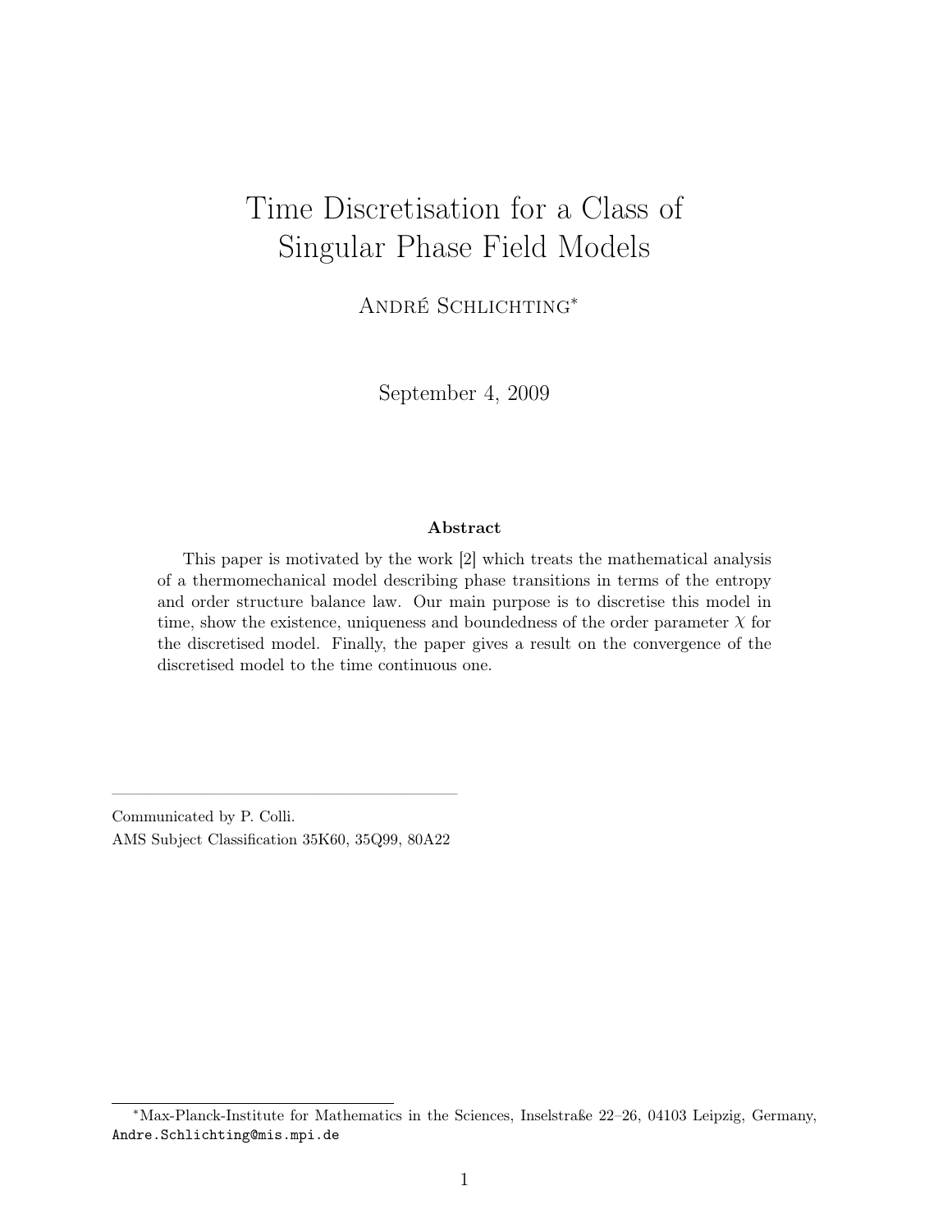# Time Discretisation for a Class of Singular Phase Field Models

André Schlichting*

September 4, 2009

**Abstract**

This paper is motivated by the work [2] which treats the mathematical analysis of a thermomechanical model describing phase transitions in terms of the entropy and order structure balance law. Our main purpose is to discretise this model in time, show the existence, uniqueness and boundedness of the order parameter $\chi$ for the discretised model. Finally, the paper gives a result on the convergence of the discretised model to the time continuous one.

---

Communicated by P. Colli.

AMS Subject Classification 35K60, 35Q99, 80A22

---

*Max-Planck-Institute for Mathematics in the Sciences, Inselstraße 22–26, 04103 Leipzig, Germany, `Andre.Schlichting@mis.mpi.de`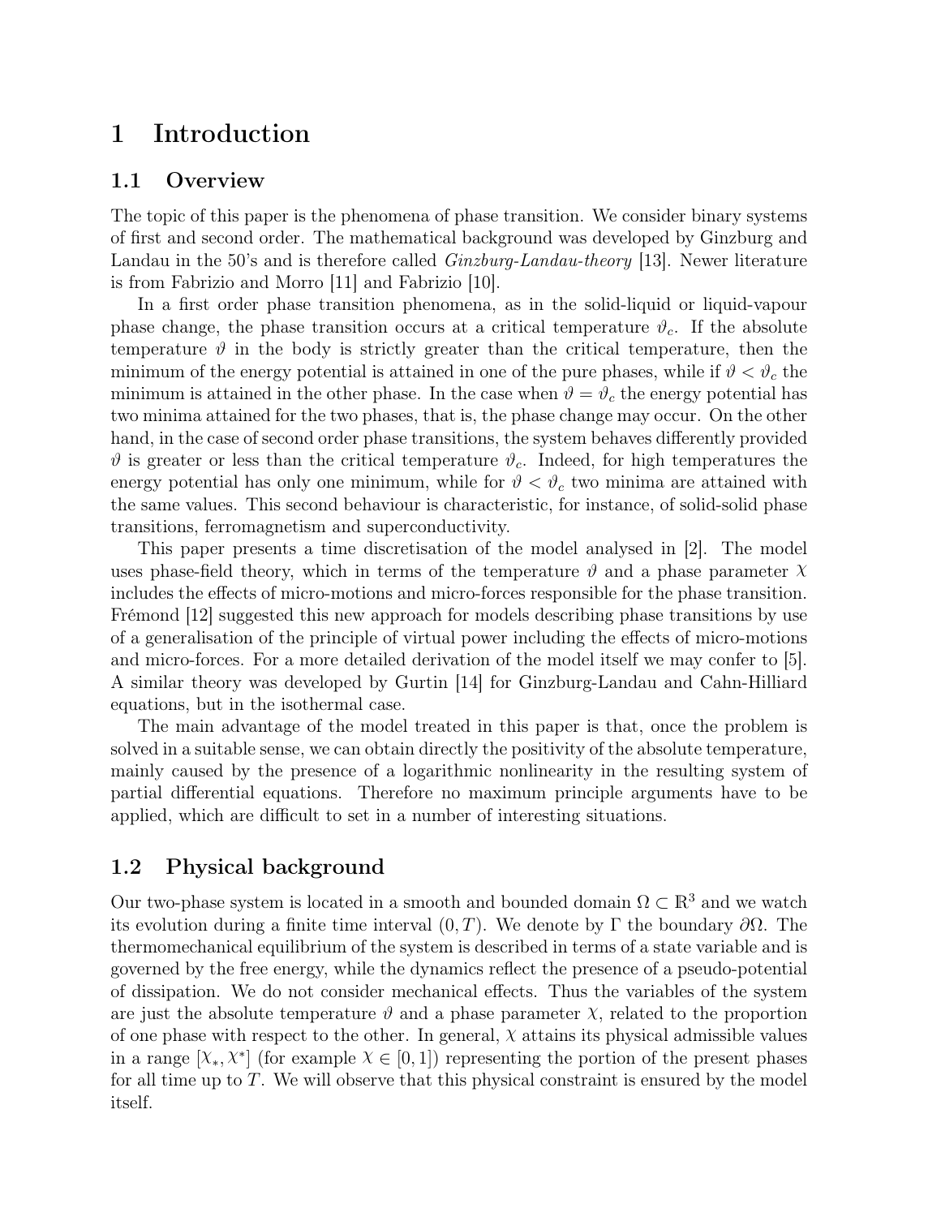# 1 Introduction

## 1.1 Overview

The topic of this paper is the phenomena of phase transition. We consider binary systems of first and second order. The mathematical background was developed by Ginzburg and Landau in the 50's and is therefore called *Ginzburg-Landau-theory* [13]. Newer literature is from Fabrizio and Morro [11] and Fabrizio [10].

In a first order phase transition phenomena, as in the solid-liquid or liquid-vapour phase change, the phase transition occurs at a critical temperature $\vartheta_c$. If the absolute temperature $\vartheta$ in the body is strictly greater than the critical temperature, then the minimum of the energy potential is attained in one of the pure phases, while if $\vartheta < \vartheta_c$ the minimum is attained in the other phase. In the case when $\vartheta = \vartheta_c$ the energy potential has two minima attained for the two phases, that is, the phase change may occur. On the other hand, in the case of second order phase transitions, the system behaves differently provided $\vartheta$ is greater or less than the critical temperature $\vartheta_c$. Indeed, for high temperatures the energy potential has only one minimum, while for $\vartheta < \vartheta_c$ two minima are attained with the same values. This second behaviour is characteristic, for instance, of solid-solid phase transitions, ferromagnetism and superconductivity.

This paper presents a time discretisation of the model analysed in [2]. The model uses phase-field theory, which in terms of the temperature $\vartheta$ and a phase parameter $\chi$ includes the effects of micro-motions and micro-forces responsible for the phase transition. Frémond [12] suggested this new approach for models describing phase transitions by use of a generalisation of the principle of virtual power including the effects of micro-motions and micro-forces. For a more detailed derivation of the model itself we may confer to [5]. A similar theory was developed by Gurtin [14] for Ginzburg-Landau and Cahn-Hilliard equations, but in the isothermal case.

The main advantage of the model treated in this paper is that, once the problem is solved in a suitable sense, we can obtain directly the positivity of the absolute temperature, mainly caused by the presence of a logarithmic nonlinearity in the resulting system of partial differential equations. Therefore no maximum principle arguments have to be applied, which are difficult to set in a number of interesting situations.

## 1.2 Physical background

Our two-phase system is located in a smooth and bounded domain $\Omega \subset \mathbb{R}^3$ and we watch its evolution during a finite time interval $(0, T)$. We denote by $\Gamma$ the boundary $\partial\Omega$. The thermomechanical equilibrium of the system is described in terms of a state variable and is governed by the free energy, while the dynamics reflect the presence of a pseudo-potential of dissipation. We do not consider mechanical effects. Thus the variables of the system are just the absolute temperature $\vartheta$ and a phase parameter $\chi$, related to the proportion of one phase with respect to the other. In general, $\chi$ attains its physical admissible values in a range $[\chi_*, \chi^*]$ (for example $\chi \in [0, 1]$) representing the portion of the present phases for all time up to $T$. We will observe that this physical constraint is ensured by the model itself.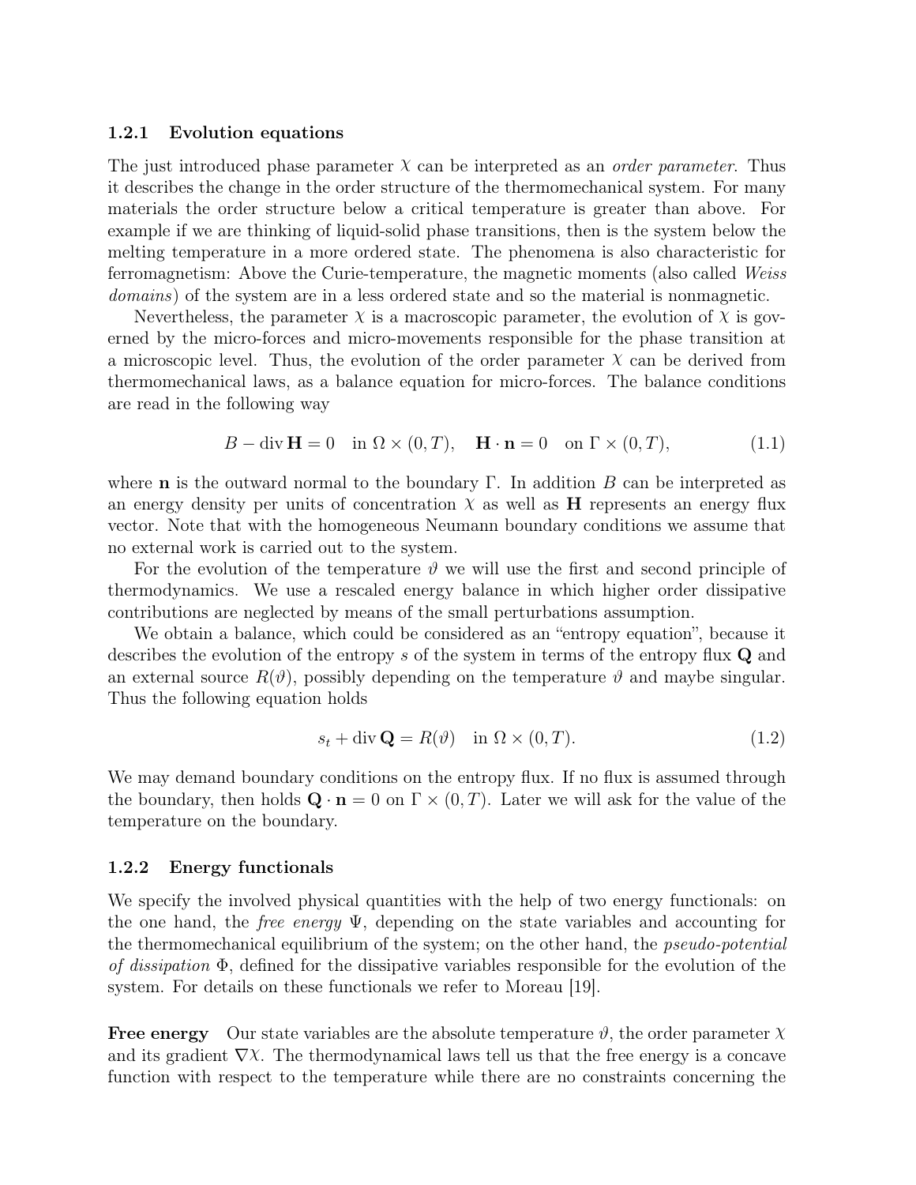### 1.2.1 Evolution equations

The just introduced phase parameter $\chi$ can be interpreted as an *order parameter*. Thus it describes the change in the order structure of the thermomechanical system. For many materials the order structure below a critical temperature is greater than above. For example if we are thinking of liquid-solid phase transitions, then is the system below the melting temperature in a more ordered state. The phenomena is also characteristic for ferromagnetism: Above the Curie-temperature, the magnetic moments (also called *Weiss domains*) of the system are in a less ordered state and so the material is nonmagnetic.

Nevertheless, the parameter $\chi$ is a macroscopic parameter, the evolution of $\chi$ is governed by the micro-forces and micro-movements responsible for the phase transition at a microscopic level. Thus, the evolution of the order parameter $\chi$ can be derived from thermomechanical laws, as a balance equation for micro-forces. The balance conditions are read in the following way

$$B - \operatorname{div} \mathbf{H} = 0 \quad \text{in } \Omega \times (0,T), \quad \mathbf{H} \cdot \mathbf{n} = 0 \quad \text{on } \Gamma \times (0,T), \tag{1.1}$$

where $\mathbf{n}$ is the outward normal to the boundary $\Gamma$. In addition $B$ can be interpreted as an energy density per units of concentration $\chi$ as well as $\mathbf{H}$ represents an energy flux vector. Note that with the homogeneous Neumann boundary conditions we assume that no external work is carried out to the system.

For the evolution of the temperature $\vartheta$ we will use the first and second principle of thermodynamics. We use a rescaled energy balance in which higher order dissipative contributions are neglected by means of the small perturbations assumption.

We obtain a balance, which could be considered as an "entropy equation", because it describes the evolution of the entropy $s$ of the system in terms of the entropy flux $\mathbf{Q}$ and an external source $R(\vartheta)$, possibly depending on the temperature $\vartheta$ and maybe singular. Thus the following equation holds

$$s_t + \operatorname{div} \mathbf{Q} = R(\vartheta) \quad \text{in } \Omega \times (0,T). \tag{1.2}$$

We may demand boundary conditions on the entropy flux. If no flux is assumed through the boundary, then holds $\mathbf{Q} \cdot \mathbf{n} = 0$ on $\Gamma \times (0,T)$. Later we will ask for the value of the temperature on the boundary.

### 1.2.2 Energy functionals

We specify the involved physical quantities with the help of two energy functionals: on the one hand, the *free energy* $\Psi$, depending on the state variables and accounting for the thermomechanical equilibrium of the system; on the other hand, the *pseudo-potential of dissipation* $\Phi$, defined for the dissipative variables responsible for the evolution of the system. For details on these functionals we refer to Moreau [19].

**Free energy** Our state variables are the absolute temperature $\vartheta$, the order parameter $\chi$ and its gradient $\nabla\chi$. The thermodynamical laws tell us that the free energy is a concave function with respect to the temperature while there are no constraints concerning the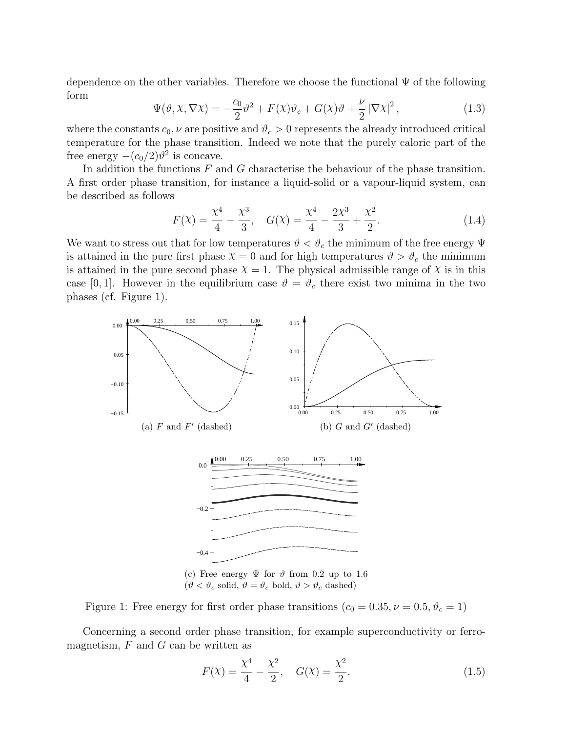dependence on the other variables. Therefore we choose the functional $\Psi$ of the following form

$$\Psi(\vartheta, \chi, \nabla\chi) = -\frac{c_0}{2}\vartheta^2 + F(\chi)\vartheta_c + G(\chi)\vartheta + \frac{\nu}{2}|\nabla\chi|^2, \tag{1.3}$$

where the constants $c_0, \nu$ are positive and $\vartheta_c > 0$ represents the already introduced critical temperature for the phase transition. Indeed we note that the purely caloric part of the free energy $-(c_0/2)\vartheta^2$ is concave.

In addition the functions $F$ and $G$ characterise the behaviour of the phase transition. A first order phase transition, for instance a liquid-solid or a vapour-liquid system, can be described as follows

$$F(\chi) = \frac{\chi^4}{4} - \frac{\chi^3}{3}, \quad G(\chi) = \frac{\chi^4}{4} - \frac{2\chi^3}{3} + \frac{\chi^2}{2}. \tag{1.4}$$

We want to stress out that for low temperatures $\vartheta < \vartheta_c$ the minimum of the free energy $\Psi$ is attained in the pure first phase $\chi = 0$ and for high temperatures $\vartheta > \vartheta_c$ the minimum is attained in the pure second phase $\chi = 1$. The physical admissible range of $\chi$ is in this case $[0, 1]$. However in the equilibrium case $\vartheta = \vartheta_c$ there exist two minima in the two phases (cf. Figure 1).

(a) $F$ and $F'$ (dashed)

(b) $G$ and $G'$ (dashed)

(c) Free energy $\Psi$ for $\vartheta$ from 0.2 up to 1.6 ($\vartheta < \vartheta_c$ solid, $\vartheta = \vartheta_c$ bold, $\vartheta > \vartheta_c$ dashed)

Figure 1: Free energy for first order phase transitions ($c_0 = 0.35, \nu = 0.5, \vartheta_c = 1$)

Concerning a second order phase transition, for example superconductivity or ferromagnetism, $F$ and $G$ can be written as

$$F(\chi) = \frac{\chi^4}{4} - \frac{\chi^2}{2}, \quad G(\chi) = \frac{\chi^2}{2}. \tag{1.5}$$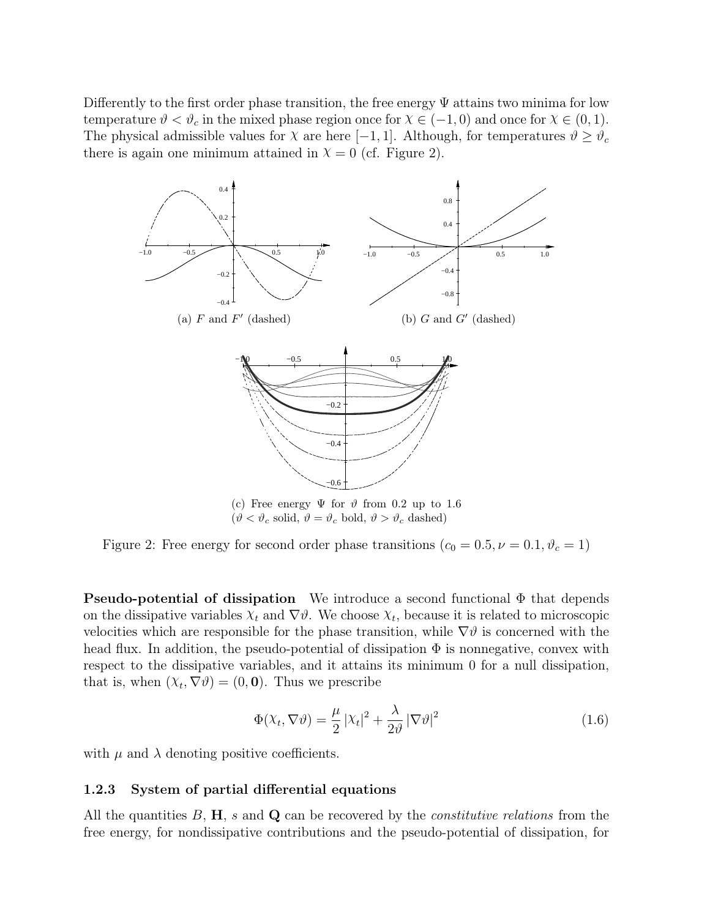Differently to the first order phase transition, the free energy $\Psi$ attains two minima for low temperature $\vartheta < \vartheta_c$ in the mixed phase region once for $\chi \in (-1, 0)$ and once for $\chi \in (0, 1)$. The physical admissible values for $\chi$ are here $[-1, 1]$. Although, for temperatures $\vartheta \geq \vartheta_c$ there is again one minimum attained in $\chi = 0$ (cf. Figure 2).

(a) $F$ and $F'$ (dashed)

(b) $G$ and $G'$ (dashed)

(c) Free energy $\Psi$ for $\vartheta$ from 0.2 up to 1.6 ($\vartheta < \vartheta_c$ solid, $\vartheta = \vartheta_c$ bold, $\vartheta > \vartheta_c$ dashed)

Figure 2: Free energy for second order phase transitions ($c_0 = 0.5, \nu = 0.1, \vartheta_c = 1$)

**Pseudo-potential of dissipation** We introduce a second functional $\Phi$ that depends on the dissipative variables $\chi_t$ and $\nabla\vartheta$. We choose $\chi_t$, because it is related to microscopic velocities which are responsible for the phase transition, while $\nabla\vartheta$ is concerned with the head flux. In addition, the pseudo-potential of dissipation $\Phi$ is nonnegative, convex with respect to the dissipative variables, and it attains its minimum 0 for a null dissipation, that is, when $(\chi_t, \nabla\vartheta) = (0, \mathbf{0})$. Thus we prescribe

$$\Phi(\chi_t, \nabla\vartheta) = \frac{\mu}{2}\,|\chi_t|^2 + \frac{\lambda}{2\vartheta}\,|\nabla\vartheta|^2 \tag{1.6}$$

with $\mu$ and $\lambda$ denoting positive coefficients.

### 1.2.3 System of partial differential equations

All the quantities $B$, $\mathbf{H}$, $s$ and $\mathbf{Q}$ can be recovered by the *constitutive relations* from the free energy, for nondissipative contributions and the pseudo-potential of dissipation, for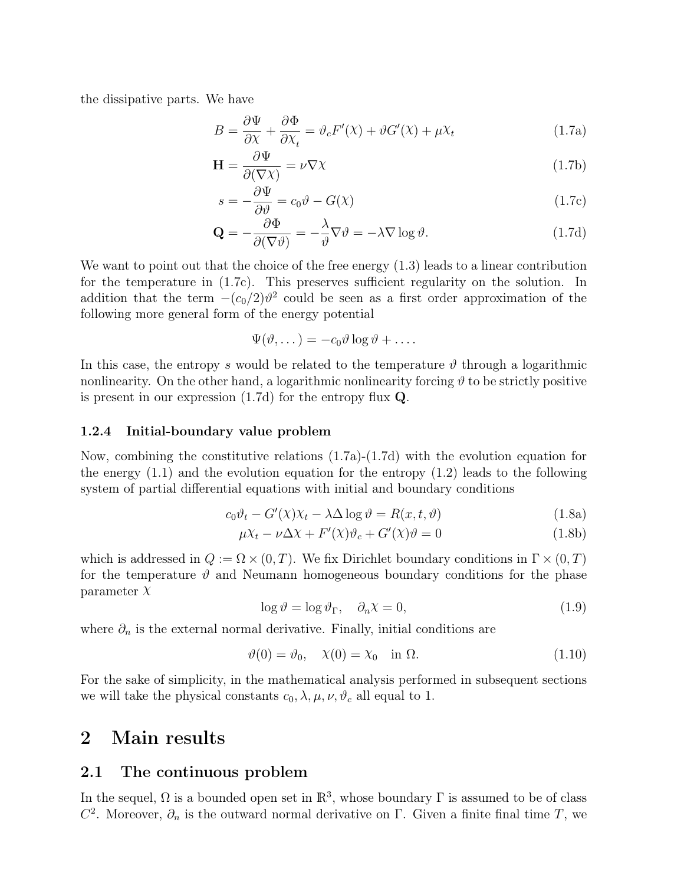the dissipative parts. We have

$$B = \frac{\partial \Psi}{\partial \chi} + \frac{\partial \Phi}{\partial \chi_t} = \vartheta_c F'(\chi) + \vartheta G'(\chi) + \mu \chi_t \tag{1.7a}$$

$$\mathbf{H} = \frac{\partial \Psi}{\partial (\nabla \chi)} = \nu \nabla \chi \tag{1.7b}$$

$$s = -\frac{\partial \Psi}{\partial \vartheta} = c_0 \vartheta - G(\chi) \tag{1.7c}$$

$$\mathbf{Q} = -\frac{\partial \Phi}{\partial (\nabla \vartheta)} = -\frac{\lambda}{\vartheta} \nabla \vartheta = -\lambda \nabla \log \vartheta. \tag{1.7d}$$

We want to point out that the choice of the free energy (1.3) leads to a linear contribution for the temperature in (1.7c). This preserves sufficient regularity on the solution. In addition that the term $-(c_0/2)\vartheta^2$ could be seen as a first order approximation of the following more general form of the energy potential

$$\Psi(\vartheta, \dots) = -c_0 \vartheta \log \vartheta + \dots .$$

In this case, the entropy $s$ would be related to the temperature $\vartheta$ through a logarithmic nonlinearity. On the other hand, a logarithmic nonlinearity forcing $\vartheta$ to be strictly positive is present in our expression (1.7d) for the entropy flux $\mathbf{Q}$.

#### 1.2.4 Initial-boundary value problem

Now, combining the constitutive relations (1.7a)-(1.7d) with the evolution equation for the energy (1.1) and the evolution equation for the entropy (1.2) leads to the following system of partial differential equations with initial and boundary conditions

$$c_0 \vartheta_t - G'(\chi)\chi_t - \lambda \Delta \log \vartheta = R(x, t, \vartheta) \tag{1.8a}$$

$$\mu \chi_t - \nu \Delta \chi + F'(\chi)\vartheta_c + G'(\chi)\vartheta = 0 \tag{1.8b}$$

which is addressed in $Q := \Omega \times (0, T)$. We fix Dirichlet boundary conditions in $\Gamma \times (0, T)$ for the temperature $\vartheta$ and Neumann homogeneous boundary conditions for the phase parameter $\chi$

$$\log \vartheta = \log \vartheta_\Gamma, \quad \partial_n \chi = 0, \tag{1.9}$$

where $\partial_n$ is the external normal derivative. Finally, initial conditions are

$$\vartheta(0) = \vartheta_0, \quad \chi(0) = \chi_0 \quad \text{in } \Omega. \tag{1.10}$$

For the sake of simplicity, in the mathematical analysis performed in subsequent sections we will take the physical constants $c_0, \lambda, \mu, \nu, \vartheta_c$ all equal to 1.

# 2 Main results

## 2.1 The continuous problem

In the sequel, $\Omega$ is a bounded open set in $\mathbb{R}^3$, whose boundary $\Gamma$ is assumed to be of class $C^2$. Moreover, $\partial_n$ is the outward normal derivative on $\Gamma$. Given a finite final time $T$, we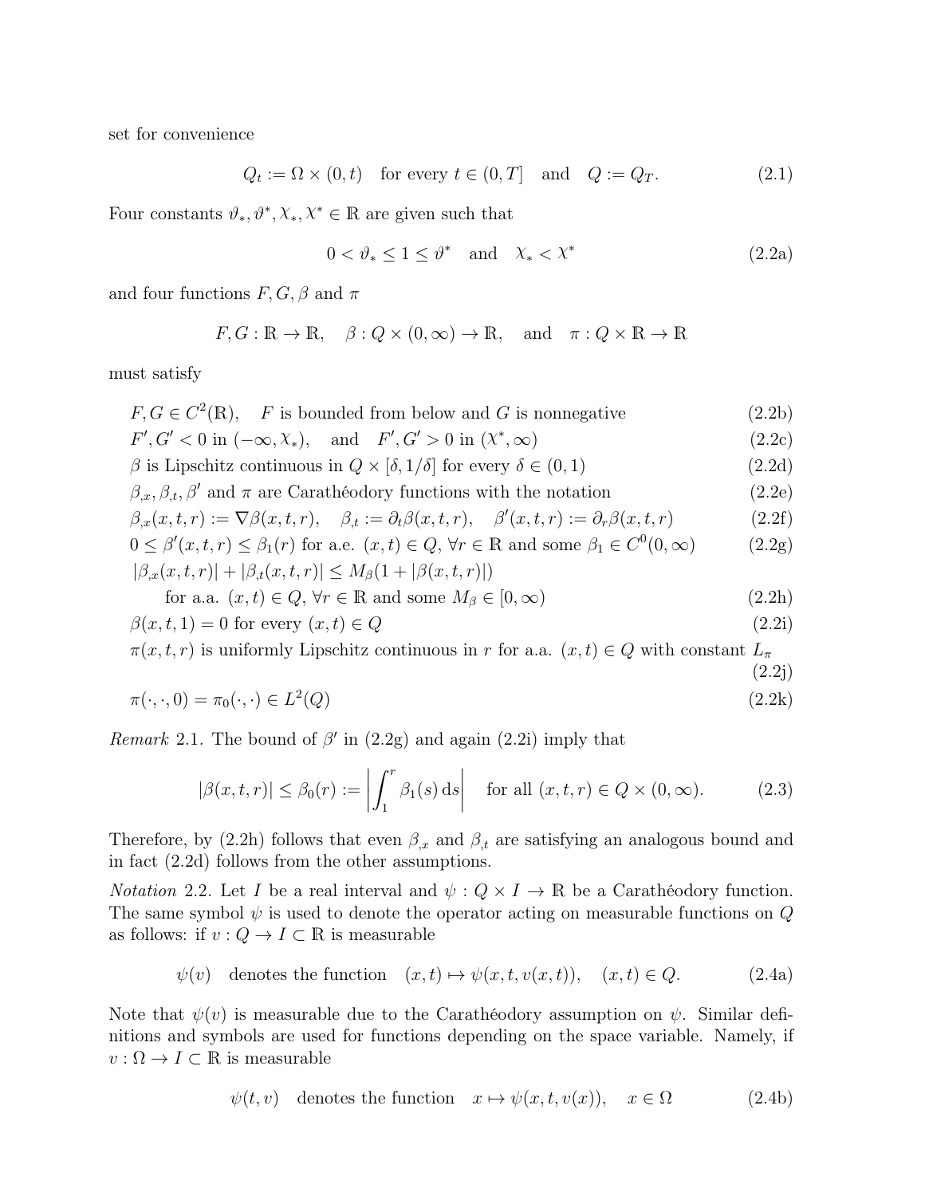set for convenience

$$Q_t := \Omega \times (0,t) \quad \text{for every } t \in (0,T] \quad \text{and} \quad Q := Q_T. \tag{2.1}$$

Four constants $\vartheta_*, \vartheta^*, \mathcal{X}_*, \mathcal{X}^* \in \mathbb{R}$ are given such that

$$0 < \vartheta_* \le 1 \le \vartheta^* \quad \text{and} \quad \mathcal{X}_* < \mathcal{X}^* \tag{2.2a}$$

and four functions $F, G, \beta$ and $\pi$

$$F, G : \mathbb{R} \to \mathbb{R}, \quad \beta : Q \times (0,\infty) \to \mathbb{R}, \quad \text{and} \quad \pi : Q \times \mathbb{R} \to \mathbb{R}$$

must satisfy

$$F, G \in C^2(\mathbb{R}), \quad F \text{ is bounded from below and } G \text{ is nonnegative} \tag{2.2b}$$

$$F', G' < 0 \text{ in } (-\infty, \mathcal{X}_*), \quad \text{and} \quad F', G' > 0 \text{ in } (\mathcal{X}^*, \infty) \tag{2.2c}$$

$$\beta \text{ is Lipschitz continuous in } Q \times [\delta, 1/\delta] \text{ for every } \delta \in (0,1) \tag{2.2d}$$

$$\beta_{,x}, \beta_{,t}, \beta' \text{ and } \pi \text{ are Carathéodory functions with the notation} \tag{2.2e}$$

$$\beta_{,x}(x,t,r) := \nabla \beta(x,t,r), \quad \beta_{,t} := \partial_t \beta(x,t,r), \quad \beta'(x,t,r) := \partial_r \beta(x,t,r) \tag{2.2f}$$

$$0 \le \beta'(x,t,r) \le \beta_1(r) \text{ for a.e. } (x,t) \in Q, \ \forall r \in \mathbb{R} \text{ and some } \beta_1 \in C^0(0,\infty) \tag{2.2g}$$

$$|\beta_{,x}(x,t,r)| + |\beta_{,t}(x,t,r)| \le M_\beta(1 + |\beta(x,t,r)|)$$
$$\text{for a.a. } (x,t) \in Q, \ \forall r \in \mathbb{R} \text{ and some } M_\beta \in [0,\infty) \tag{2.2h}$$

$$\beta(x,t,1) = 0 \text{ for every } (x,t) \in Q \tag{2.2i}$$

$$\pi(x,t,r) \text{ is uniformly Lipschitz continuous in } r \text{ for a.a. } (x,t) \in Q \text{ with constant } L_\pi \tag{2.2j}$$

$$\pi(\cdot,\cdot,0) = \pi_0(\cdot,\cdot) \in L^2(Q) \tag{2.2k}$$

*Remark* 2.1. The bound of $\beta'$ in (2.2g) and again (2.2i) imply that

$$|\beta(x,t,r)| \le \beta_0(r) := \left| \int_1^r \beta_1(s)\,\mathrm{d}s \right| \quad \text{for all } (x,t,r) \in Q \times (0,\infty). \tag{2.3}$$

Therefore, by (2.2h) follows that even $\beta_{,x}$ and $\beta_{,t}$ are satisfying an analogous bound and in fact (2.2d) follows from the other assumptions.

*Notation* 2.2. Let $I$ be a real interval and $\psi : Q \times I \to \mathbb{R}$ be a Carathéodory function. The same symbol $\psi$ is used to denote the operator acting on measurable functions on $Q$ as follows: if $v : Q \to I \subset \mathbb{R}$ is measurable

$$\psi(v) \quad \text{denotes the function} \quad (x,t) \mapsto \psi(x,t,v(x,t)), \quad (x,t) \in Q. \tag{2.4a}$$

Note that $\psi(v)$ is measurable due to the Carathéodory assumption on $\psi$. Similar definitions and symbols are used for functions depending on the space variable. Namely, if $v : \Omega \to I \subset \mathbb{R}$ is measurable

$$\psi(t,v) \quad \text{denotes the function} \quad x \mapsto \psi(x,t,v(x)), \quad x \in \Omega \tag{2.4b}$$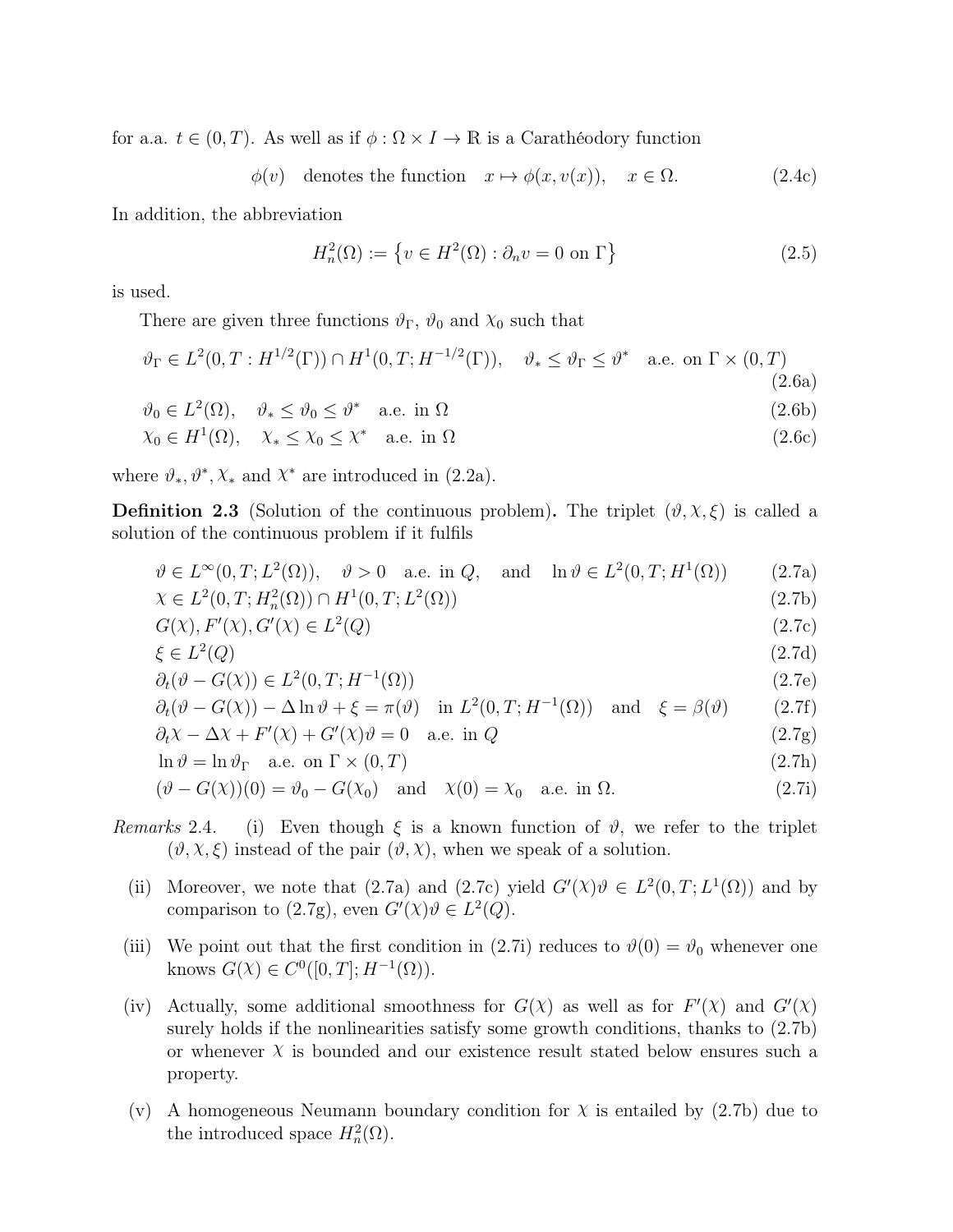for a.a. $t \in (0,T)$. As well as if $\phi : \Omega \times I \to \mathbb{R}$ is a Carathéodory function

$$\phi(v) \quad \text{denotes the function} \quad x \mapsto \phi(x, v(x)), \quad x \in \Omega. \tag{2.4c}$$

In addition, the abbreviation

$$H^2_n(\Omega) := \{ v \in H^2(\Omega) : \partial_n v = 0 \text{ on } \Gamma \} \tag{2.5}$$

is used.

There are given three functions $\vartheta_\Gamma$, $\vartheta_0$ and $\chi_0$ such that

$$\vartheta_\Gamma \in L^2(0,T : H^{1/2}(\Gamma)) \cap H^1(0,T; H^{-1/2}(\Gamma)), \quad \vartheta_* \le \vartheta_\Gamma \le \vartheta^* \quad \text{a.e. on } \Gamma \times (0,T) \tag{2.6a}$$

$$\vartheta_0 \in L^2(\Omega), \quad \vartheta_* \le \vartheta_0 \le \vartheta^* \quad \text{a.e. in } \Omega \tag{2.6b}$$

$$\chi_0 \in H^1(\Omega), \quad \chi_* \le \chi_0 \le \chi^* \quad \text{a.e. in } \Omega \tag{2.6c}$$

where $\vartheta_*, \vartheta^*, \chi_*$ and $\chi^*$ are introduced in (2.2a).

**Definition 2.3** (Solution of the continuous problem)**.** The triplet $(\vartheta, \chi, \xi)$ is called a solution of the continuous problem if it fulfils

$$\vartheta \in L^\infty(0,T; L^2(\Omega)), \quad \vartheta > 0 \quad \text{a.e. in } Q, \quad \text{and} \quad \ln \vartheta \in L^2(0,T; H^1(\Omega)) \tag{2.7a}$$

$$\chi \in L^2(0,T; H^2_n(\Omega)) \cap H^1(0,T; L^2(\Omega)) \tag{2.7b}$$

$$G(\chi), F'(\chi), G'(\chi) \in L^2(Q) \tag{2.7c}$$

$$\xi \in L^2(Q) \tag{2.7d}$$

$$\partial_t(\vartheta - G(\chi)) \in L^2(0,T; H^{-1}(\Omega)) \tag{2.7e}$$

$$\partial_t(\vartheta - G(\chi)) - \Delta \ln \vartheta + \xi = \pi(\vartheta) \quad \text{in } L^2(0,T; H^{-1}(\Omega)) \quad \text{and} \quad \xi = \beta(\vartheta) \tag{2.7f}$$

$$\partial_t \chi - \Delta \chi + F'(\chi) + G'(\chi)\vartheta = 0 \quad \text{a.e. in } Q \tag{2.7g}$$

$$\ln \vartheta = \ln \vartheta_\Gamma \quad \text{a.e. on } \Gamma \times (0,T) \tag{2.7h}$$

$$(\vartheta - G(\chi))(0) = \vartheta_0 - G(\chi_0) \quad \text{and} \quad \chi(0) = \chi_0 \quad \text{a.e. in } \Omega. \tag{2.7i}$$

*Remarks* 2.4.

(i) Even though $\xi$ is a known function of $\vartheta$, we refer to the triplet $(\vartheta, \chi, \xi)$ instead of the pair $(\vartheta, \chi)$, when we speak of a solution.

(ii) Moreover, we note that (2.7a) and (2.7c) yield $G'(\chi)\vartheta \in L^2(0,T; L^1(\Omega))$ and by comparison to (2.7g), even $G'(\chi)\vartheta \in L^2(Q)$.

(iii) We point out that the first condition in (2.7i) reduces to $\vartheta(0) = \vartheta_0$ whenever one knows $G(\chi) \in C^0([0,T]; H^{-1}(\Omega))$.

(iv) Actually, some additional smoothness for $G(\chi)$ as well as for $F'(\chi)$ and $G'(\chi)$ surely holds if the nonlinearities satisfy some growth conditions, thanks to (2.7b) or whenever $\chi$ is bounded and our existence result stated below ensures such a property.

(v) A homogeneous Neumann boundary condition for $\chi$ is entailed by (2.7b) due to the introduced space $H^2_n(\Omega)$.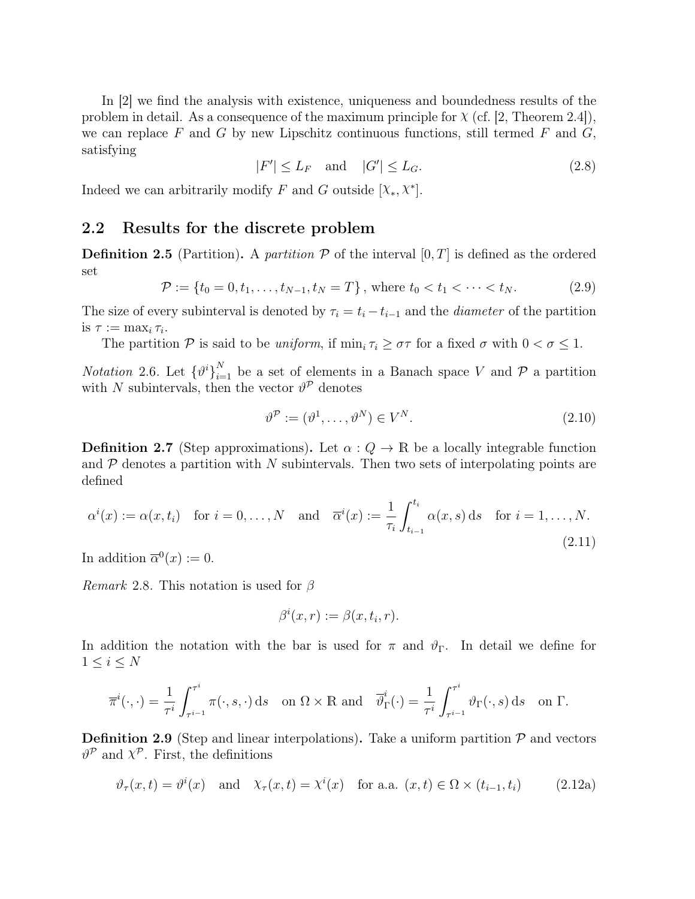In [2] we find the analysis with existence, uniqueness and boundedness results of the problem in detail. As a consequence of the maximum principle for $\chi$ (cf. [2, Theorem 2.4]), we can replace $F$ and $G$ by new Lipschitz continuous functions, still termed $F$ and $G$, satisfying

$$|F'| \leq L_F \quad \text{and} \quad |G'| \leq L_G. \tag{2.8}$$

Indeed we can arbitrarily modify $F$ and $G$ outside $[\chi_*, \chi^*]$.

## 2.2 Results for the discrete problem

**Definition 2.5** (Partition)**.** A *partition* $\mathcal{P}$ of the interval $[0, T]$ is defined as the ordered set

$$\mathcal{P} := \{t_0 = 0, t_1, \dots, t_{N-1}, t_N = T\}, \text{ where } t_0 < t_1 < \dots < t_N. \tag{2.9}$$

The size of every subinterval is denoted by $\tau_i = t_i - t_{i-1}$ and the *diameter* of the partition is $\tau := \max_i \tau_i$.

The partition $\mathcal{P}$ is said to be *uniform*, if $\min_i \tau_i \geq \sigma\tau$ for a fixed $\sigma$ with $0 < \sigma \leq 1$.

*Notation* 2.6. Let $\{\vartheta^i\}_{i=1}^N$ be a set of elements in a Banach space $V$ and $\mathcal{P}$ a partition with $N$ subintervals, then the vector $\vartheta^{\mathcal{P}}$ denotes

$$\vartheta^{\mathcal{P}} := (\vartheta^1, \dots, \vartheta^N) \in V^N. \tag{2.10}$$

**Definition 2.7** (Step approximations)**.** Let $\alpha : Q \to \mathbb{R}$ be a locally integrable function and $\mathcal{P}$ denotes a partition with $N$ subintervals. Then two sets of interpolating points are defined

$$\alpha^i(x) := \alpha(x, t_i) \quad \text{for } i = 0, \dots, N \quad \text{and} \quad \overline{\alpha}^i(x) := \frac{1}{\tau_i}\int_{t_{i-1}}^{t_i} \alpha(x, s)\,\mathrm{d}s \quad \text{for } i = 1, \dots, N. \tag{2.11}$$

In addition $\overline{\alpha}^0(x) := 0$.

*Remark* 2.8. This notation is used for $\beta$

$$\beta^i(x, r) := \beta(x, t_i, r).$$

In addition the notation with the bar is used for $\pi$ and $\vartheta_\Gamma$. In detail we define for $1 \leq i \leq N$

$$\overline{\pi}^i(\cdot, \cdot) = \frac{1}{\tau^i}\int_{\tau^{i-1}}^{\tau^i} \pi(\cdot, s, \cdot)\,\mathrm{d}s \quad \text{on } \Omega \times \mathbb{R} \text{ and } \quad \overline{\vartheta}_\Gamma^i(\cdot) = \frac{1}{\tau^i}\int_{\tau^{i-1}}^{\tau^i} \vartheta_\Gamma(\cdot, s)\,\mathrm{d}s \quad \text{on } \Gamma.$$

**Definition 2.9** (Step and linear interpolations)**.** Take a uniform partition $\mathcal{P}$ and vectors $\vartheta^{\mathcal{P}}$ and $\chi^{\mathcal{P}}$. First, the definitions

$$\vartheta_\tau(x, t) = \vartheta^i(x) \quad \text{and} \quad \chi_\tau(x, t) = \chi^i(x) \quad \text{for a.a. } (x, t) \in \Omega \times (t_{i-1}, t_i) \tag{2.12a}$$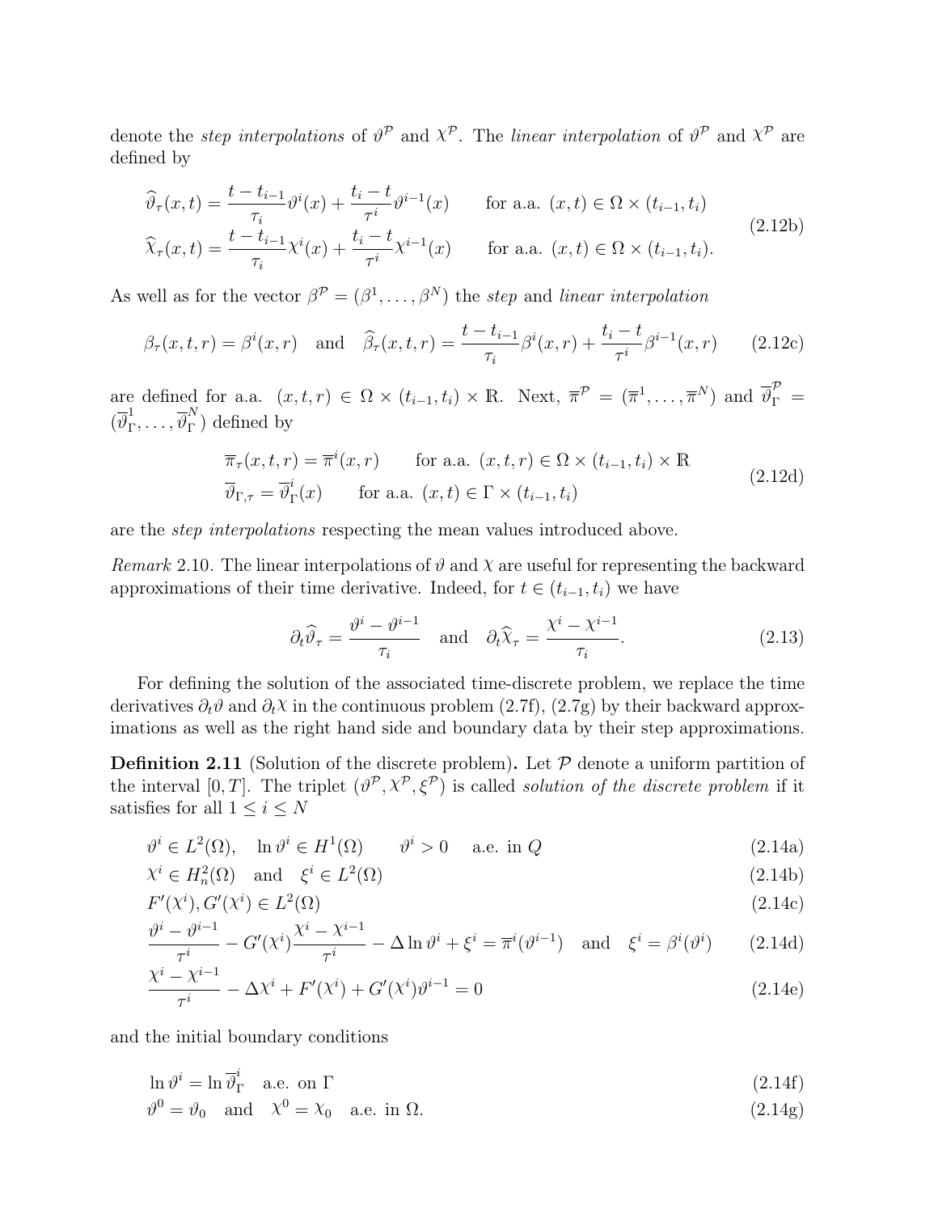denote the *step interpolations* of $\vartheta^{\mathcal{P}}$ and $\chi^{\mathcal{P}}$. The *linear interpolation* of $\vartheta^{\mathcal{P}}$ and $\chi^{\mathcal{P}}$ are defined by

$$
\begin{aligned}
\widehat{\vartheta}_\tau(x,t) &= \frac{t-t_{i-1}}{\tau_i}\vartheta^i(x) + \frac{t_i - t}{\tau^i}\vartheta^{i-1}(x) \qquad \text{for a.a. } (x,t) \in \Omega \times (t_{i-1}, t_i) \\
\widehat{\chi}_\tau(x,t) &= \frac{t-t_{i-1}}{\tau_i}\chi^i(x) + \frac{t_i - t}{\tau^i}\chi^{i-1}(x) \qquad \text{for a.a. } (x,t) \in \Omega \times (t_{i-1}, t_i).
\end{aligned}
\tag{2.12b}
$$

As well as for the vector $\beta^{\mathcal{P}} = (\beta^1, \dots, \beta^N)$ the *step* and *linear interpolation*

$$
\beta_\tau(x,t,r) = \beta^i(x,r) \quad \text{and} \quad \widehat{\beta}_\tau(x,t,r) = \frac{t-t_{i-1}}{\tau_i}\beta^i(x,r) + \frac{t_i - t}{\tau^i}\beta^{i-1}(x,r) \tag{2.12c}
$$

are defined for a.a. $(x,t,r) \in \Omega \times (t_{i-1}, t_i) \times \mathbb{R}$. Next, $\overline{\pi}^{\mathcal{P}} = (\overline{\pi}^1, \dots, \overline{\pi}^N)$ and $\overline{\vartheta}_\Gamma^{\mathcal{P}} = (\overline{\vartheta}_\Gamma^1, \dots, \overline{\vartheta}_\Gamma^N)$ defined by

$$
\begin{aligned}
&\overline{\pi}_\tau(x,t,r) = \overline{\pi}^i(x,r) \qquad \text{for a.a. } (x,t,r) \in \Omega \times (t_{i-1}, t_i) \times \mathbb{R} \\
&\overline{\vartheta}_{\Gamma,\tau} = \overline{\vartheta}_\Gamma^i(x) \qquad \text{for a.a. } (x,t) \in \Gamma \times (t_{i-1}, t_i)
\end{aligned}
\tag{2.12d}
$$

are the *step interpolations* respecting the mean values introduced above.

*Remark* 2.10. The linear interpolations of $\vartheta$ and $\chi$ are useful for representing the backward approximations of their time derivative. Indeed, for $t \in (t_{i-1}, t_i)$ we have

$$
\partial_t \widehat{\vartheta}_\tau = \frac{\vartheta^i - \vartheta^{i-1}}{\tau_i} \quad \text{and} \quad \partial_t \widehat{\chi}_\tau = \frac{\chi^i - \chi^{i-1}}{\tau_i}. \tag{2.13}
$$

For defining the solution of the associated time-discrete problem, we replace the time derivatives $\partial_t\vartheta$ and $\partial_t\chi$ in the continuous problem (2.7f), (2.7g) by their backward approximations as well as the right hand side and boundary data by their step approximations.

**Definition 2.11** (Solution of the discrete problem)**.** Let $\mathcal{P}$ denote a uniform partition of the interval $[0,T]$. The triplet $(\vartheta^{\mathcal{P}}, \chi^{\mathcal{P}}, \xi^{\mathcal{P}})$ is called *solution of the discrete problem* if it satisfies for all $1 \leq i \leq N$

$$
\vartheta^i \in L^2(\Omega), \quad \ln\vartheta^i \in H^1(\Omega) \qquad \vartheta^i > 0 \quad \text{a.e. in } Q \tag{2.14a}
$$

$$
\chi^i \in H^2_n(\Omega) \quad \text{and} \quad \xi^i \in L^2(\Omega) \tag{2.14b}
$$

$$
F'(\chi^i), G'(\chi^i) \in L^2(\Omega) \tag{2.14c}
$$

$$
\frac{\vartheta^i - \vartheta^{i-1}}{\tau^i} - G'(\chi^i)\frac{\chi^i - \chi^{i-1}}{\tau^i} - \Delta\ln\vartheta^i + \xi^i = \overline{\pi}^i(\vartheta^{i-1}) \quad \text{and} \quad \xi^i = \beta^i(\vartheta^i) \tag{2.14d}
$$

$$
\frac{\chi^i - \chi^{i-1}}{\tau^i} - \Delta\chi^i + F'(\chi^i) + G'(\chi^i)\vartheta^{i-1} = 0 \tag{2.14e}
$$

and the initial boundary conditions

$$
\ln\vartheta^i = \ln\overline{\vartheta}_\Gamma^i \quad \text{a.e. on } \Gamma \tag{2.14f}
$$

$$
\vartheta^0 = \vartheta_0 \quad \text{and} \quad \chi^0 = \chi_0 \quad \text{a.e. in } \Omega. \tag{2.14g}
$$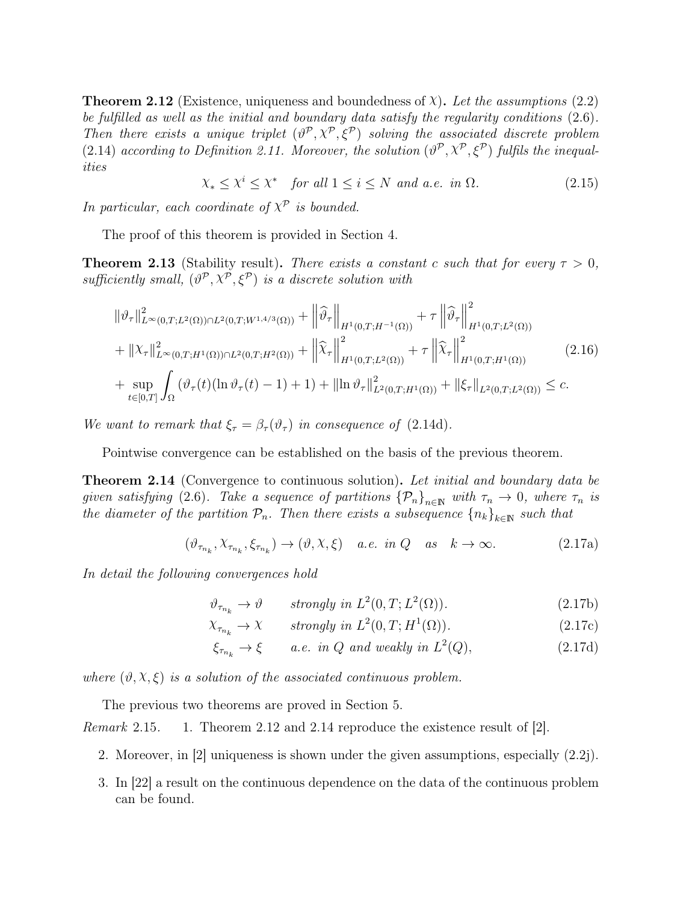**Theorem 2.12** (Existence, uniqueness and boundedness of $\chi$)**.** *Let the assumptions* (2.2) *be fulfilled as well as the initial and boundary data satisfy the regularity conditions* (2.6)*. Then there exists a unique triplet* $(\vartheta^{\mathcal{P}}, \chi^{\mathcal{P}}, \xi^{\mathcal{P}})$ *solving the associated discrete problem* (2.14) *according to Definition 2.11. Moreover, the solution* $(\vartheta^{\mathcal{P}}, \chi^{\mathcal{P}}, \xi^{\mathcal{P}})$ *fulfils the inequalities*

$$\chi_* \leq \chi^i \leq \chi^* \quad \text{for all } 1 \leq i \leq N \text{ and a.e. in } \Omega. \tag{2.15}$$

*In particular, each coordinate of* $\chi^{\mathcal{P}}$ *is bounded.*

The proof of this theorem is provided in Section 4.

**Theorem 2.13** (Stability result)**.** *There exists a constant* $c$ *such that for every* $\tau > 0$*, sufficiently small,* $(\vartheta^{\mathcal{P}}, \chi^{\mathcal{P}}, \xi^{\mathcal{P}})$ *is a discrete solution with*

$$\begin{aligned}
&\|\vartheta_\tau\|^2_{L^\infty(0,T;L^2(\Omega))\cap L^2(0,T;W^{1,4/3}(\Omega))} + \left\|\widehat{\vartheta}_\tau\right\|_{H^1(0,T;H^{-1}(\Omega))} + \tau \left\|\widehat{\vartheta}_\tau\right\|^2_{H^1(0,T;L^2(\Omega))} \\
&+ \|\chi_\tau\|^2_{L^\infty(0,T;H^1(\Omega))\cap L^2(0,T;H^2(\Omega))} + \left\|\widehat{\chi}_\tau\right\|^2_{H^1(0,T;L^2(\Omega))} + \tau \left\|\widehat{\chi}_\tau\right\|^2_{H^1(0,T;H^1(\Omega))} \\
&+ \sup_{t\in[0,T]} \int_\Omega (\vartheta_\tau(t)(\ln \vartheta_\tau(t) - 1) + 1) + \|\ln \vartheta_\tau\|^2_{L^2(0,T;H^1(\Omega))} + \|\xi_\tau\|_{L^2(0,T;L^2(\Omega))} \leq c.
\end{aligned} \tag{2.16}$$

*We want to remark that* $\xi_\tau = \beta_\tau(\vartheta_\tau)$ *in consequence of* (2.14d).

Pointwise convergence can be established on the basis of the previous theorem.

**Theorem 2.14** (Convergence to continuous solution)**.** *Let initial and boundary data be given satisfying* (2.6)*. Take a sequence of partitions* $\{\mathcal{P}_n\}_{n\in\mathbb{N}}$ *with* $\tau_n \to 0$*, where* $\tau_n$ *is the diameter of the partition* $\mathcal{P}_n$*. Then there exists a subsequence* $\{n_k\}_{k\in\mathbb{N}}$ *such that*

$$(\vartheta_{\tau_{n_k}}, \chi_{\tau_{n_k}}, \xi_{\tau_{n_k}}) \to (\vartheta, \chi, \xi) \quad \text{a.e. in } Q \quad \text{as} \quad k \to \infty. \tag{2.17a}$$

*In detail the following convergences hold*

$$\vartheta_{\tau_{n_k}} \to \vartheta \qquad \text{strongly in } L^2(0,T;L^2(\Omega)). \tag{2.17b}$$

$$\chi_{\tau_{n_k}} \to \chi \qquad \text{strongly in } L^2(0,T;H^1(\Omega)). \tag{2.17c}$$

$$\xi_{\tau_{n_k}} \to \xi \qquad \text{a.e. in } Q \text{ and weakly in } L^2(Q), \tag{2.17d}$$

*where* $(\vartheta, \chi, \xi)$ *is a solution of the associated continuous problem.*

The previous two theorems are proved in Section 5.

*Remark* 2.15.

1. Theorem 2.12 and 2.14 reproduce the existence result of [2].
2. Moreover, in [2] uniqueness is shown under the given assumptions, especially (2.2j).
3. In [22] a result on the continuous dependence on the data of the continuous problem can be found.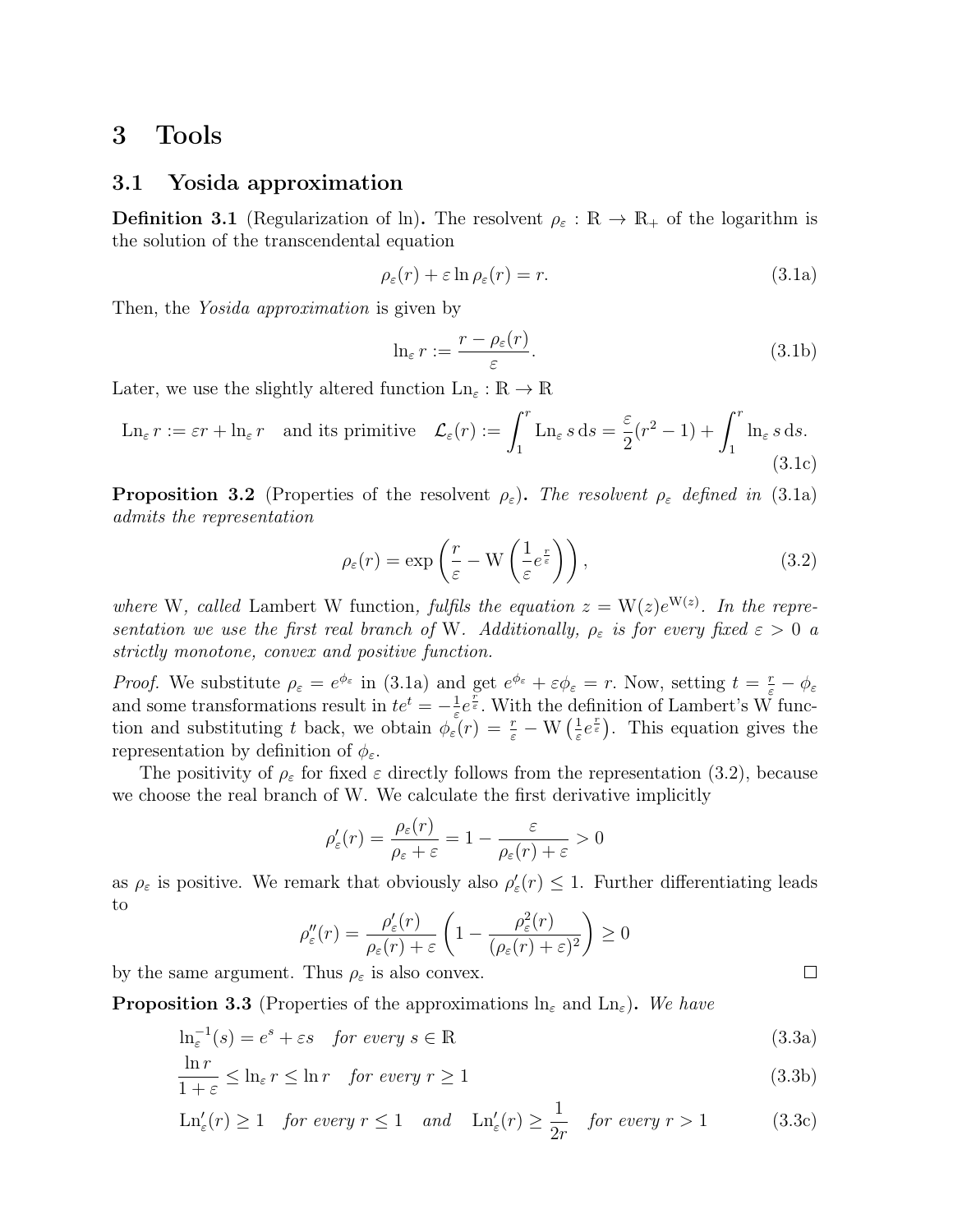# 3 Tools

## 3.1 Yosida approximation

**Definition 3.1** (Regularization of ln)**.** The resolvent $\rho_\varepsilon : \mathbb{R} \to \mathbb{R}_+$ of the logarithm is the solution of the transcendental equation

$$\rho_\varepsilon(r) + \varepsilon \ln \rho_\varepsilon(r) = r. \tag{3.1a}$$

Then, the *Yosida approximation* is given by

$$\ln_\varepsilon r := \frac{r - \rho_\varepsilon(r)}{\varepsilon}. \tag{3.1b}$$

Later, we use the slightly altered function $\mathrm{Ln}_\varepsilon : \mathbb{R} \to \mathbb{R}$

$$\mathrm{Ln}_\varepsilon r := \varepsilon r + \ln_\varepsilon r \quad \text{and its primitive} \quad \mathcal{L}_\varepsilon(r) := \int_1^r \mathrm{Ln}_\varepsilon s \,\mathrm{d}s = \frac{\varepsilon}{2}(r^2 - 1) + \int_1^r \ln_\varepsilon s \,\mathrm{d}s. \tag{3.1c}$$

**Proposition 3.2** (Properties of the resolvent $\rho_\varepsilon$)**.** *The resolvent $\rho_\varepsilon$ defined in* (3.1a) *admits the representation*

$$\rho_\varepsilon(r) = \exp\left(\frac{r}{\varepsilon} - \mathrm{W}\left(\frac{1}{\varepsilon}e^{\frac{r}{\varepsilon}}\right)\right), \tag{3.2}$$

*where* W*, called* Lambert W function*, fulfils the equation $z = \mathrm{W}(z)e^{\mathrm{W}(z)}$. In the representation we use the first real branch of* W*. Additionally, $\rho_\varepsilon$ is for every fixed $\varepsilon > 0$ a strictly monotone, convex and positive function.*

*Proof.* We substitute $\rho_\varepsilon = e^{\phi_\varepsilon}$ in (3.1a) and get $e^{\phi_\varepsilon} + \varepsilon\phi_\varepsilon = r$. Now, setting $t = \frac{r}{\varepsilon} - \phi_\varepsilon$ and some transformations result in $te^t = -\frac{1}{\varepsilon}e^{\frac{r}{\varepsilon}}$. With the definition of Lambert's W function and substituting $t$ back, we obtain $\phi_\varepsilon(r) = \frac{r}{\varepsilon} - \mathrm{W}\left(\frac{1}{\varepsilon}e^{\frac{r}{\varepsilon}}\right)$. This equation gives the representation by definition of $\phi_\varepsilon$.

The positivity of $\rho_\varepsilon$ for fixed $\varepsilon$ directly follows from the representation (3.2), because we choose the real branch of W. We calculate the first derivative implicitly

$$\rho_\varepsilon'(r) = \frac{\rho_\varepsilon(r)}{\rho_\varepsilon + \varepsilon} = 1 - \frac{\varepsilon}{\rho_\varepsilon(r) + \varepsilon} > 0$$

as $\rho_\varepsilon$ is positive. We remark that obviously also $\rho_\varepsilon'(r) \leq 1$. Further differentiating leads to

$$\rho_\varepsilon''(r) = \frac{\rho_\varepsilon'(r)}{\rho_\varepsilon(r) + \varepsilon}\left(1 - \frac{\rho_\varepsilon^2(r)}{(\rho_\varepsilon(r) + \varepsilon)^2}\right) \geq 0$$

by the same argument. Thus $\rho_\varepsilon$ is also convex. ◻

**Proposition 3.3** (Properties of the approximations $\ln_\varepsilon$ and $\mathrm{Ln}_\varepsilon$)**.** *We have*

$$\ln_\varepsilon^{-1}(s) = e^s + \varepsilon s \quad \textit{for every } s \in \mathbb{R} \tag{3.3a}$$

$$\frac{\ln r}{1 + \varepsilon} \leq \ln_\varepsilon r \leq \ln r \quad \textit{for every } r \geq 1 \tag{3.3b}$$

$$\mathrm{Ln}_\varepsilon'(r) \geq 1 \quad \textit{for every } r \leq 1 \quad \textit{and} \quad \mathrm{Ln}_\varepsilon'(r) \geq \frac{1}{2r} \quad \textit{for every } r > 1 \tag{3.3c}$$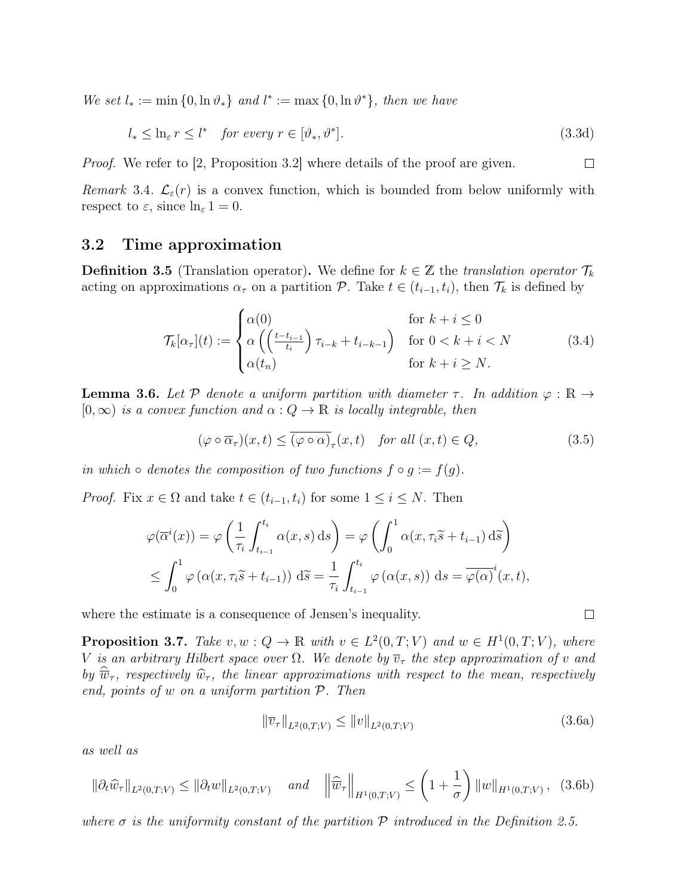*We set* $l_* := \min\{0, \ln \vartheta_*\}$ *and* $l^* := \max\{0, \ln \vartheta^*\}$*, then we have*

$$l_* \leq \ln_\varepsilon r \leq l^* \quad \text{for every } r \in [\vartheta_*, \vartheta^*]. \tag{3.3d}$$

*Proof.* We refer to [2, Proposition 3.2] where details of the proof are given. $\square$

*Remark* 3.4. $\mathcal{L}_\varepsilon(r)$ is a convex function, which is bounded from below uniformly with respect to $\varepsilon$, since $\ln_\varepsilon 1 = 0$.

## 3.2 Time approximation

**Definition 3.5** (Translation operator)**.** We define for $k \in \mathbb{Z}$ the *translation operator* $\mathcal{T}_k$ acting on approximations $\alpha_\tau$ on a partition $\mathcal{P}$. Take $t \in (t_{i-1}, t_i)$, then $\mathcal{T}_k$ is defined by

$$\mathcal{T}_k[\alpha_\tau](t) := \begin{cases} \alpha(0) & \text{for } k + i \leq 0 \\ \alpha\left(\left(\frac{t-t_{i-1}}{t_i}\right)\tau_{i-k} + t_{i-k-1}\right) & \text{for } 0 < k + i < N \\ \alpha(t_n) & \text{for } k + i \geq N. \end{cases} \tag{3.4}$$

**Lemma 3.6.** *Let* $\mathcal{P}$ *denote a uniform partition with diameter* $\tau$*. In addition* $\varphi : \mathbb{R} \to [0, \infty)$ *is a convex function and* $\alpha : Q \to \mathbb{R}$ *is locally integrable, then*

$$(\varphi \circ \overline{\alpha}_\tau)(x, t) \leq \overline{(\varphi \circ \alpha)}_\tau(x, t) \quad \text{for all } (x, t) \in Q, \tag{3.5}$$

*in which* $\circ$ *denotes the composition of two functions* $f \circ g := f(g)$.

*Proof.* Fix $x \in \Omega$ and take $t \in (t_{i-1}, t_i)$ for some $1 \leq i \leq N$. Then

$$\begin{aligned} \varphi(\overline{\alpha}^i(x)) &= \varphi\left(\frac{1}{\tau_i}\int_{t_{i-1}}^{t_i} \alpha(x, s)\,\mathrm{d}s\right) = \varphi\left(\int_0^1 \alpha(x, \tau_i\widetilde{s} + t_{i-1})\,\mathrm{d}\widetilde{s}\right) \\ &\leq \int_0^1 \varphi\left(\alpha(x, \tau_i\widetilde{s} + t_{i-1})\right)\,\mathrm{d}\widetilde{s} = \frac{1}{\tau_i}\int_{t_{i-1}}^{t_i} \varphi\left(\alpha(x, s)\right)\,\mathrm{d}s = \overline{\varphi(\alpha)}^i(x, t), \end{aligned}$$

where the estimate is a consequence of Jensen's inequality. $\square$

**Proposition 3.7.** *Take* $v, w : Q \to \mathbb{R}$ *with* $v \in L^2(0, T; V)$ *and* $w \in H^1(0, T; V)$*, where* $V$ *is an arbitrary Hilbert space over* $\Omega$*. We denote by* $\overline{v}_\tau$ *the step approximation of* $v$ *and by* $\widehat{\overline{w}}_\tau$*, respectively* $\widehat{w}_\tau$*, the linear approximations with respect to the mean, respectively end, points of* $w$ *on a uniform partition* $\mathcal{P}$*. Then*

$$\|\overline{v}_\tau\|_{L^2(0,T;V)} \leq \|v\|_{L^2(0,T;V)} \tag{3.6a}$$

*as well as*

$$\|\partial_t \widehat{w}_\tau\|_{L^2(0,T;V)} \leq \|\partial_t w\|_{L^2(0,T;V)} \quad \text{and} \quad \left\|\widehat{\overline{w}}_\tau\right\|_{H^1(0,T;V)} \leq \left(1 + \frac{1}{\sigma}\right)\|w\|_{H^1(0,T;V)}, \tag{3.6b}$$

*where* $\sigma$ *is the uniformity constant of the partition* $\mathcal{P}$ *introduced in the Definition 2.5.*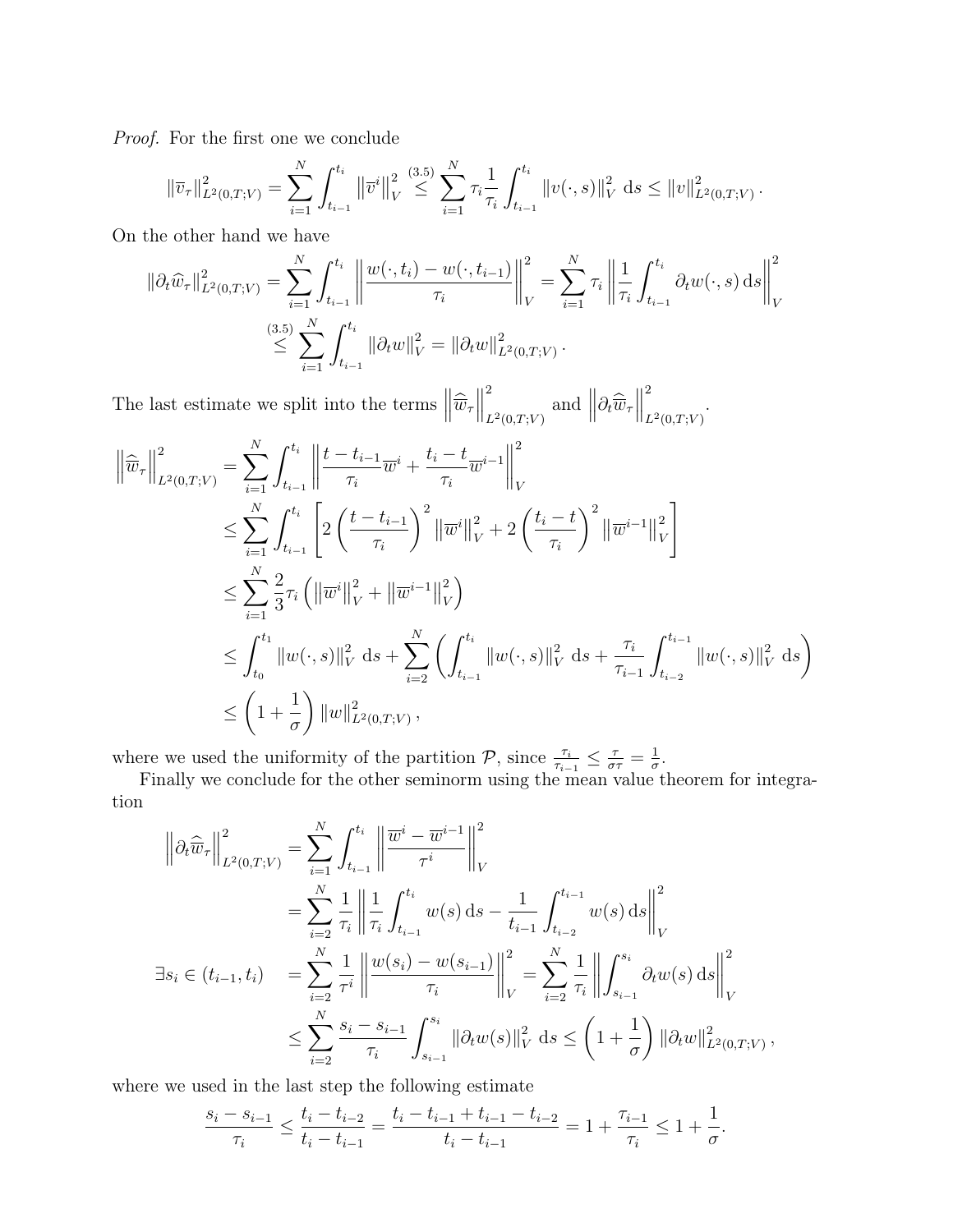*Proof.* For the first one we conclude

$$\|\overline{v}_\tau\|^2_{L^2(0,T;V)} = \sum_{i=1}^N \int_{t_{i-1}}^{t_i} \left\|\overline{v}^i\right\|_V^2 \overset{(3.5)}{\leq} \sum_{i=1}^N \tau_i \frac{1}{\tau_i} \int_{t_{i-1}}^{t_i} \|v(\cdot,s)\|_V^2 \, \mathrm{d}s \leq \|v\|^2_{L^2(0,T;V)}.$$

On the other hand we have

$$\begin{aligned}
\|\partial_t \widehat{w}_\tau\|^2_{L^2(0,T;V)} &= \sum_{i=1}^N \int_{t_{i-1}}^{t_i} \left\|\frac{w(\cdot,t_i) - w(\cdot,t_{i-1})}{\tau_i}\right\|_V^2 = \sum_{i=1}^N \tau_i \left\|\frac{1}{\tau_i}\int_{t_{i-1}}^{t_i} \partial_t w(\cdot,s)\,\mathrm{d}s\right\|_V^2 \\
&\overset{(3.5)}{\leq} \sum_{i=1}^N \int_{t_{i-1}}^{t_i} \|\partial_t w\|_V^2 = \|\partial_t w\|^2_{L^2(0,T;V)}.
\end{aligned}$$

The last estimate we split into the terms $\left\|\widehat{\overline{w}}_\tau\right\|^2_{L^2(0,T;V)}$ and $\left\|\partial_t \widehat{\overline{w}}_\tau\right\|^2_{L^2(0,T;V)}$.

$$\begin{aligned}
\left\|\widehat{\overline{w}}_\tau\right\|^2_{L^2(0,T;V)} &= \sum_{i=1}^N \int_{t_{i-1}}^{t_i} \left\|\frac{t - t_{i-1}}{\tau_i}\overline{w}^i + \frac{t_i - t}{\tau_i}\overline{w}^{i-1}\right\|_V^2 \\
&\leq \sum_{i=1}^N \int_{t_{i-1}}^{t_i} \left[2\left(\frac{t - t_{i-1}}{\tau_i}\right)^2 \left\|\overline{w}^i\right\|_V^2 + 2\left(\frac{t_i - t}{\tau_i}\right)^2 \left\|\overline{w}^{i-1}\right\|_V^2\right] \\
&\leq \sum_{i=1}^N \frac{2}{3}\tau_i \left(\left\|\overline{w}^i\right\|_V^2 + \left\|\overline{w}^{i-1}\right\|_V^2\right) \\
&\leq \int_{t_0}^{t_1} \|w(\cdot,s)\|_V^2 \,\mathrm{d}s + \sum_{i=2}^N \left(\int_{t_{i-1}}^{t_i} \|w(\cdot,s)\|_V^2 \,\mathrm{d}s + \frac{\tau_i}{\tau_{i-1}} \int_{t_{i-2}}^{t_{i-1}} \|w(\cdot,s)\|_V^2 \,\mathrm{d}s\right) \\
&\leq \left(1 + \frac{1}{\sigma}\right) \|w\|^2_{L^2(0,T;V)},
\end{aligned}$$

where we used the uniformity of the partition $\mathcal{P}$, since $\frac{\tau_i}{\tau_{i-1}} \leq \frac{\tau}{\sigma\tau} = \frac{1}{\sigma}$.

Finally we conclude for the other seminorm using the mean value theorem for integration

$$\begin{aligned}
\left\|\partial_t \widehat{\overline{w}}_\tau\right\|^2_{L^2(0,T;V)} &= \sum_{i=1}^N \int_{t_{i-1}}^{t_i} \left\|\frac{\overline{w}^i - \overline{w}^{i-1}}{\tau^i}\right\|_V^2 \\
&= \sum_{i=2}^N \frac{1}{\tau_i} \left\|\frac{1}{\tau_i}\int_{t_{i-1}}^{t_i} w(s)\,\mathrm{d}s - \frac{1}{t_{i-1}}\int_{t_{i-2}}^{t_{i-1}} w(s)\,\mathrm{d}s\right\|_V^2 \\
\exists s_i \in (t_{i-1}, t_i) \quad &= \sum_{i=2}^N \frac{1}{\tau^i} \left\|\frac{w(s_i) - w(s_{i-1})}{\tau_i}\right\|_V^2 = \sum_{i=2}^N \frac{1}{\tau_i} \left\|\int_{s_{i-1}}^{s_i} \partial_t w(s)\,\mathrm{d}s\right\|_V^2 \\
&\leq \sum_{i=2}^N \frac{s_i - s_{i-1}}{\tau_i} \int_{s_{i-1}}^{s_i} \|\partial_t w(s)\|_V^2 \,\mathrm{d}s \leq \left(1 + \frac{1}{\sigma}\right) \|\partial_t w\|^2_{L^2(0,T;V)},
\end{aligned}$$

where we used in the last step the following estimate

$$\frac{s_i - s_{i-1}}{\tau_i} \leq \frac{t_i - t_{i-2}}{t_i - t_{i-1}} = \frac{t_i - t_{i-1} + t_{i-1} - t_{i-2}}{t_i - t_{i-1}} = 1 + \frac{\tau_{i-1}}{\tau_i} \leq 1 + \frac{1}{\sigma}.$$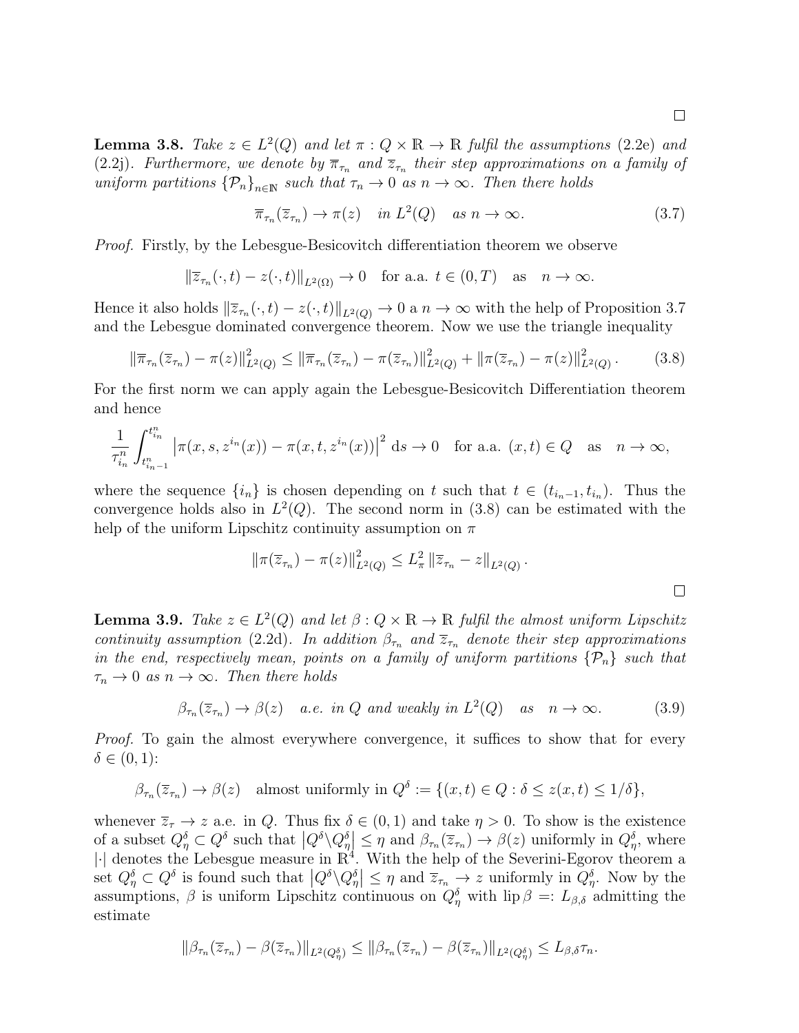□

**Lemma 3.8.** *Take $z \in L^2(Q)$ and let $\pi : Q \times \mathbb{R} \to \mathbb{R}$ fulfil the assumptions (2.2e) and (2.2j). Furthermore, we denote by $\overline{\pi}_{\tau_n}$ and $\overline{z}_{\tau_n}$ their step approximations on a family of uniform partitions $\{\mathcal{P}_n\}_{n\in\mathbb{N}}$ such that $\tau_n \to 0$ as $n \to \infty$. Then there holds*

$$\overline{\pi}_{\tau_n}(\overline{z}_{\tau_n}) \to \pi(z) \quad \text{in } L^2(Q) \quad \text{as } n \to \infty. \tag{3.7}$$

*Proof.* Firstly, by the Lebesgue-Besicovitch differentiation theorem we observe

$$\|\overline{z}_{\tau_n}(\cdot,t) - z(\cdot,t)\|_{L^2(\Omega)} \to 0 \quad \text{for a.a. } t \in (0,T) \quad \text{as} \quad n \to \infty.$$

Hence it also holds $\|\overline{z}_{\tau_n}(\cdot,t) - z(\cdot,t)\|_{L^2(Q)} \to 0$ a $n \to \infty$ with the help of Proposition 3.7 and the Lebesgue dominated convergence theorem. Now we use the triangle inequality

$$\|\overline{\pi}_{\tau_n}(\overline{z}_{\tau_n}) - \pi(z)\|^2_{L^2(Q)} \leq \|\overline{\pi}_{\tau_n}(\overline{z}_{\tau_n}) - \pi(\overline{z}_{\tau_n})\|^2_{L^2(Q)} + \|\pi(\overline{z}_{\tau_n}) - \pi(z)\|^2_{L^2(Q)}. \tag{3.8}$$

For the first norm we can apply again the Lebesgue-Besicovitch Differentiation theorem and hence

$$\frac{1}{\tau^n_{i_n}} \int_{t^n_{i_n-1}}^{t^n_{i_n}} \left|\pi(x,s,z^{i_n}(x)) - \pi(x,t,z^{i_n}(x))\right|^2 \mathrm{d}s \to 0 \quad \text{for a.a. } (x,t) \in Q \quad \text{as} \quad n \to \infty,$$

where the sequence $\{i_n\}$ is chosen depending on $t$ such that $t \in (t_{i_n-1}, t_{i_n})$. Thus the convergence holds also in $L^2(Q)$. The second norm in (3.8) can be estimated with the help of the uniform Lipschitz continuity assumption on $\pi$

$$\|\pi(\overline{z}_{\tau_n}) - \pi(z)\|^2_{L^2(Q)} \leq L^2_\pi \|\overline{z}_{\tau_n} - z\|_{L^2(Q)}.$$

□

**Lemma 3.9.** *Take $z \in L^2(Q)$ and let $\beta : Q \times \mathbb{R} \to \mathbb{R}$ fulfil the almost uniform Lipschitz continuity assumption (2.2d). In addition $\beta_{\tau_n}$ and $\overline{z}_{\tau_n}$ denote their step approximations in the end, respectively mean, points on a family of uniform partitions $\{\mathcal{P}_n\}$ such that $\tau_n \to 0$ as $n \to \infty$. Then there holds*

$$\beta_{\tau_n}(\overline{z}_{\tau_n}) \to \beta(z) \quad \text{a.e. in } Q \text{ and weakly in } L^2(Q) \quad \text{as} \quad n \to \infty. \tag{3.9}$$

*Proof.* To gain the almost everywhere convergence, it suffices to show that for every $\delta \in (0,1)$:

$$\beta_{\tau_n}(\overline{z}_{\tau_n}) \to \beta(z) \quad \text{almost uniformly in } Q^\delta := \{(x,t) \in Q : \delta \leq z(x,t) \leq 1/\delta\},$$

whenever $\overline{z}_\tau \to z$ a.e. in $Q$. Thus fix $\delta \in (0,1)$ and take $\eta > 0$. To show is the existence of a subset $Q^\delta_\eta \subset Q^\delta$ such that $\left|Q^\delta \backslash Q^\delta_\eta\right| \leq \eta$ and $\beta_{\tau_n}(\overline{z}_{\tau_n}) \to \beta(z)$ uniformly in $Q^\delta_\eta$, where $|\cdot|$ denotes the Lebesgue measure in $\mathbb{R}^4$. With the help of the Severini-Egorov theorem a set $Q^\delta_\eta \subset Q^\delta$ is found such that $\left|Q^\delta \backslash Q^\delta_\eta\right| \leq \eta$ and $\overline{z}_{\tau_n} \to z$ uniformly in $Q^\delta_\eta$. Now by the assumptions, $\beta$ is uniform Lipschitz continuous on $Q^\delta_\eta$ with $\operatorname{lip} \beta =: L_{\beta,\delta}$ admitting the estimate

$$\|\beta_{\tau_n}(\overline{z}_{\tau_n}) - \beta(\overline{z}_{\tau_n})\|_{L^2(Q^\delta_\eta)} \leq \|\beta_{\tau_n}(\overline{z}_{\tau_n}) - \beta(\overline{z}_{\tau_n})\|_{L^2(Q^\delta_\eta)} \leq L_{\beta,\delta}\tau_n.$$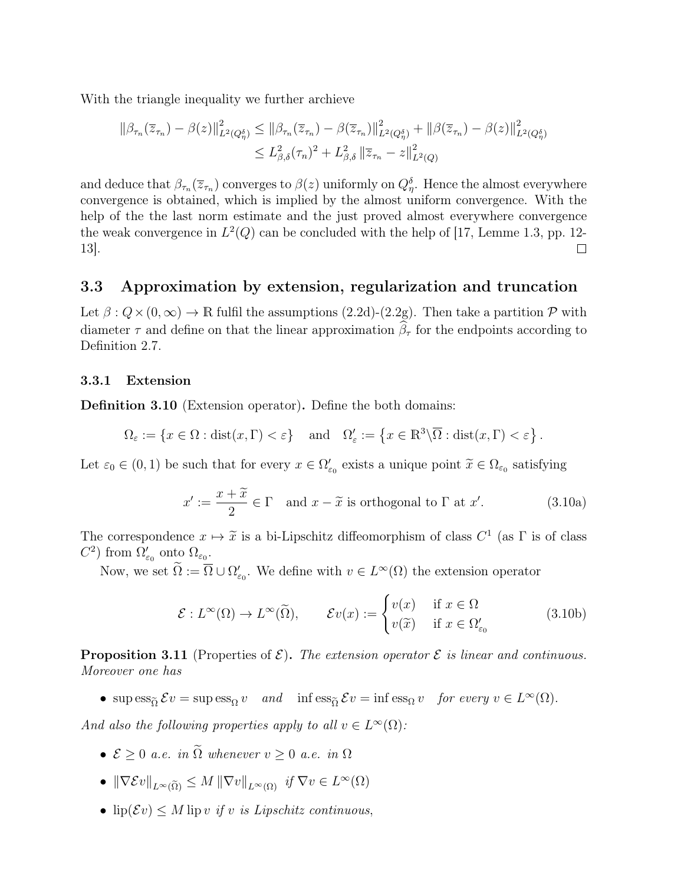With the triangle inequality we further archieve

$$
\begin{aligned}
\|\beta_{\tau_n}(\overline{z}_{\tau_n}) - \beta(z)\|^2_{L^2(Q^\delta_\eta)} &\leq \|\beta_{\tau_n}(\overline{z}_{\tau_n}) - \beta(\overline{z}_{\tau_n})\|^2_{L^2(Q^\delta_\eta)} + \|\beta(\overline{z}_{\tau_n}) - \beta(z)\|^2_{L^2(Q^\delta_\eta)} \\
&\leq L^2_{\beta,\delta}(\tau_n)^2 + L^2_{\beta,\delta}\,\|\overline{z}_{\tau_n} - z\|^2_{L^2(Q)}
\end{aligned}
$$

and deduce that $\beta_{\tau_n}(\overline{z}_{\tau_n})$ converges to $\beta(z)$ uniformly on $Q^\delta_\eta$. Hence the almost everywhere convergence is obtained, which is implied by the almost uniform convergence. With the help of the the last norm estimate and the just proved almost everywhere convergence the weak convergence in $L^2(Q)$ can be concluded with the help of [17, Lemme 1.3, pp. 12-13]. □

## 3.3 Approximation by extension, regularization and truncation

Let $\beta : Q \times (0,\infty) \to \mathbb{R}$ fulfil the assumptions (2.2d)-(2.2g). Then take a partition $\mathcal{P}$ with diameter $\tau$ and define on that the linear approximation $\widehat{\beta}_\tau$ for the endpoints according to Definition 2.7.

### 3.3.1 Extension

**Definition 3.10** (Extension operator)**.** Define the both domains:

$$
\Omega_\varepsilon := \{x \in \Omega : \operatorname{dist}(x,\Gamma) < \varepsilon\} \quad \text{and} \quad \Omega'_\varepsilon := \left\{x \in \mathbb{R}^3 \backslash \overline{\Omega} : \operatorname{dist}(x,\Gamma) < \varepsilon\right\}.
$$

Let $\varepsilon_0 \in (0,1)$ be such that for every $x \in \Omega'_{\varepsilon_0}$ exists a unique point $\widetilde{x} \in \Omega_{\varepsilon_0}$ satisfying

$$
x' := \frac{x + \widetilde{x}}{2} \in \Gamma \quad \text{and } x - \widetilde{x} \text{ is orthogonal to } \Gamma \text{ at } x'. \tag{3.10a}
$$

The correspondence $x \mapsto \widetilde{x}$ is a bi-Lipschitz diffeomorphism of class $C^1$ (as $\Gamma$ is of class $C^2$) from $\Omega'_{\varepsilon_0}$ onto $\Omega_{\varepsilon_0}$.

Now, we set $\widetilde{\Omega} := \overline{\Omega} \cup \Omega'_{\varepsilon_0}$. We define with $v \in L^\infty(\Omega)$ the extension operator

$$
\mathcal{E} : L^\infty(\Omega) \to L^\infty(\widetilde{\Omega}), \qquad \mathcal{E}v(x) := \begin{cases} v(x) & \text{if } x \in \Omega \\ v(\widetilde{x}) & \text{if } x \in \Omega'_{\varepsilon_0} \end{cases} \tag{3.10b}
$$

**Proposition 3.11** (Properties of $\mathcal{E}$)**.** *The extension operator $\mathcal{E}$ is linear and continuous. Moreover one has*

- $\operatorname{sup\,ess}_{\widetilde{\Omega}} \mathcal{E}v = \operatorname{sup\,ess}_\Omega v$ *and* $\operatorname{inf\,ess}_{\widetilde{\Omega}} \mathcal{E}v = \operatorname{inf\,ess}_\Omega v$ *for every* $v \in L^\infty(\Omega)$.

*And also the following properties apply to all $v \in L^\infty(\Omega)$:*

- $\mathcal{E} \geq 0$ *a.e. in* $\widetilde{\Omega}$ *whenever* $v \geq 0$ *a.e. in* $\Omega$
- $\|\nabla \mathcal{E}v\|_{L^\infty(\widetilde{\Omega})} \leq M\,\|\nabla v\|_{L^\infty(\Omega)}$ *if* $\nabla v \in L^\infty(\Omega)$
- $\operatorname{lip}(\mathcal{E}v) \leq M \operatorname{lip} v$ *if $v$ is Lipschitz continuous,*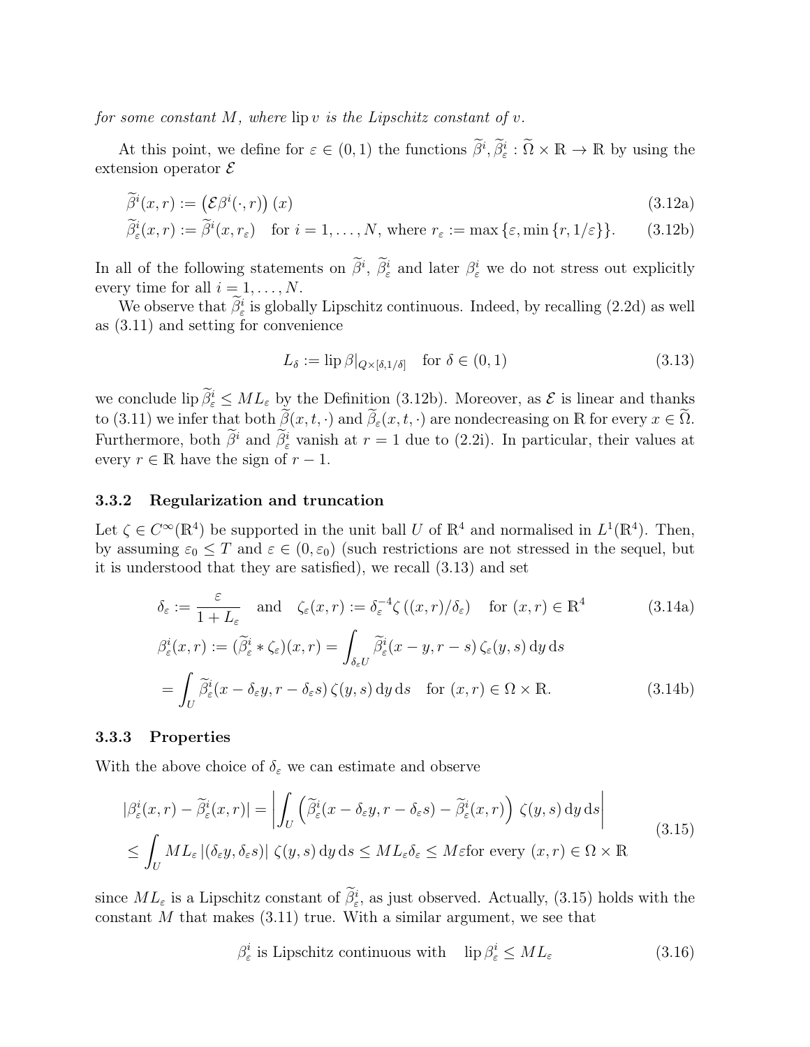*for some constant $M$, where* $\operatorname{lip} v$ *is the Lipschitz constant of* $v$.

At this point, we define for $\varepsilon \in (0,1)$ the functions $\widetilde{\beta}^i, \widetilde{\beta}^i_\varepsilon : \widetilde{\Omega} \times \mathbb{R} \to \mathbb{R}$ by using the extension operator $\mathcal{E}$

$$\widetilde{\beta}^i(x,r) := \left(\mathcal{E}\beta^i(\cdot, r)\right)(x) \tag{3.12a}$$

$$\widetilde{\beta}^i_\varepsilon(x,r) := \widetilde{\beta}^i(x, r_\varepsilon) \quad \text{for } i = 1, \dots, N, \text{ where } r_\varepsilon := \max\{\varepsilon, \min\{r, 1/\varepsilon\}\}. \tag{3.12b}$$

In all of the following statements on $\widetilde{\beta}^i$, $\widetilde{\beta}^i_\varepsilon$ and later $\beta^i_\varepsilon$ we do not stress out explicitly every time for all $i = 1, \dots, N$.

We observe that $\widetilde{\beta}^i_\varepsilon$ is globally Lipschitz continuous. Indeed, by recalling (2.2d) as well as (3.11) and setting for convenience

$$L_\delta := \operatorname{lip} \beta|_{Q\times[\delta,1/\delta]} \quad \text{for } \delta \in (0,1) \tag{3.13}$$

we conclude $\operatorname{lip} \widetilde{\beta}^i_\varepsilon \le M L_\varepsilon$ by the Definition (3.12b). Moreover, as $\mathcal{E}$ is linear and thanks to (3.11) we infer that both $\widetilde{\beta}(x,t,\cdot)$ and $\widetilde{\beta}_\varepsilon(x,t,\cdot)$ are nondecreasing on $\mathbb{R}$ for every $x \in \widetilde{\Omega}$. Furthermore, both $\widetilde{\beta}^i$ and $\widetilde{\beta}^i_\varepsilon$ vanish at $r = 1$ due to (2.2i). In particular, their values at every $r \in \mathbb{R}$ have the sign of $r - 1$.

### 3.3.2 Regularization and truncation

Let $\zeta \in C^\infty(\mathbb{R}^4)$ be supported in the unit ball $U$ of $\mathbb{R}^4$ and normalised in $L^1(\mathbb{R}^4)$. Then, by assuming $\varepsilon_0 \le T$ and $\varepsilon \in (0, \varepsilon_0)$ (such restrictions are not stressed in the sequel, but it is understood that they are satisfied), we recall (3.13) and set

$$\delta_\varepsilon := \frac{\varepsilon}{1 + L_\varepsilon} \quad \text{and} \quad \zeta_\varepsilon(x,r) := \delta_\varepsilon^{-4}\zeta\left((x,r)/\delta_\varepsilon\right) \quad \text{for } (x,r) \in \mathbb{R}^4 \tag{3.14a}$$

$$\begin{aligned}
\beta^i_\varepsilon(x,r) &:= (\widetilde{\beta}^i_\varepsilon * \zeta_\varepsilon)(x,r) = \int_{\delta_\varepsilon U} \widetilde{\beta}^i_\varepsilon(x-y, r-s)\,\zeta_\varepsilon(y,s)\,\mathrm{d}y\,\mathrm{d}s \\
&= \int_U \widetilde{\beta}^i_\varepsilon(x - \delta_\varepsilon y, r - \delta_\varepsilon s)\,\zeta(y,s)\,\mathrm{d}y\,\mathrm{d}s \quad \text{for } (x,r) \in \Omega \times \mathbb{R}.
\end{aligned} \tag{3.14b}$$

### 3.3.3 Properties

With the above choice of $\delta_\varepsilon$ we can estimate and observe

$$\begin{aligned}
|\beta^i_\varepsilon(x,r) - \widetilde{\beta}^i_\varepsilon(x,r)| &= \left| \int_U \left( \widetilde{\beta}^i_\varepsilon(x - \delta_\varepsilon y, r - \delta_\varepsilon s) - \widetilde{\beta}^i_\varepsilon(x,r) \right) \zeta(y,s)\,\mathrm{d}y\,\mathrm{d}s \right| \\
&\le \int_U M L_\varepsilon \,|(\delta_\varepsilon y, \delta_\varepsilon s)|\, \zeta(y,s)\,\mathrm{d}y\,\mathrm{d}s \le M L_\varepsilon \delta_\varepsilon \le M\varepsilon \text{for every } (x,r) \in \Omega \times \mathbb{R}
\end{aligned} \tag{3.15}$$

since $M L_\varepsilon$ is a Lipschitz constant of $\widetilde{\beta}^i_\varepsilon$, as just observed. Actually, (3.15) holds with the constant $M$ that makes (3.11) true. With a similar argument, we see that

$$\beta^i_\varepsilon \text{ is Lipschitz continuous with} \quad \operatorname{lip} \beta^i_\varepsilon \le M L_\varepsilon \tag{3.16}$$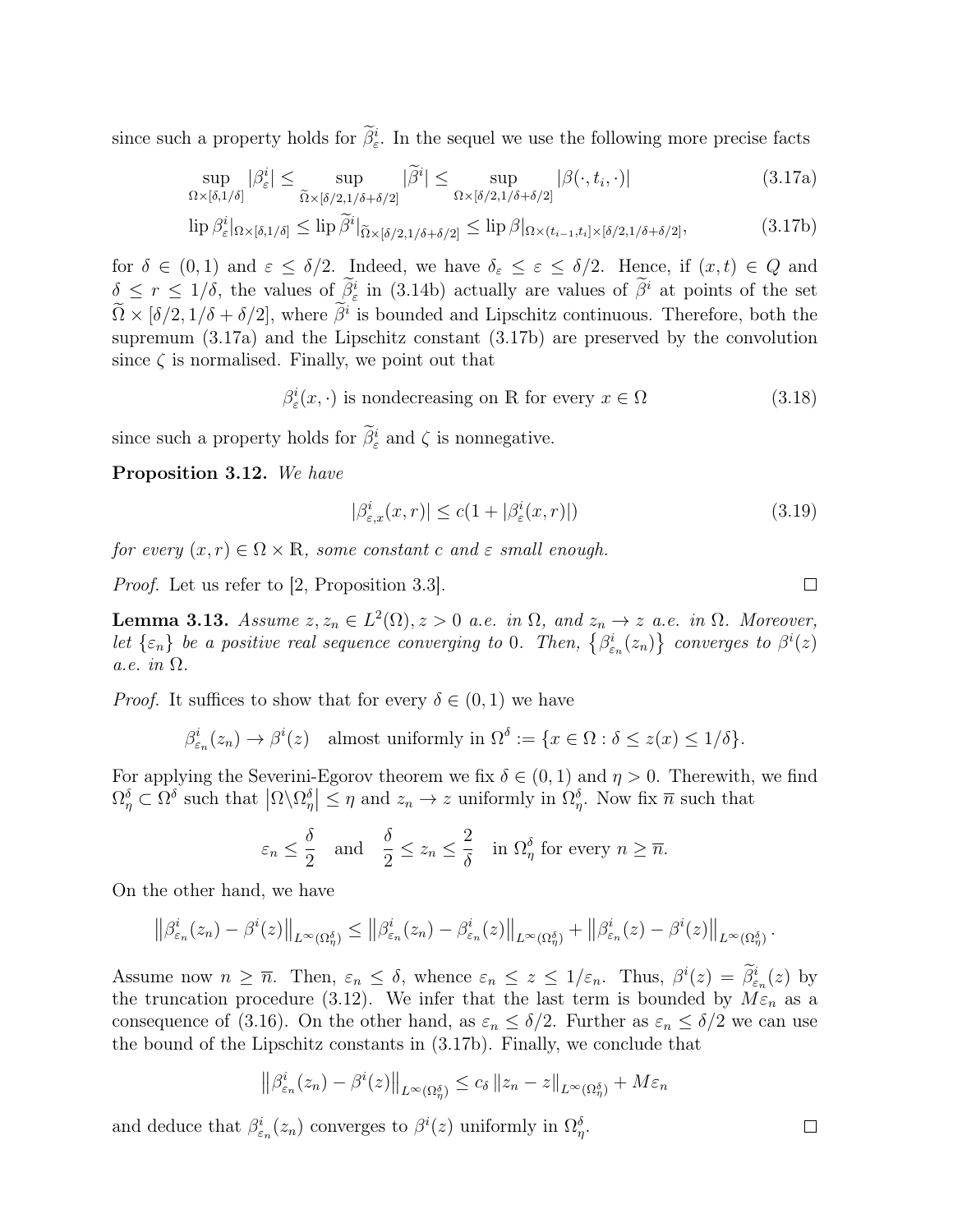since such a property holds for $\widetilde{\beta}^i_\varepsilon$. In the sequel we use the following more precise facts

$$\sup_{\Omega\times[\delta,1/\delta]} |\beta^i_\varepsilon| \leq \sup_{\widetilde{\Omega}\times[\delta/2,1/\delta+\delta/2]} |\widetilde{\beta}^i| \leq \sup_{\Omega\times[\delta/2,1/\delta+\delta/2]} |\beta(\cdot,t_i,\cdot)| \tag{3.17a}$$

$$\operatorname{lip}\beta^i_\varepsilon|_{\Omega\times[\delta,1/\delta]} \leq \operatorname{lip}\widetilde{\beta}^i|_{\widetilde{\Omega}\times[\delta/2,1/\delta+\delta/2]} \leq \operatorname{lip}\beta|_{\Omega\times(t_{i-1},t_i]\times[\delta/2,1/\delta+\delta/2]}, \tag{3.17b}$$

for $\delta \in (0,1)$ and $\varepsilon \leq \delta/2$. Indeed, we have $\delta_\varepsilon \leq \varepsilon \leq \delta/2$. Hence, if $(x,t) \in Q$ and $\delta \leq r \leq 1/\delta$, the values of $\widetilde{\beta}^i_\varepsilon$ in (3.14b) actually are values of $\widetilde{\beta}^i$ at points of the set $\widetilde{\Omega}\times[\delta/2,1/\delta+\delta/2]$, where $\widetilde{\beta}^i$ is bounded and Lipschitz continuous. Therefore, both the supremum (3.17a) and the Lipschitz constant (3.17b) are preserved by the convolution since $\zeta$ is normalised. Finally, we point out that

$$\beta^i_\varepsilon(x,\cdot) \text{ is nondecreasing on } \mathbb{R} \text{ for every } x \in \Omega \tag{3.18}$$

since such a property holds for $\widetilde{\beta}^i_\varepsilon$ and $\zeta$ is nonnegative.

**Proposition 3.12.** *We have*

$$|\beta^i_{\varepsilon,x}(x,r)| \leq c(1+|\beta^i_\varepsilon(x,r)|) \tag{3.19}$$

*for every $(x,r) \in \Omega\times\mathbb{R}$, some constant $c$ and $\varepsilon$ small enough.*

*Proof.* Let us refer to [2, Proposition 3.3]. $\square$

**Lemma 3.13.** *Assume $z, z_n \in L^2(\Omega)$, $z > 0$ a.e. in $\Omega$, and $z_n \to z$ a.e. in $\Omega$. Moreover, let $\{\varepsilon_n\}$ be a positive real sequence converging to $0$. Then, $\{\beta^i_{\varepsilon_n}(z_n)\}$ converges to $\beta^i(z)$ a.e. in $\Omega$.*

*Proof.* It suffices to show that for every $\delta \in (0,1)$ we have

$$\beta^i_{\varepsilon_n}(z_n) \to \beta^i(z) \quad \text{almost uniformly in } \Omega^\delta := \{x \in \Omega : \delta \leq z(x) \leq 1/\delta\}.$$

For applying the Severini-Egorov theorem we fix $\delta \in (0,1)$ and $\eta > 0$. Therewith, we find $\Omega^\delta_\eta \subset \Omega^\delta$ such that $|\Omega\backslash\Omega^\delta_\eta| \leq \eta$ and $z_n \to z$ uniformly in $\Omega^\delta_\eta$. Now fix $\overline{n}$ such that

$$\varepsilon_n \leq \frac{\delta}{2} \quad \text{and} \quad \frac{\delta}{2} \leq z_n \leq \frac{2}{\delta} \quad \text{in } \Omega^\delta_\eta \text{ for every } n \geq \overline{n}.$$

On the other hand, we have

$$\left\|\beta^i_{\varepsilon_n}(z_n) - \beta^i(z)\right\|_{L^\infty(\Omega^\delta_\eta)} \leq \left\|\beta^i_{\varepsilon_n}(z_n) - \beta^i_{\varepsilon_n}(z)\right\|_{L^\infty(\Omega^\delta_\eta)} + \left\|\beta^i_{\varepsilon_n}(z) - \beta^i(z)\right\|_{L^\infty(\Omega^\delta_\eta)}.$$

Assume now $n \geq \overline{n}$. Then, $\varepsilon_n \leq \delta$, whence $\varepsilon_n \leq z \leq 1/\varepsilon_n$. Thus, $\beta^i(z) = \widetilde{\beta}^i_{\varepsilon_n}(z)$ by the truncation procedure (3.12). We infer that the last term is bounded by $M\varepsilon_n$ as a consequence of (3.16). On the other hand, as $\varepsilon_n \leq \delta/2$. Further as $\varepsilon_n \leq \delta/2$ we can use the bound of the Lipschitz constants in (3.17b). Finally, we conclude that

$$\left\|\beta^i_{\varepsilon_n}(z_n) - \beta^i(z)\right\|_{L^\infty(\Omega^\delta_\eta)} \leq c_\delta \left\|z_n - z\right\|_{L^\infty(\Omega^\delta_\eta)} + M\varepsilon_n$$

and deduce that $\beta^i_{\varepsilon_n}(z_n)$ converges to $\beta^i(z)$ uniformly in $\Omega^\delta_\eta$. $\square$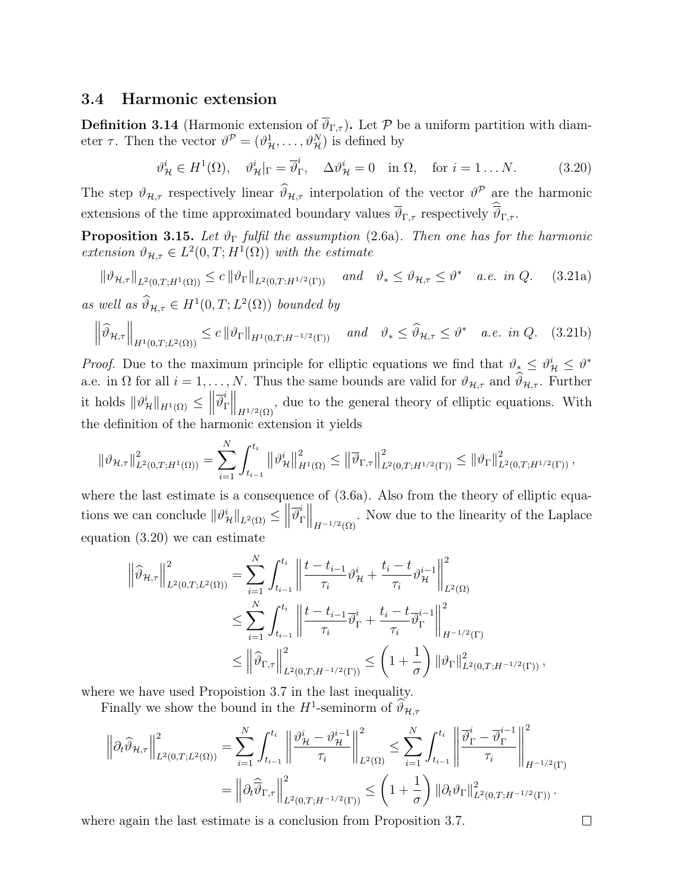### 3.4 Harmonic extension

**Definition 3.14** (Harmonic extension of $\overline{\vartheta}_{\Gamma,\tau}$)**.** Let $\mathcal{P}$ be a uniform partition with diameter $\tau$. Then the vector $\vartheta^{\mathcal{P}} = (\vartheta^1_{\mathcal{H}}, \ldots, \vartheta^N_{\mathcal{H}})$ is defined by

$$\vartheta^i_{\mathcal{H}} \in H^1(\Omega), \quad \vartheta^i_{\mathcal{H}}|_\Gamma = \overline{\vartheta}^i_\Gamma, \quad \Delta\vartheta^i_{\mathcal{H}} = 0 \quad \text{in } \Omega, \quad \text{for } i = 1 \ldots N. \tag{3.20}$$

The step $\vartheta_{\mathcal{H},\tau}$ respectively linear $\widehat{\vartheta}_{\mathcal{H},\tau}$ interpolation of the vector $\vartheta^{\mathcal{P}}$ are the harmonic extensions of the time approximated boundary values $\overline{\vartheta}_{\Gamma,\tau}$ respectively $\widehat{\overline{\vartheta}}_{\Gamma,\tau}$.

**Proposition 3.15.** *Let $\vartheta_\Gamma$ fulfil the assumption* (2.6a)*. Then one has for the harmonic extension $\vartheta_{\mathcal{H},\tau} \in L^2(0,T;H^1(\Omega))$ with the estimate*

$$\|\vartheta_{\mathcal{H},\tau}\|_{L^2(0,T;H^1(\Omega))} \le c\,\|\vartheta_\Gamma\|_{L^2(0,T:H^{1/2}(\Gamma))} \quad \textit{and} \quad \vartheta_* \le \vartheta_{\mathcal{H},\tau} \le \vartheta^* \quad \textit{a.e. in } Q. \tag{3.21a}$$

*as well as $\widehat{\vartheta}_{\mathcal{H},\tau} \in H^1(0,T;L^2(\Omega))$ bounded by*

$$\left\|\widehat{\vartheta}_{\mathcal{H},\tau}\right\|_{H^1(0,T;L^2(\Omega))} \le c\,\|\vartheta_\Gamma\|_{H^1(0,T;H^{-1/2}(\Gamma))} \quad \textit{and} \quad \vartheta_* \le \widehat{\vartheta}_{\mathcal{H},\tau} \le \vartheta^* \quad \textit{a.e. in } Q. \tag{3.21b}$$

*Proof.* Due to the maximum principle for elliptic equations we find that $\vartheta_* \le \vartheta^i_{\mathcal{H}} \le \vartheta^*$ a.e. in $\Omega$ for all $i = 1, \ldots, N$. Thus the same bounds are valid for $\vartheta_{\mathcal{H},\tau}$ and $\widehat{\vartheta}_{\mathcal{H},\tau}$. Further it holds $\|\vartheta^i_{\mathcal{H}}\|_{H^1(\Omega)} \le \left\|\overline{\vartheta}^i_\Gamma\right\|_{H^{1/2}(\Omega)}$, due to the general theory of elliptic equations. With the definition of the harmonic extension it yields

$$\|\vartheta_{\mathcal{H},\tau}\|^2_{L^2(0,T;H^1(\Omega))} = \sum_{i=1}^N \int_{t_{i-1}}^{t_i} \left\|\vartheta^i_{\mathcal{H}}\right\|^2_{H^1(\Omega)} \le \left\|\overline{\vartheta}_{\Gamma,\tau}\right\|^2_{L^2(0,T;H^{1/2}(\Gamma))} \le \|\vartheta_\Gamma\|^2_{L^2(0,T;H^{1/2}(\Gamma))},$$

where the last estimate is a consequence of (3.6a). Also from the theory of elliptic equations we can conclude $\|\vartheta^i_{\mathcal{H}}\|_{L^2(\Omega)} \le \left\|\overline{\vartheta}^i_\Gamma\right\|_{H^{-1/2}(\Omega)}$. Now due to the linearity of the Laplace equation (3.20) we can estimate

$$\begin{aligned}
\left\|\widehat{\vartheta}_{\mathcal{H},\tau}\right\|^2_{L^2(0,T;L^2(\Omega))} &= \sum_{i=1}^N \int_{t_{i-1}}^{t_i} \left\|\frac{t - t_{i-1}}{\tau_i}\vartheta^i_{\mathcal{H}} + \frac{t_i - t}{\tau_i}\vartheta^{i-1}_{\mathcal{H}}\right\|^2_{L^2(\Omega)} \\
&\le \sum_{i=1}^N \int_{t_{i-1}}^{t_i} \left\|\frac{t - t_{i-1}}{\tau_i}\overline{\vartheta}^i_\Gamma + \frac{t_i - t}{\tau_i}\overline{\vartheta}^{i-1}_\Gamma\right\|^2_{H^{-1/2}(\Gamma)} \\
&\le \left\|\widehat{\vartheta}_{\Gamma,\tau}\right\|^2_{L^2(0,T;H^{-1/2}(\Gamma))} \le \left(1 + \frac{1}{\sigma}\right)\|\vartheta_\Gamma\|^2_{L^2(0,T;H^{-1/2}(\Gamma))},
\end{aligned}$$

where we have used Propoistion 3.7 in the last inequality.

Finally we show the bound in the $H^1$-seminorm of $\widehat{\vartheta}_{\mathcal{H},\tau}$

$$\begin{aligned}
\left\|\partial_t\widehat{\vartheta}_{\mathcal{H},\tau}\right\|^2_{L^2(0,T;L^2(\Omega))} &= \sum_{i=1}^N \int_{t_{i-1}}^{t_i} \left\|\frac{\vartheta^i_{\mathcal{H}} - \vartheta^{i-1}_{\mathcal{H}}}{\tau_i}\right\|^2_{L^2(\Omega)} \le \sum_{i=1}^N \int_{t_{i-1}}^{t_i} \left\|\frac{\overline{\vartheta}^i_\Gamma - \overline{\vartheta}^{i-1}_\Gamma}{\tau_i}\right\|^2_{H^{-1/2}(\Gamma)} \\
&= \left\|\partial_t\widehat{\overline{\vartheta}}_{\Gamma,\tau}\right\|^2_{L^2(0,T;H^{-1/2}(\Gamma))} \le \left(1 + \frac{1}{\sigma}\right)\|\partial_t\vartheta_\Gamma\|^2_{L^2(0,T;H^{-1/2}(\Gamma))}.
\end{aligned}$$

where again the last estimate is a conclusion from Proposition 3.7. $\square$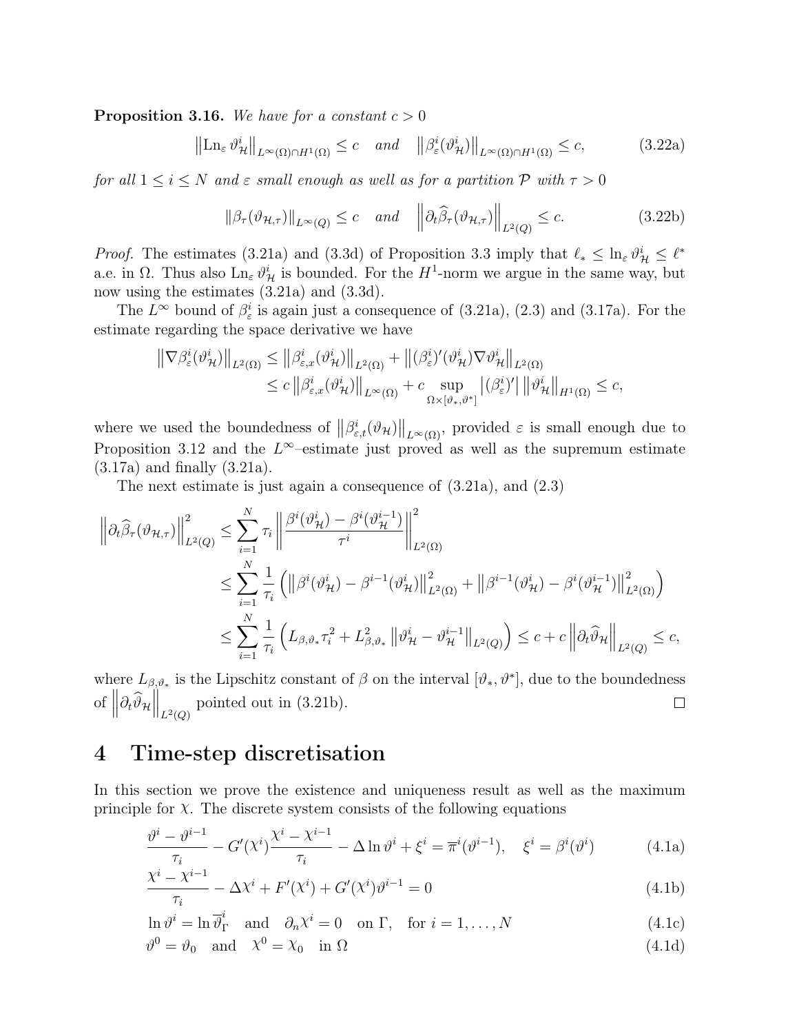**Proposition 3.16.** *We have for a constant $c > 0$*

$$\left\|\operatorname{Ln}_\varepsilon \vartheta^i_{\mathcal{H}}\right\|_{L^\infty(\Omega)\cap H^1(\Omega)} \leq c \quad \textit{and} \quad \left\|\beta^i_\varepsilon(\vartheta^i_{\mathcal{H}})\right\|_{L^\infty(\Omega)\cap H^1(\Omega)} \leq c, \tag{3.22a}$$

*for all $1 \leq i \leq N$ and $\varepsilon$ small enough as well as for a partition $\mathcal{P}$ with $\tau > 0$*

$$\|\beta_\tau(\vartheta_{\mathcal{H},\tau})\|_{L^\infty(Q)} \leq c \quad \textit{and} \quad \left\|\partial_t \widehat{\beta}_\tau(\vartheta_{\mathcal{H},\tau})\right\|_{L^2(Q)} \leq c. \tag{3.22b}$$

*Proof.* The estimates (3.21a) and (3.3d) of Proposition 3.3 imply that $\ell_* \leq \ln_\varepsilon \vartheta^i_{\mathcal{H}} \leq \ell^*$ a.e. in $\Omega$. Thus also $\operatorname{Ln}_\varepsilon \vartheta^i_{\mathcal{H}}$ is bounded. For the $H^1$-norm we argue in the same way, but now using the estimates (3.21a) and (3.3d).

The $L^\infty$ bound of $\beta^i_\varepsilon$ is again just a consequence of (3.21a), (2.3) and (3.17a). For the estimate regarding the space derivative we have

$$\begin{aligned}
\left\|\nabla \beta^i_\varepsilon(\vartheta^i_{\mathcal{H}})\right\|_{L^2(\Omega)} &\leq \left\|\beta^i_{\varepsilon,x}(\vartheta^i_{\mathcal{H}})\right\|_{L^2(\Omega)} + \left\|(\beta^i_\varepsilon)'(\vartheta^i_{\mathcal{H}})\nabla \vartheta^i_{\mathcal{H}}\right\|_{L^2(\Omega)} \\
&\leq c\left\|\beta^i_{\varepsilon,x}(\vartheta^i_{\mathcal{H}})\right\|_{L^\infty(\Omega)} + c \sup_{\Omega\times[\vartheta_*,\vartheta^*]} \left|(\beta^i_\varepsilon)'\right| \left\|\vartheta^i_{\mathcal{H}}\right\|_{H^1(\Omega)} \leq c,
\end{aligned}$$

where we used the boundedness of $\left\|\beta^i_{\varepsilon,t}(\vartheta_{\mathcal{H}})\right\|_{L^\infty(\Omega)}$, provided $\varepsilon$ is small enough due to Proposition 3.12 and the $L^\infty$–estimate just proved as well as the supremum estimate (3.17a) and finally (3.21a).

The next estimate is just again a consequence of (3.21a), and (2.3)

$$\begin{aligned}
\left\|\partial_t \widehat{\beta}_\tau(\vartheta_{\mathcal{H},\tau})\right\|^2_{L^2(Q)} &\leq \sum_{i=1}^N \tau_i \left\|\frac{\beta^i(\vartheta^i_{\mathcal{H}}) - \beta^i(\vartheta^{i-1}_{\mathcal{H}})}{\tau^i}\right\|^2_{L^2(\Omega)} \\
&\leq \sum_{i=1}^N \frac{1}{\tau_i}\left(\left\|\beta^i(\vartheta^i_{\mathcal{H}}) - \beta^{i-1}(\vartheta^i_{\mathcal{H}})\right\|^2_{L^2(\Omega)} + \left\|\beta^{i-1}(\vartheta^i_{\mathcal{H}}) - \beta^i(\vartheta^{i-1}_{\mathcal{H}})\right\|^2_{L^2(\Omega)}\right) \\
&\leq \sum_{i=1}^N \frac{1}{\tau_i}\left(L_{\beta,\vartheta_*}\tau_i^2 + L^2_{\beta,\vartheta_*}\left\|\vartheta^i_{\mathcal{H}} - \vartheta^{i-1}_{\mathcal{H}}\right\|_{L^2(Q)}\right) \leq c + c\left\|\partial_t \widehat{\vartheta}_{\mathcal{H}}\right\|_{L^2(Q)} \leq c,
\end{aligned}$$

where $L_{\beta,\vartheta_*}$ is the Lipschitz constant of $\beta$ on the interval $[\vartheta_*, \vartheta^*]$, due to the boundedness of $\left\|\partial_t \widehat{\vartheta}_{\mathcal{H}}\right\|_{L^2(Q)}$ pointed out in (3.21b). $\square$

# 4 Time-step discretisation

In this section we prove the existence and uniqueness result as well as the maximum principle for $\chi$. The discrete system consists of the following equations

$$\frac{\vartheta^i - \vartheta^{i-1}}{\tau_i} - G'(\chi^i)\frac{\chi^i - \chi^{i-1}}{\tau_i} - \Delta \ln \vartheta^i + \xi^i = \overline{\pi}^i(\vartheta^{i-1}), \quad \xi^i = \beta^i(\vartheta^i) \tag{4.1a}$$

$$\frac{\chi^i - \chi^{i-1}}{\tau_i} - \Delta\chi^i + F'(\chi^i) + G'(\chi^i)\vartheta^{i-1} = 0 \tag{4.1b}$$

$$\ln \vartheta^i = \ln \overline{\vartheta}^i_\Gamma \quad \text{and} \quad \partial_n \chi^i = 0 \quad \text{on } \Gamma, \quad \text{for } i = 1, \ldots, N \tag{4.1c}$$

$$\vartheta^0 = \vartheta_0 \quad \text{and} \quad \chi^0 = \chi_0 \quad \text{in } \Omega \tag{4.1d}$$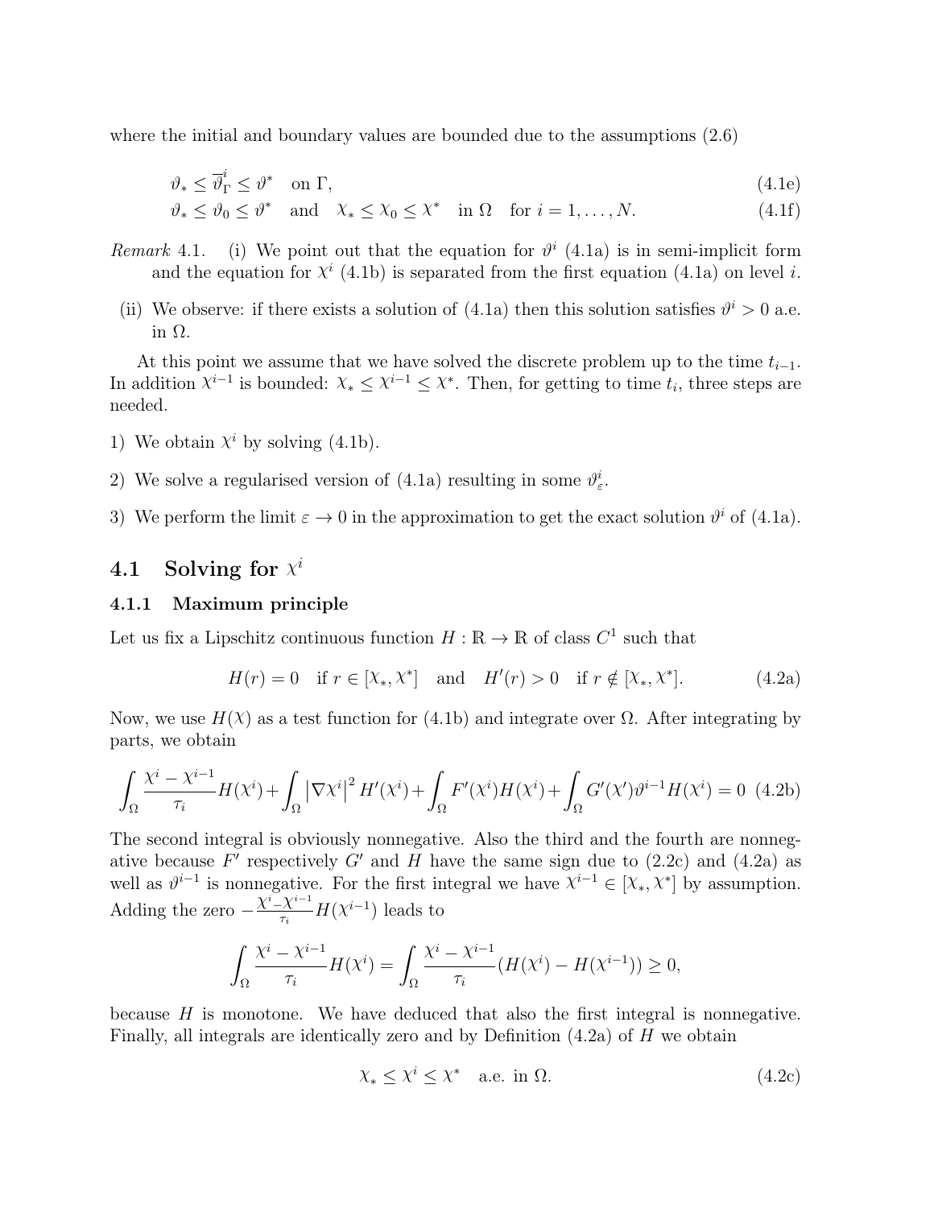where the initial and boundary values are bounded due to the assumptions (2.6)

$$\vartheta_* \le \overline{\vartheta}_\Gamma^i \le \vartheta^* \quad \text{on } \Gamma, \tag{4.1e}$$

$$\vartheta_* \le \vartheta_0 \le \vartheta^* \quad \text{and} \quad \chi_* \le \chi_0 \le \chi^* \quad \text{in } \Omega \quad \text{for } i = 1, \dots, N. \tag{4.1f}$$

*Remark* 4.1. (i) We point out that the equation for $\vartheta^i$ (4.1a) is in semi-implicit form and the equation for $\chi^i$ (4.1b) is separated from the first equation (4.1a) on level $i$.

(ii) We observe: if there exists a solution of (4.1a) then this solution satisfies $\vartheta^i > 0$ a.e. in $\Omega$.

At this point we assume that we have solved the discrete problem up to the time $t_{i-1}$. In addition $\chi^{i-1}$ is bounded: $\chi_* \le \chi^{i-1} \le \chi^*$. Then, for getting to time $t_i$, three steps are needed.

1) We obtain $\chi^i$ by solving (4.1b).

2) We solve a regularised version of (4.1a) resulting in some $\vartheta^i_\varepsilon$.

3) We perform the limit $\varepsilon \to 0$ in the approximation to get the exact solution $\vartheta^i$ of (4.1a).

## 4.1 Solving for $\chi^i$

### 4.1.1 Maximum principle

Let us fix a Lipschitz continuous function $H : \mathbb{R} \to \mathbb{R}$ of class $C^1$ such that

$$H(r) = 0 \quad \text{if } r \in [\chi_*, \chi^*] \quad \text{and} \quad H'(r) > 0 \quad \text{if } r \notin [\chi_*, \chi^*]. \tag{4.2a}$$

Now, we use $H(\chi)$ as a test function for (4.1b) and integrate over $\Omega$. After integrating by parts, we obtain

$$\int_\Omega \frac{\chi^i - \chi^{i-1}}{\tau_i} H(\chi^i) + \int_\Omega \left|\nabla \chi^i\right|^2 H'(\chi^i) + \int_\Omega F'(\chi^i) H(\chi^i) + \int_\Omega G'(\chi') \vartheta^{i-1} H(\chi^i) = 0 \tag{4.2b}$$

The second integral is obviously nonnegative. Also the third and the fourth are nonnegative because $F'$ respectively $G'$ and $H$ have the same sign due to (2.2c) and (4.2a) as well as $\vartheta^{i-1}$ is nonnegative. For the first integral we have $\chi^{i-1} \in [\chi_*, \chi^*]$ by assumption. Adding the zero $-\frac{\chi^i - \chi^{i-1}}{\tau_i} H(\chi^{i-1})$ leads to

$$\int_\Omega \frac{\chi^i - \chi^{i-1}}{\tau_i} H(\chi^i) = \int_\Omega \frac{\chi^i - \chi^{i-1}}{\tau_i} (H(\chi^i) - H(\chi^{i-1})) \ge 0,$$

because $H$ is monotone. We have deduced that also the first integral is nonnegative. Finally, all integrals are identically zero and by Definition (4.2a) of $H$ we obtain

$$\chi_* \le \chi^i \le \chi^* \quad \text{a.e. in } \Omega. \tag{4.2c}$$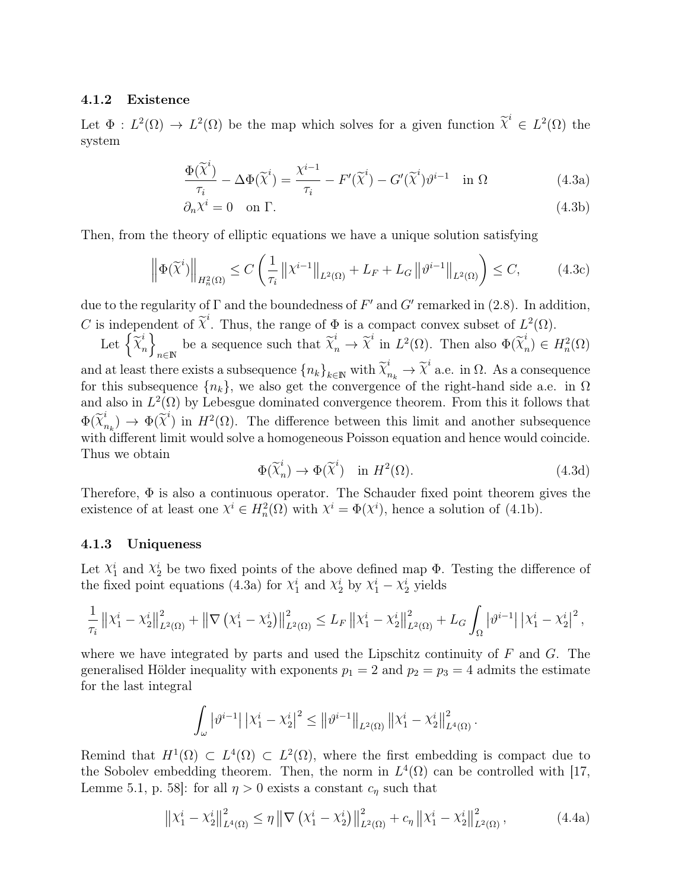#### 4.1.2 Existence

Let $\Phi : L^2(\Omega) \to L^2(\Omega)$ be the map which solves for a given function $\widetilde{\chi}^i \in L^2(\Omega)$ the system

$$\frac{\Phi(\widetilde{\chi}^i)}{\tau_i} - \Delta\Phi(\widetilde{\chi}^i) = \frac{\chi^{i-1}}{\tau_i} - F'(\widetilde{\chi}^i) - G'(\widetilde{\chi}^i)\vartheta^{i-1} \quad \text{in } \Omega \tag{4.3a}$$

$$\partial_n \chi^i = 0 \quad \text{on } \Gamma. \tag{4.3b}$$

Then, from the theory of elliptic equations we have a unique solution satisfying

$$\left\| \Phi(\widetilde{\chi}^i) \right\|_{H^2_n(\Omega)} \leq C \left( \frac{1}{\tau_i} \left\| \chi^{i-1} \right\|_{L^2(\Omega)} + L_F + L_G \left\| \vartheta^{i-1} \right\|_{L^2(\Omega)} \right) \leq C, \tag{4.3c}$$

due to the regularity of $\Gamma$ and the boundedness of $F'$ and $G'$ remarked in (2.8). In addition, $C$ is independent of $\widetilde{\chi}^i$. Thus, the range of $\Phi$ is a compact convex subset of $L^2(\Omega)$.

Let $\left\{ \widetilde{\chi}^i_n \right\}_{n\in\mathbb{N}}$ be a sequence such that $\widetilde{\chi}^i_n \to \widetilde{\chi}^i$ in $L^2(\Omega)$. Then also $\Phi(\widetilde{\chi}^i_n) \in H^2_n(\Omega)$ and at least there exists a subsequence $\{n_k\}_{k\in\mathbb{N}}$ with $\widetilde{\chi}^i_{n_k} \to \widetilde{\chi}^i$ a.e. in $\Omega$. As a consequence for this subsequence $\{n_k\}$, we also get the convergence of the right-hand side a.e. in $\Omega$ and also in $L^2(\Omega)$ by Lebesgue dominated convergence theorem. From this it follows that $\Phi(\widetilde{\chi}^i_{n_k}) \to \Phi(\widetilde{\chi}^i)$ in $H^2(\Omega)$. The difference between this limit and another subsequence with different limit would solve a homogeneous Poisson equation and hence would coincide. Thus we obtain

$$\Phi(\widetilde{\chi}^i_n) \to \Phi(\widetilde{\chi}^i) \quad \text{in } H^2(\Omega). \tag{4.3d}$$

Therefore, $\Phi$ is also a continuous operator. The Schauder fixed point theorem gives the existence of at least one $\chi^i \in H^2_n(\Omega)$ with $\chi^i = \Phi(\chi^i)$, hence a solution of (4.1b).

#### 4.1.3 Uniqueness

Let $\chi^i_1$ and $\chi^i_2$ be two fixed points of the above defined map $\Phi$. Testing the difference of the fixed point equations (4.3a) for $\chi^i_1$ and $\chi^i_2$ by $\chi^i_1 - \chi^i_2$ yields

$$\frac{1}{\tau_i} \left\| \chi^i_1 - \chi^i_2 \right\|^2_{L^2(\Omega)} + \left\| \nabla \left( \chi^i_1 - \chi^i_2 \right) \right\|^2_{L^2(\Omega)} \leq L_F \left\| \chi^i_1 - \chi^i_2 \right\|^2_{L^2(\Omega)} + L_G \int_\Omega \left| \vartheta^{i-1} \right| \left| \chi^i_1 - \chi^i_2 \right|^2,$$

where we have integrated by parts and used the Lipschitz continuity of $F$ and $G$. The generalised Hölder inequality with exponents $p_1 = 2$ and $p_2 = p_3 = 4$ admits the estimate for the last integral

$$\int_\omega \left| \vartheta^{i-1} \right| \left| \chi^i_1 - \chi^i_2 \right|^2 \leq \left\| \vartheta^{i-1} \right\|_{L^2(\Omega)} \left\| \chi^i_1 - \chi^i_2 \right\|^2_{L^4(\Omega)}.$$

Remind that $H^1(\Omega) \subset L^4(\Omega) \subset L^2(\Omega)$, where the first embedding is compact due to the Sobolev embedding theorem. Then, the norm in $L^4(\Omega)$ can be controlled with [17, Lemme 5.1, p. 58]: for all $\eta > 0$ exists a constant $c_\eta$ such that

$$\left\| \chi^i_1 - \chi^i_2 \right\|^2_{L^4(\Omega)} \leq \eta \left\| \nabla \left( \chi^i_1 - \chi^i_2 \right) \right\|^2_{L^2(\Omega)} + c_\eta \left\| \chi^i_1 - \chi^i_2 \right\|^2_{L^2(\Omega)}, \tag{4.4a}$$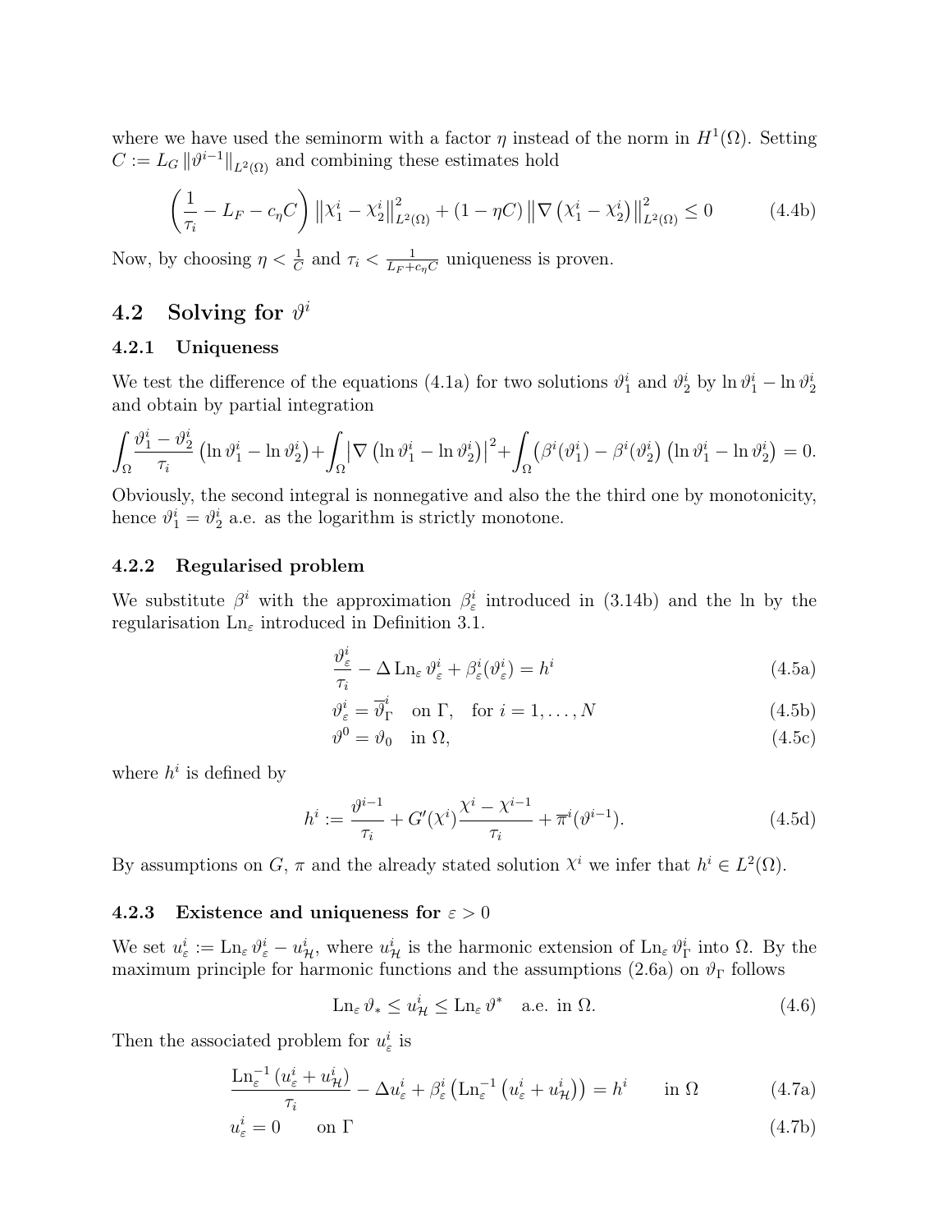where we have used the seminorm with a factor $\eta$ instead of the norm in $H^1(\Omega)$. Setting $C := L_G \|\vartheta^{i-1}\|_{L^2(\Omega)}$ and combining these estimates hold

$$\left(\frac{1}{\tau_i} - L_F - c_\eta C\right) \left\|\chi_1^i - \chi_2^i\right\|^2_{L^2(\Omega)} + (1 - \eta C) \left\|\nabla \left(\chi_1^i - \chi_2^i\right)\right\|^2_{L^2(\Omega)} \leq 0 \tag{4.4b}$$

Now, by choosing $\eta < \frac{1}{C}$ and $\tau_i < \frac{1}{L_F + c_\eta C}$ uniqueness is proven.

## 4.2 Solving for $\vartheta^i$

### 4.2.1 Uniqueness

We test the difference of the equations (4.1a) for two solutions $\vartheta_1^i$ and $\vartheta_2^i$ by $\ln \vartheta_1^i - \ln \vartheta_2^i$ and obtain by partial integration

$$\int_\Omega \frac{\vartheta_1^i - \vartheta_2^i}{\tau_i} \left(\ln \vartheta_1^i - \ln \vartheta_2^i\right) + \int_\Omega \left|\nabla \left(\ln \vartheta_1^i - \ln \vartheta_2^i\right)\right|^2 + \int_\Omega \left(\beta^i(\vartheta_1^i) - \beta^i(\vartheta_2^i)\right) \left(\ln \vartheta_1^i - \ln \vartheta_2^i\right) = 0.$$

Obviously, the second integral is nonnegative and also the the third one by monotonicity, hence $\vartheta_1^i = \vartheta_2^i$ a.e. as the logarithm is strictly monotone.

### 4.2.2 Regularised problem

We substitute $\beta^i$ with the approximation $\beta_\varepsilon^i$ introduced in (3.14b) and the ln by the regularisation $\operatorname{Ln}_\varepsilon$ introduced in Definition 3.1.

$$\frac{\vartheta_\varepsilon^i}{\tau_i} - \Delta \operatorname{Ln}_\varepsilon \vartheta_\varepsilon^i + \beta_\varepsilon^i(\vartheta_\varepsilon^i) = h^i \tag{4.5a}$$

$$\vartheta_\varepsilon^i = \overline{\vartheta}_\Gamma^i \quad \text{on } \Gamma, \quad \text{for } i = 1, \ldots, N \tag{4.5b}$$

$$\vartheta^0 = \vartheta_0 \quad \text{in } \Omega, \tag{4.5c}$$

where $h^i$ is defined by

$$h^i := \frac{\vartheta^{i-1}}{\tau_i} + G'(\chi^i) \frac{\chi^i - \chi^{i-1}}{\tau_i} + \overline{\pi}^i(\vartheta^{i-1}). \tag{4.5d}$$

By assumptions on $G$, $\pi$ and the already stated solution $\chi^i$ we infer that $h^i \in L^2(\Omega)$.

### 4.2.3 Existence and uniqueness for $\varepsilon > 0$

We set $u_\varepsilon^i := \operatorname{Ln}_\varepsilon \vartheta_\varepsilon^i - u_{\mathcal{H}}^i$, where $u_{\mathcal{H}}^i$ is the harmonic extension of $\operatorname{Ln}_\varepsilon \vartheta_\Gamma^i$ into $\Omega$. By the maximum principle for harmonic functions and the assumptions (2.6a) on $\vartheta_\Gamma$ follows

$$\operatorname{Ln}_\varepsilon \vartheta_* \leq u_{\mathcal{H}}^i \leq \operatorname{Ln}_\varepsilon \vartheta^* \quad \text{a.e. in } \Omega. \tag{4.6}$$

Then the associated problem for $u_\varepsilon^i$ is

$$\frac{\operatorname{Ln}_\varepsilon^{-1}\left(u_\varepsilon^i + u_{\mathcal{H}}^i\right)}{\tau_i} - \Delta u_\varepsilon^i + \beta_\varepsilon^i\left(\operatorname{Ln}_\varepsilon^{-1}\left(u_\varepsilon^i + u_{\mathcal{H}}^i\right)\right) = h^i \qquad \text{in } \Omega \tag{4.7a}$$

$$u_\varepsilon^i = 0 \qquad \text{on } \Gamma \tag{4.7b}$$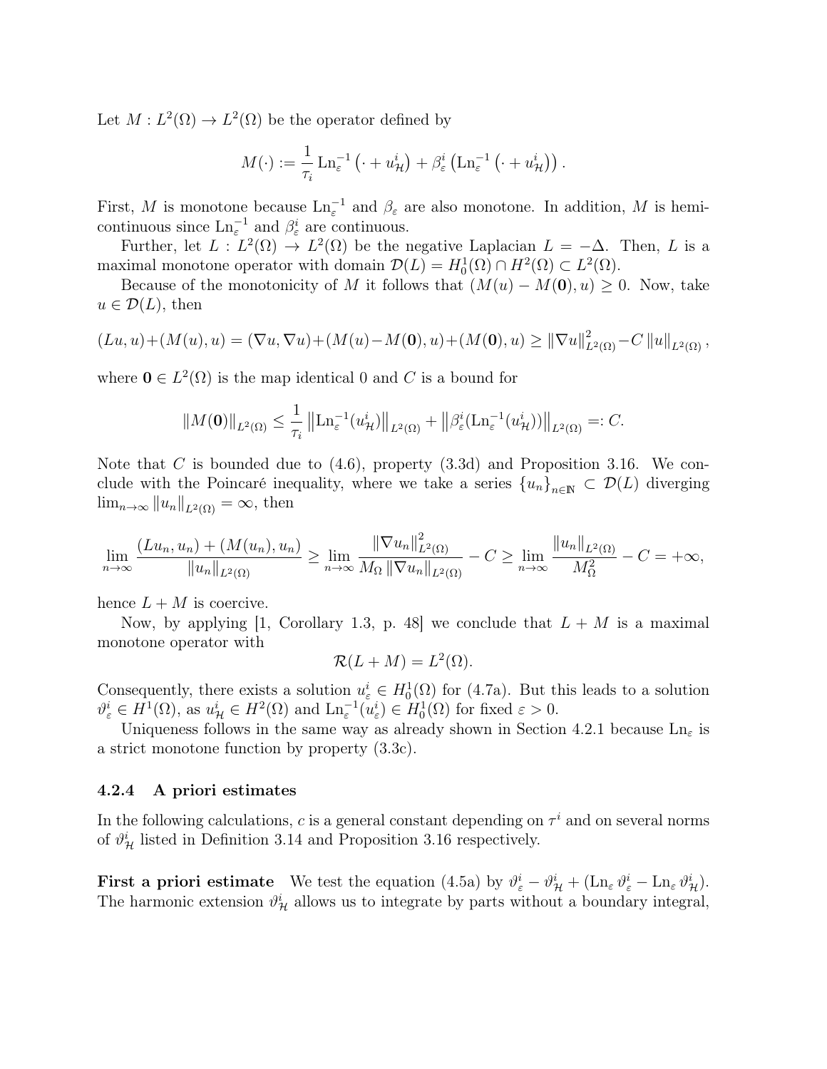Let $M : L^2(\Omega) \to L^2(\Omega)$ be the operator defined by

$$M(\cdot) := \frac{1}{\tau_i} \operatorname{Ln}_\varepsilon^{-1}\left(\cdot + u_{\mathcal{H}}^i\right) + \beta_\varepsilon^i\left(\operatorname{Ln}_\varepsilon^{-1}\left(\cdot + u_{\mathcal{H}}^i\right)\right).$$

First, $M$ is monotone because $\operatorname{Ln}_\varepsilon^{-1}$ and $\beta_\varepsilon$ are also monotone. In addition, $M$ is hemicontinuous since $\operatorname{Ln}_\varepsilon^{-1}$ and $\beta_\varepsilon^i$ are continuous.

Further, let $L : L^2(\Omega) \to L^2(\Omega)$ be the negative Laplacian $L = -\Delta$. Then, $L$ is a maximal monotone operator with domain $\mathcal{D}(L) = H_0^1(\Omega) \cap H^2(\Omega) \subset L^2(\Omega)$.

Because of the monotonicity of $M$ it follows that $(M(u) - M(\mathbf{0}), u) \geq 0$. Now, take $u \in \mathcal{D}(L)$, then

$$(Lu, u) + (M(u), u) = (\nabla u, \nabla u) + (M(u) - M(\mathbf{0}), u) + (M(\mathbf{0}), u) \geq \|\nabla u\|_{L^2(\Omega)}^2 - C\,\|u\|_{L^2(\Omega)},$$

where $\mathbf{0} \in L^2(\Omega)$ is the map identical 0 and $C$ is a bound for

$$\|M(\mathbf{0})\|_{L^2(\Omega)} \leq \frac{1}{\tau_i}\left\|\operatorname{Ln}_\varepsilon^{-1}(u_{\mathcal{H}}^i)\right\|_{L^2(\Omega)} + \left\|\beta_\varepsilon^i(\operatorname{Ln}_\varepsilon^{-1}(u_{\mathcal{H}}^i))\right\|_{L^2(\Omega)} =: C.$$

Note that $C$ is bounded due to (4.6), property (3.3d) and Proposition 3.16. We conclude with the Poincaré inequality, where we take a series $\{u_n\}_{n\in\mathbb{N}} \subset \mathcal{D}(L)$ diverging $\lim_{n\to\infty} \|u_n\|_{L^2(\Omega)} = \infty$, then

$$\lim_{n\to\infty} \frac{(Lu_n, u_n) + (M(u_n), u_n)}{\|u_n\|_{L^2(\Omega)}} \geq \lim_{n\to\infty} \frac{\|\nabla u_n\|_{L^2(\Omega)}^2}{M_\Omega \,\|\nabla u_n\|_{L^2(\Omega)}} - C \geq \lim_{n\to\infty} \frac{\|u_n\|_{L^2(\Omega)}}{M_\Omega^2} - C = +\infty,$$

hence $L + M$ is coercive.

Now, by applying [1, Corollary 1.3, p. 48] we conclude that $L + M$ is a maximal monotone operator with

$$\mathcal{R}(L + M) = L^2(\Omega).$$

Consequently, there exists a solution $u_\varepsilon^i \in H_0^1(\Omega)$ for (4.7a). But this leads to a solution $\vartheta_\varepsilon^i \in H^1(\Omega)$, as $u_{\mathcal{H}}^i \in H^2(\Omega)$ and $\operatorname{Ln}_\varepsilon^{-1}(u_\varepsilon^i) \in H_0^1(\Omega)$ for fixed $\varepsilon > 0$.

Uniqueness follows in the same way as already shown in Section 4.2.1 because $\operatorname{Ln}_\varepsilon$ is a strict monotone function by property (3.3c).

### 4.2.4 A priori estimates

In the following calculations, $c$ is a general constant depending on $\tau^i$ and on several norms of $\vartheta_{\mathcal{H}}^i$ listed in Definition 3.14 and Proposition 3.16 respectively.

**First a priori estimate** We test the equation (4.5a) by $\vartheta_\varepsilon^i - \vartheta_{\mathcal{H}}^i + (\operatorname{Ln}_\varepsilon \vartheta_\varepsilon^i - \operatorname{Ln}_\varepsilon \vartheta_{\mathcal{H}}^i)$. The harmonic extension $\vartheta_{\mathcal{H}}^i$ allows us to integrate by parts without a boundary integral,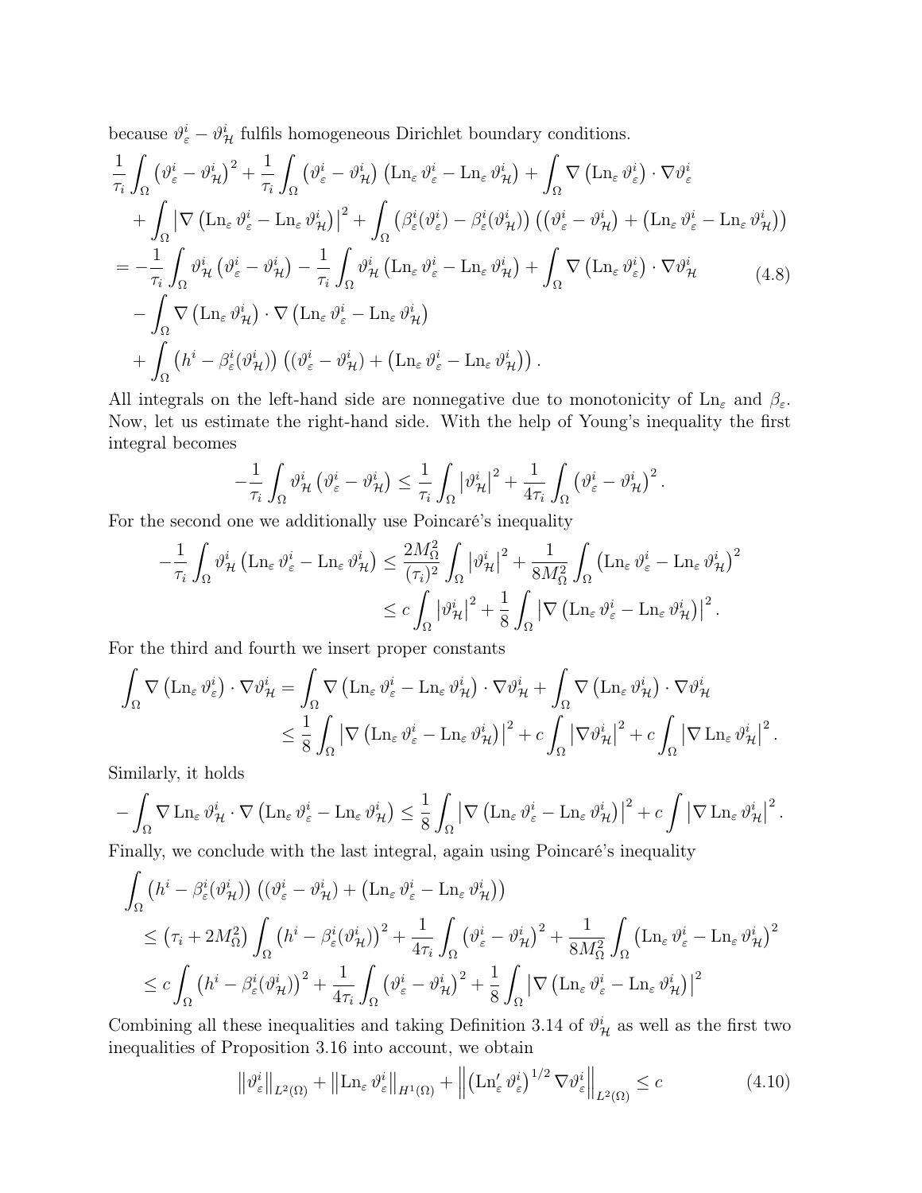because $\vartheta_\varepsilon^i - \vartheta_{\mathcal{H}}^i$ fulfils homogeneous Dirichlet boundary conditions.

$$
\begin{aligned}
&\frac{1}{\tau_i}\int_\Omega \left(\vartheta_\varepsilon^i - \vartheta_{\mathcal{H}}^i\right)^2 + \frac{1}{\tau_i}\int_\Omega \left(\vartheta_\varepsilon^i - \vartheta_{\mathcal{H}}^i\right)\left(\operatorname{Ln}_\varepsilon \vartheta_\varepsilon^i - \operatorname{Ln}_\varepsilon \vartheta_{\mathcal{H}}^i\right) + \int_\Omega \nabla\left(\operatorname{Ln}_\varepsilon \vartheta_\varepsilon^i\right)\cdot\nabla\vartheta_\varepsilon^i \\
&\quad + \int_\Omega \left|\nabla\left(\operatorname{Ln}_\varepsilon \vartheta_\varepsilon^i - \operatorname{Ln}_\varepsilon \vartheta_{\mathcal{H}}^i\right)\right|^2 + \int_\Omega \left(\beta_\varepsilon^i(\vartheta_\varepsilon^i) - \beta_\varepsilon^i(\vartheta_{\mathcal{H}}^i)\right)\left(\left(\vartheta_\varepsilon^i - \vartheta_{\mathcal{H}}^i\right) + \left(\operatorname{Ln}_\varepsilon \vartheta_\varepsilon^i - \operatorname{Ln}_\varepsilon \vartheta_{\mathcal{H}}^i\right)\right) \\
&= -\frac{1}{\tau_i}\int_\Omega \vartheta_{\mathcal{H}}^i\left(\vartheta_\varepsilon^i - \vartheta_{\mathcal{H}}^i\right) - \frac{1}{\tau_i}\int_\Omega \vartheta_{\mathcal{H}}^i\left(\operatorname{Ln}_\varepsilon \vartheta_\varepsilon^i - \operatorname{Ln}_\varepsilon \vartheta_{\mathcal{H}}^i\right) + \int_\Omega \nabla\left(\operatorname{Ln}_\varepsilon \vartheta_\varepsilon^i\right)\cdot\nabla\vartheta_{\mathcal{H}}^i \\
&\quad - \int_\Omega \nabla\left(\operatorname{Ln}_\varepsilon \vartheta_{\mathcal{H}}^i\right)\cdot\nabla\left(\operatorname{Ln}_\varepsilon \vartheta_\varepsilon^i - \operatorname{Ln}_\varepsilon \vartheta_{\mathcal{H}}^i\right) \\
&\quad + \int_\Omega \left(h^i - \beta_\varepsilon^i(\vartheta_{\mathcal{H}}^i)\right)\left(\left(\vartheta_\varepsilon^i - \vartheta_{\mathcal{H}}^i\right) + \left(\operatorname{Ln}_\varepsilon \vartheta_\varepsilon^i - \operatorname{Ln}_\varepsilon \vartheta_{\mathcal{H}}^i\right)\right).
\end{aligned}
\tag{4.8}
$$

All integrals on the left-hand side are nonnegative due to monotonicity of $\operatorname{Ln}_\varepsilon$ and $\beta_\varepsilon$. Now, let us estimate the right-hand side. With the help of Young's inequality the first integral becomes

$$
-\frac{1}{\tau_i}\int_\Omega \vartheta_{\mathcal{H}}^i\left(\vartheta_\varepsilon^i - \vartheta_{\mathcal{H}}^i\right) \le \frac{1}{\tau_i}\int_\Omega \left|\vartheta_{\mathcal{H}}^i\right|^2 + \frac{1}{4\tau_i}\int_\Omega \left(\vartheta_\varepsilon^i - \vartheta_{\mathcal{H}}^i\right)^2.
$$

For the second one we additionally use Poincaré's inequality

$$
\begin{aligned}
-\frac{1}{\tau_i}\int_\Omega \vartheta_{\mathcal{H}}^i\left(\operatorname{Ln}_\varepsilon \vartheta_\varepsilon^i - \operatorname{Ln}_\varepsilon \vartheta_{\mathcal{H}}^i\right) &\le \frac{2M_\Omega^2}{(\tau_i)^2}\int_\Omega \left|\vartheta_{\mathcal{H}}^i\right|^2 + \frac{1}{8M_\Omega^2}\int_\Omega \left(\operatorname{Ln}_\varepsilon \vartheta_\varepsilon^i - \operatorname{Ln}_\varepsilon \vartheta_{\mathcal{H}}^i\right)^2 \\
&\le c\int_\Omega \left|\vartheta_{\mathcal{H}}^i\right|^2 + \frac{1}{8}\int_\Omega \left|\nabla\left(\operatorname{Ln}_\varepsilon \vartheta_\varepsilon^i - \operatorname{Ln}_\varepsilon \vartheta_{\mathcal{H}}^i\right)\right|^2.
\end{aligned}
$$

For the third and fourth we insert proper constants

$$
\begin{aligned}
\int_\Omega \nabla\left(\operatorname{Ln}_\varepsilon \vartheta_\varepsilon^i\right)\cdot\nabla\vartheta_{\mathcal{H}}^i &= \int_\Omega \nabla\left(\operatorname{Ln}_\varepsilon \vartheta_\varepsilon^i - \operatorname{Ln}_\varepsilon \vartheta_{\mathcal{H}}^i\right)\cdot\nabla\vartheta_{\mathcal{H}}^i + \int_\Omega \nabla\left(\operatorname{Ln}_\varepsilon \vartheta_{\mathcal{H}}^i\right)\cdot\nabla\vartheta_{\mathcal{H}}^i \\
&\le \frac{1}{8}\int_\Omega \left|\nabla\left(\operatorname{Ln}_\varepsilon \vartheta_\varepsilon^i - \operatorname{Ln}_\varepsilon \vartheta_{\mathcal{H}}^i\right)\right|^2 + c\int_\Omega \left|\nabla\vartheta_{\mathcal{H}}^i\right|^2 + c\int_\Omega \left|\nabla \operatorname{Ln}_\varepsilon \vartheta_{\mathcal{H}}^i\right|^2.
\end{aligned}
$$

Similarly, it holds

$$
-\int_\Omega \nabla \operatorname{Ln}_\varepsilon \vartheta_{\mathcal{H}}^i\cdot\nabla\left(\operatorname{Ln}_\varepsilon \vartheta_\varepsilon^i - \operatorname{Ln}_\varepsilon \vartheta_{\mathcal{H}}^i\right) \le \frac{1}{8}\int_\Omega \left|\nabla\left(\operatorname{Ln}_\varepsilon \vartheta_\varepsilon^i - \operatorname{Ln}_\varepsilon \vartheta_{\mathcal{H}}^i\right)\right|^2 + c\int \left|\nabla \operatorname{Ln}_\varepsilon \vartheta_{\mathcal{H}}^i\right|^2.
$$

Finally, we conclude with the last integral, again using Poincaré's inequality

$$
\begin{aligned}
&\int_\Omega \left(h^i - \beta_\varepsilon^i(\vartheta_{\mathcal{H}}^i)\right)\left(\left(\vartheta_\varepsilon^i - \vartheta_{\mathcal{H}}^i\right) + \left(\operatorname{Ln}_\varepsilon \vartheta_\varepsilon^i - \operatorname{Ln}_\varepsilon \vartheta_{\mathcal{H}}^i\right)\right) \\
&\quad \le \left(\tau_i + 2M_\Omega^2\right)\int_\Omega \left(h^i - \beta_\varepsilon^i(\vartheta_{\mathcal{H}}^i)\right)^2 + \frac{1}{4\tau_i}\int_\Omega \left(\vartheta_\varepsilon^i - \vartheta_{\mathcal{H}}^i\right)^2 + \frac{1}{8M_\Omega^2}\int_\Omega \left(\operatorname{Ln}_\varepsilon \vartheta_\varepsilon^i - \operatorname{Ln}_\varepsilon \vartheta_{\mathcal{H}}^i\right)^2 \\
&\quad \le c\int_\Omega \left(h^i - \beta_\varepsilon^i(\vartheta_{\mathcal{H}}^i)\right)^2 + \frac{1}{4\tau_i}\int_\Omega \left(\vartheta_\varepsilon^i - \vartheta_{\mathcal{H}}^i\right)^2 + \frac{1}{8}\int_\Omega \left|\nabla\left(\operatorname{Ln}_\varepsilon \vartheta_\varepsilon^i - \operatorname{Ln}_\varepsilon \vartheta_{\mathcal{H}}^i\right)\right|^2
\end{aligned}
$$

Combining all these inequalities and taking Definition 3.14 of $\vartheta_{\mathcal{H}}^i$ as well as the first two inequalities of Proposition 3.16 into account, we obtain

$$
\left\|\vartheta_\varepsilon^i\right\|_{L^2(\Omega)} + \left\|\operatorname{Ln}_\varepsilon \vartheta_\varepsilon^i\right\|_{H^1(\Omega)} + \left\|\left(\operatorname{Ln}_\varepsilon' \vartheta_\varepsilon^i\right)^{1/2}\nabla\vartheta_\varepsilon^i\right\|_{L^2(\Omega)} \le c \tag{4.10}
$$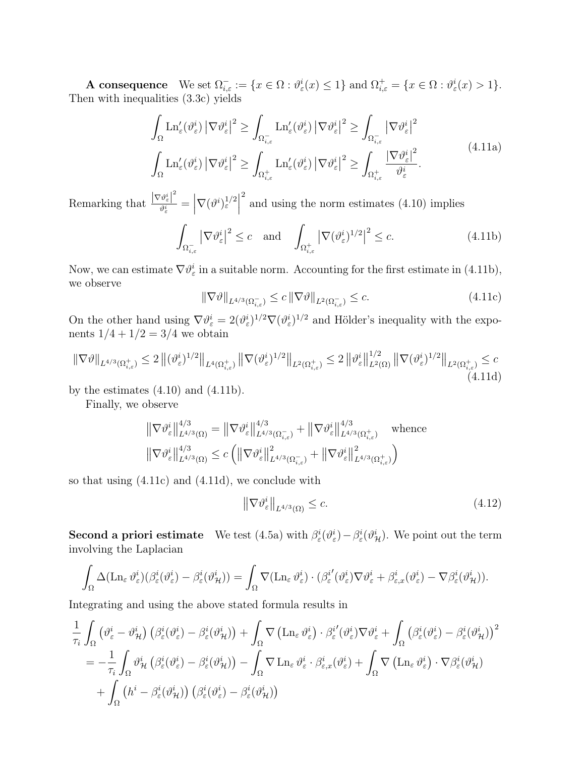**A consequence** We set $\Omega_{i,\varepsilon}^- := \{x \in \Omega : \vartheta_\varepsilon^i(x) \le 1\}$ and $\Omega_{i,\varepsilon}^+ = \{x \in \Omega : \vartheta_\varepsilon^i(x) > 1\}$. Then with inequalities (3.3c) yields

$$
\begin{aligned}
\int_\Omega \mathrm{Ln}_\varepsilon'(\vartheta_\varepsilon^i) \left|\nabla \vartheta_\varepsilon^i\right|^2 &\ge \int_{\Omega_{i,\varepsilon}^-} \mathrm{Ln}_\varepsilon'(\vartheta_\varepsilon^i) \left|\nabla \vartheta_\varepsilon^i\right|^2 \ge \int_{\Omega_{i,\varepsilon}^-} \left|\nabla \vartheta_\varepsilon^i\right|^2 \\
\int_\Omega \mathrm{Ln}_\varepsilon'(\vartheta_\varepsilon^i) \left|\nabla \vartheta_\varepsilon^i\right|^2 &\ge \int_{\Omega_{i,\varepsilon}^+} \mathrm{Ln}_\varepsilon'(\vartheta_\varepsilon^i) \left|\nabla \vartheta_\varepsilon^i\right|^2 \ge \int_{\Omega_{i,\varepsilon}^+} \frac{\left|\nabla \vartheta_\varepsilon^i\right|^2}{\vartheta_\varepsilon^i}.
\end{aligned}
\tag{4.11a}
$$

Remarking that $\frac{\left|\nabla \vartheta_\varepsilon^i\right|^2}{\vartheta_\varepsilon^i} = \left|\nabla (\vartheta^i)_\varepsilon^{1/2}\right|^2$ and using the norm estimates (4.10) implies

$$
\int_{\Omega_{i,\varepsilon}^-} \left|\nabla \vartheta_\varepsilon^i\right|^2 \le c \quad \text{and} \quad \int_{\Omega_{i,\varepsilon}^+} \left|\nabla (\vartheta_\varepsilon^i)^{1/2}\right|^2 \le c. \tag{4.11b}
$$

Now, we can estimate $\nabla \vartheta_\varepsilon^i$ in a suitable norm. Accounting for the first estimate in (4.11b), we observe

$$
\|\nabla \vartheta\|_{L^{4/3}(\Omega_{i,\varepsilon}^-)} \le c \, \|\nabla \vartheta\|_{L^2(\Omega_{i,\varepsilon}^-)} \le c. \tag{4.11c}
$$

On the other hand using $\nabla \vartheta_\varepsilon^i = 2(\vartheta_\varepsilon^i)^{1/2} \nabla (\vartheta_\varepsilon^i)^{1/2}$ and Hölder's inequality with the exponents $1/4 + 1/2 = 3/4$ we obtain

$$
\|\nabla \vartheta\|_{L^{4/3}(\Omega_{i,\varepsilon}^+)} \le 2 \left\|(\vartheta_\varepsilon^i)^{1/2}\right\|_{L^4(\Omega_{i,\varepsilon}^+)} \left\|\nabla (\vartheta_\varepsilon^i)^{1/2}\right\|_{L^2(\Omega_{i,\varepsilon}^+)} \le 2 \left\|\vartheta_\varepsilon^i\right\|_{L^2(\Omega)}^{1/2} \left\|\nabla (\vartheta_\varepsilon^i)^{1/2}\right\|_{L^2(\Omega_{i,\varepsilon}^+)} \le c \tag{4.11d}
$$

by the estimates (4.10) and (4.11b).

Finally, we observe

$$
\begin{aligned}
&\left\|\nabla \vartheta_\varepsilon^i\right\|_{L^{4/3}(\Omega)}^{4/3} = \left\|\nabla \vartheta_\varepsilon^i\right\|_{L^{4/3}(\Omega_{i,\varepsilon}^-)}^{4/3} + \left\|\nabla \vartheta_\varepsilon^i\right\|_{L^{4/3}(\Omega_{i,\varepsilon}^+)}^{4/3} \quad \text{whence} \\
&\left\|\nabla \vartheta_\varepsilon^i\right\|_{L^{4/3}(\Omega)}^{4/3} \le c \left( \left\|\nabla \vartheta_\varepsilon^i\right\|_{L^{4/3}(\Omega_{i,\varepsilon}^-)}^2 + \left\|\nabla \vartheta_\varepsilon^i\right\|_{L^{4/3}(\Omega_{i,\varepsilon}^+)}^2 \right)
\end{aligned}
$$

so that using (4.11c) and (4.11d), we conclude with

$$
\left\|\nabla \vartheta_\varepsilon^i\right\|_{L^{4/3}(\Omega)} \le c. \tag{4.12}
$$

**Second a priori estimate** We test (4.5a) with $\beta_\varepsilon^i(\vartheta_\varepsilon^i) - \beta_\varepsilon^i(\vartheta_{\mathcal{H}}^i)$. We point out the term involving the Laplacian

$$
\int_\Omega \Delta(\mathrm{Ln}_\varepsilon \vartheta_\varepsilon^i)(\beta_\varepsilon^i(\vartheta_\varepsilon^i) - \beta_\varepsilon^i(\vartheta_{\mathcal{H}}^i)) = \int_\Omega \nabla(\mathrm{Ln}_\varepsilon \vartheta_\varepsilon^i) \cdot (\beta_\varepsilon^{i\prime}(\vartheta_\varepsilon^i) \nabla \vartheta_\varepsilon^i + \beta_{\varepsilon,x}^i(\vartheta_\varepsilon^i) - \nabla \beta_\varepsilon^i(\vartheta_{\mathcal{H}}^i)).
$$

Integrating and using the above stated formula results in

$$
\begin{aligned}
&\frac{1}{\tau_i} \int_\Omega \left(\vartheta_\varepsilon^i - \vartheta_{\mathcal{H}}^i\right)\left(\beta_\varepsilon^i(\vartheta_\varepsilon^i) - \beta_\varepsilon^i(\vartheta_{\mathcal{H}}^i)\right) + \int_\Omega \nabla\left(\mathrm{Ln}_\varepsilon \vartheta_\varepsilon^i\right) \cdot \beta_\varepsilon^{i\prime}(\vartheta_\varepsilon^i) \nabla \vartheta_\varepsilon^i + \int_\Omega \left(\beta_\varepsilon^i(\vartheta_\varepsilon^i) - \beta_\varepsilon^i(\vartheta_{\mathcal{H}}^i)\right)^2 \\
&= -\frac{1}{\tau_i} \int_\Omega \vartheta_{\mathcal{H}}^i \left(\beta_\varepsilon^i(\vartheta_\varepsilon^i) - \beta_\varepsilon^i(\vartheta_{\mathcal{H}}^i)\right) - \int_\Omega \nabla \mathrm{Ln}_\varepsilon \vartheta_\varepsilon^i \cdot \beta_{\varepsilon,x}^i(\vartheta_\varepsilon^i) + \int_\Omega \nabla\left(\mathrm{Ln}_\varepsilon \vartheta_\varepsilon^i\right) \cdot \nabla \beta_\varepsilon^i(\vartheta_{\mathcal{H}}^i) \\
&\quad + \int_\Omega \left(h^i - \beta_\varepsilon^i(\vartheta_{\mathcal{H}}^i)\right)\left(\beta_\varepsilon^i(\vartheta_\varepsilon^i) - \beta_\varepsilon^i(\vartheta_{\mathcal{H}}^i)\right)
\end{aligned}
$$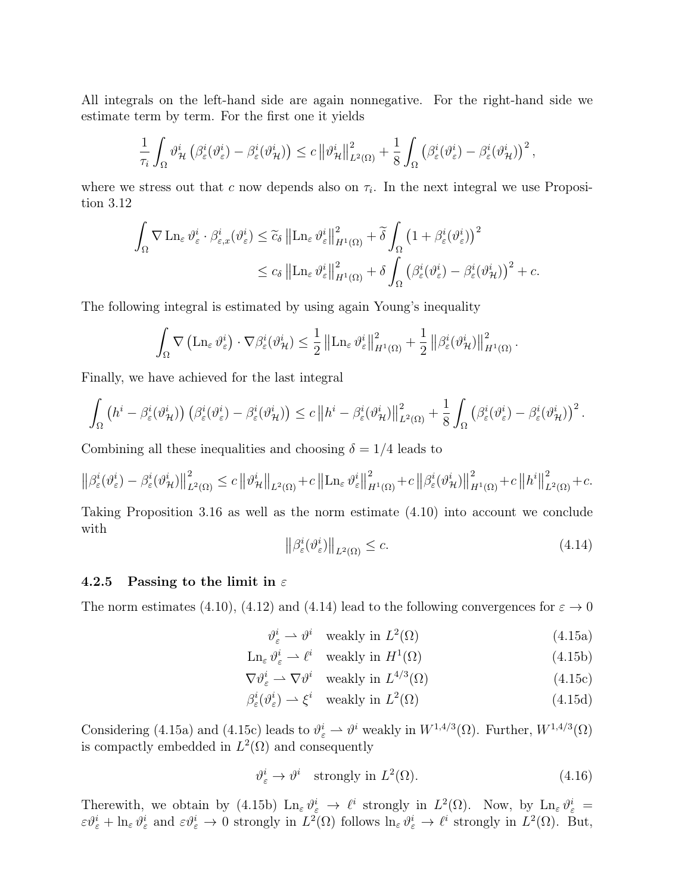All integrals on the left-hand side are again nonnegative. For the right-hand side we estimate term by term. For the first one it yields

$$\frac{1}{\tau_i}\int_\Omega \vartheta^i_{\mathcal{H}}\left(\beta^i_\varepsilon(\vartheta^i_\varepsilon)-\beta^i_\varepsilon(\vartheta^i_{\mathcal{H}})\right) \le c\left\|\vartheta^i_{\mathcal{H}}\right\|^2_{L^2(\Omega)} + \frac{1}{8}\int_\Omega \left(\beta^i_\varepsilon(\vartheta^i_\varepsilon)-\beta^i_\varepsilon(\vartheta^i_{\mathcal{H}})\right)^2,$$

where we stress out that $c$ now depends also on $\tau_i$. In the next integral we use Proposition 3.12

$$\begin{aligned}\int_\Omega \nabla \operatorname{Ln}_\varepsilon \vartheta^i_\varepsilon \cdot \beta^i_{\varepsilon,x}(\vartheta^i_\varepsilon) &\le \widetilde{c}_\delta \left\|\operatorname{Ln}_\varepsilon \vartheta^i_\varepsilon\right\|^2_{H^1(\Omega)} + \widetilde{\delta}\int_\Omega \left(1+\beta^i_\varepsilon(\vartheta^i_\varepsilon)\right)^2 \\ &\le c_\delta \left\|\operatorname{Ln}_\varepsilon \vartheta^i_\varepsilon\right\|^2_{H^1(\Omega)} + \delta\int_\Omega \left(\beta^i_\varepsilon(\vartheta^i_\varepsilon)-\beta^i_\varepsilon(\vartheta^i_{\mathcal{H}})\right)^2 + c.\end{aligned}$$

The following integral is estimated by using again Young's inequality

$$\int_\Omega \nabla\left(\operatorname{Ln}_\varepsilon \vartheta^i_\varepsilon\right)\cdot \nabla \beta^i_\varepsilon(\vartheta^i_{\mathcal{H}}) \le \frac{1}{2}\left\|\operatorname{Ln}_\varepsilon \vartheta^i_\varepsilon\right\|^2_{H^1(\Omega)} + \frac{1}{2}\left\|\beta^i_\varepsilon(\vartheta^i_{\mathcal{H}})\right\|^2_{H^1(\Omega)}.$$

Finally, we have achieved for the last integral

$$\int_\Omega \left(h^i-\beta^i_\varepsilon(\vartheta^i_{\mathcal{H}})\right)\left(\beta^i_\varepsilon(\vartheta^i_\varepsilon)-\beta^i_\varepsilon(\vartheta^i_{\mathcal{H}})\right) \le c\left\|h^i-\beta^i_\varepsilon(\vartheta^i_{\mathcal{H}})\right\|^2_{L^2(\Omega)} + \frac{1}{8}\int_\Omega \left(\beta^i_\varepsilon(\vartheta^i_\varepsilon)-\beta^i_\varepsilon(\vartheta^i_{\mathcal{H}})\right)^2.$$

Combining all these inequalities and choosing $\delta = 1/4$ leads to

$$\left\|\beta^i_\varepsilon(\vartheta^i_\varepsilon)-\beta^i_\varepsilon(\vartheta^i_{\mathcal{H}})\right\|^2_{L^2(\Omega)} \le c\left\|\vartheta^i_{\mathcal{H}}\right\|_{L^2(\Omega)} + c\left\|\operatorname{Ln}_\varepsilon \vartheta^i_\varepsilon\right\|^2_{H^1(\Omega)} + c\left\|\beta^i_\varepsilon(\vartheta^i_{\mathcal{H}})\right\|^2_{H^1(\Omega)} + c\left\|h^i\right\|^2_{L^2(\Omega)} + c.$$

Taking Proposition 3.16 as well as the norm estimate (4.10) into account we conclude with

$$\left\|\beta^i_\varepsilon(\vartheta^i_\varepsilon)\right\|_{L^2(\Omega)} \le c. \tag{4.14}$$

#### 4.2.5 Passing to the limit in $\varepsilon$

The norm estimates (4.10), (4.12) and (4.14) lead to the following convergences for $\varepsilon \to 0$

$$\vartheta^i_\varepsilon \rightharpoonup \vartheta^i \quad \text{weakly in } L^2(\Omega) \tag{4.15a}$$

$$\operatorname{Ln}_\varepsilon \vartheta^i_\varepsilon \rightharpoonup \ell^i \quad \text{weakly in } H^1(\Omega) \tag{4.15b}$$

$$\nabla\vartheta^i_\varepsilon \rightharpoonup \nabla\vartheta^i \quad \text{weakly in } L^{4/3}(\Omega) \tag{4.15c}$$

$$\beta^i_\varepsilon(\vartheta^i_\varepsilon) \rightharpoonup \xi^i \quad \text{weakly in } L^2(\Omega) \tag{4.15d}$$

Considering (4.15a) and (4.15c) leads to $\vartheta^i_\varepsilon \rightharpoonup \vartheta^i$ weakly in $W^{1,4/3}(\Omega)$. Further, $W^{1,4/3}(\Omega)$ is compactly embedded in $L^2(\Omega)$ and consequently

$$\vartheta^i_\varepsilon \to \vartheta^i \quad \text{strongly in } L^2(\Omega). \tag{4.16}$$

Therewith, we obtain by (4.15b) $\operatorname{Ln}_\varepsilon \vartheta^i_\varepsilon \to \ell^i$ strongly in $L^2(\Omega)$. Now, by $\operatorname{Ln}_\varepsilon \vartheta^i_\varepsilon = \varepsilon\vartheta^i_\varepsilon + \ln_\varepsilon \vartheta^i_\varepsilon$ and $\varepsilon\vartheta^i_\varepsilon \to 0$ strongly in $L^2(\Omega)$ follows $\ln_\varepsilon \vartheta^i_\varepsilon \to \ell^i$ strongly in $L^2(\Omega)$. But,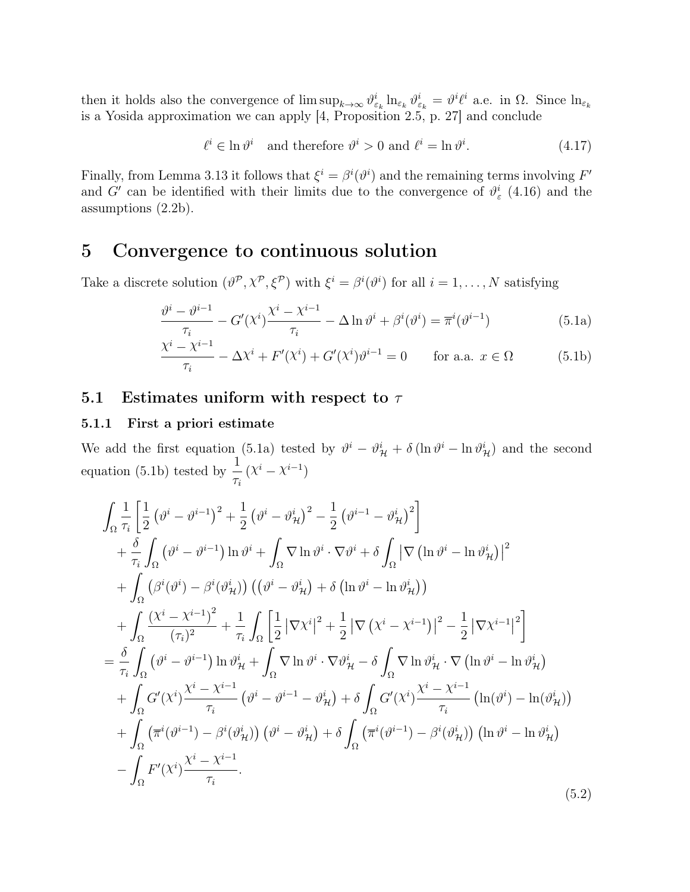then it holds also the convergence of $\limsup_{k\to\infty} \vartheta^i_{\varepsilon_k} \ln_{\varepsilon_k} \vartheta^i_{\varepsilon_k} = \vartheta^i \ell^i$ a.e. in $\Omega$. Since $\ln_{\varepsilon_k}$ is a Yosida approximation we can apply [4, Proposition 2.5, p. 27] and conclude

$$\ell^i \in \ln \vartheta^i \quad \text{and therefore } \vartheta^i > 0 \text{ and } \ell^i = \ln \vartheta^i. \tag{4.17}$$

Finally, from Lemma 3.13 it follows that $\xi^i = \beta^i(\vartheta^i)$ and the remaining terms involving $F'$ and $G'$ can be identified with their limits due to the convergence of $\vartheta^i_\varepsilon$ (4.16) and the assumptions (2.2b).

# 5 Convergence to continuous solution

Take a discrete solution $(\vartheta^{\mathcal{P}}, \chi^{\mathcal{P}}, \xi^{\mathcal{P}})$ with $\xi^i = \beta^i(\vartheta^i)$ for all $i = 1, \ldots, N$ satisfying

$$\frac{\vartheta^i - \vartheta^{i-1}}{\tau_i} - G'(\chi^i)\frac{\chi^i - \chi^{i-1}}{\tau_i} - \Delta \ln \vartheta^i + \beta^i(\vartheta^i) = \overline{\pi}^i(\vartheta^{i-1}) \tag{5.1a}$$

$$\frac{\chi^i - \chi^{i-1}}{\tau_i} - \Delta\chi^i + F'(\chi^i) + G'(\chi^i)\vartheta^{i-1} = 0 \qquad \text{for a.a. } x \in \Omega \tag{5.1b}$$

## 5.1 Estimates uniform with respect to $\tau$

### 5.1.1 First a priori estimate

We add the first equation (5.1a) tested by $\vartheta^i - \vartheta^i_{\mathcal{H}} + \delta\left(\ln\vartheta^i - \ln\vartheta^i_{\mathcal{H}}\right)$ and the second equation (5.1b) tested by $\dfrac{1}{\tau_i}\left(\chi^i - \chi^{i-1}\right)$

$$\begin{aligned}
&\int_\Omega \frac{1}{\tau_i}\left[\frac{1}{2}\left(\vartheta^i - \vartheta^{i-1}\right)^2 + \frac{1}{2}\left(\vartheta^i - \vartheta^i_{\mathcal{H}}\right)^2 - \frac{1}{2}\left(\vartheta^{i-1} - \vartheta^i_{\mathcal{H}}\right)^2\right] \\
&\quad + \frac{\delta}{\tau_i}\int_\Omega \left(\vartheta^i - \vartheta^{i-1}\right)\ln\vartheta^i + \int_\Omega \nabla\ln\vartheta^i\cdot\nabla\vartheta^i + \delta\int_\Omega \left|\nabla\left(\ln\vartheta^i - \ln\vartheta^i_{\mathcal{H}}\right)\right|^2 \\
&\quad + \int_\Omega \left(\beta^i(\vartheta^i) - \beta^i(\vartheta^i_{\mathcal{H}})\right)\left(\left(\vartheta^i - \vartheta^i_{\mathcal{H}}\right) + \delta\left(\ln\vartheta^i - \ln\vartheta^i_{\mathcal{H}}\right)\right) \\
&\quad + \int_\Omega \frac{\left(\chi^i - \chi^{i-1}\right)^2}{(\tau_i)^2} + \frac{1}{\tau_i}\int_\Omega \left[\frac{1}{2}\left|\nabla\chi^i\right|^2 + \frac{1}{2}\left|\nabla\left(\chi^i - \chi^{i-1}\right)\right|^2 - \frac{1}{2}\left|\nabla\chi^{i-1}\right|^2\right] \\
&= \frac{\delta}{\tau_i}\int_\Omega \left(\vartheta^i - \vartheta^{i-1}\right)\ln\vartheta^i_{\mathcal{H}} + \int_\Omega \nabla\ln\vartheta^i\cdot\nabla\vartheta^i_{\mathcal{H}} - \delta\int_\Omega \nabla\ln\vartheta^i_{\mathcal{H}}\cdot\nabla\left(\ln\vartheta^i - \ln\vartheta^i_{\mathcal{H}}\right) \\
&\quad + \int_\Omega G'(\chi^i)\frac{\chi^i - \chi^{i-1}}{\tau_i}\left(\vartheta^i - \vartheta^{i-1} - \vartheta^i_{\mathcal{H}}\right) + \delta\int_\Omega G'(\chi^i)\frac{\chi^i - \chi^{i-1}}{\tau_i}\left(\ln(\vartheta^i) - \ln(\vartheta^i_{\mathcal{H}})\right) \\
&\quad + \int_\Omega \left(\overline{\pi}^i(\vartheta^{i-1}) - \beta^i(\vartheta^i_{\mathcal{H}})\right)\left(\vartheta^i - \vartheta^i_{\mathcal{H}}\right) + \delta\int_\Omega \left(\overline{\pi}^i(\vartheta^{i-1}) - \beta^i(\vartheta^i_{\mathcal{H}})\right)\left(\ln\vartheta^i - \ln\vartheta^i_{\mathcal{H}}\right) \\
&\quad - \int_\Omega F'(\chi^i)\frac{\chi^i - \chi^{i-1}}{\tau_i}.
\end{aligned} \tag{5.2}$$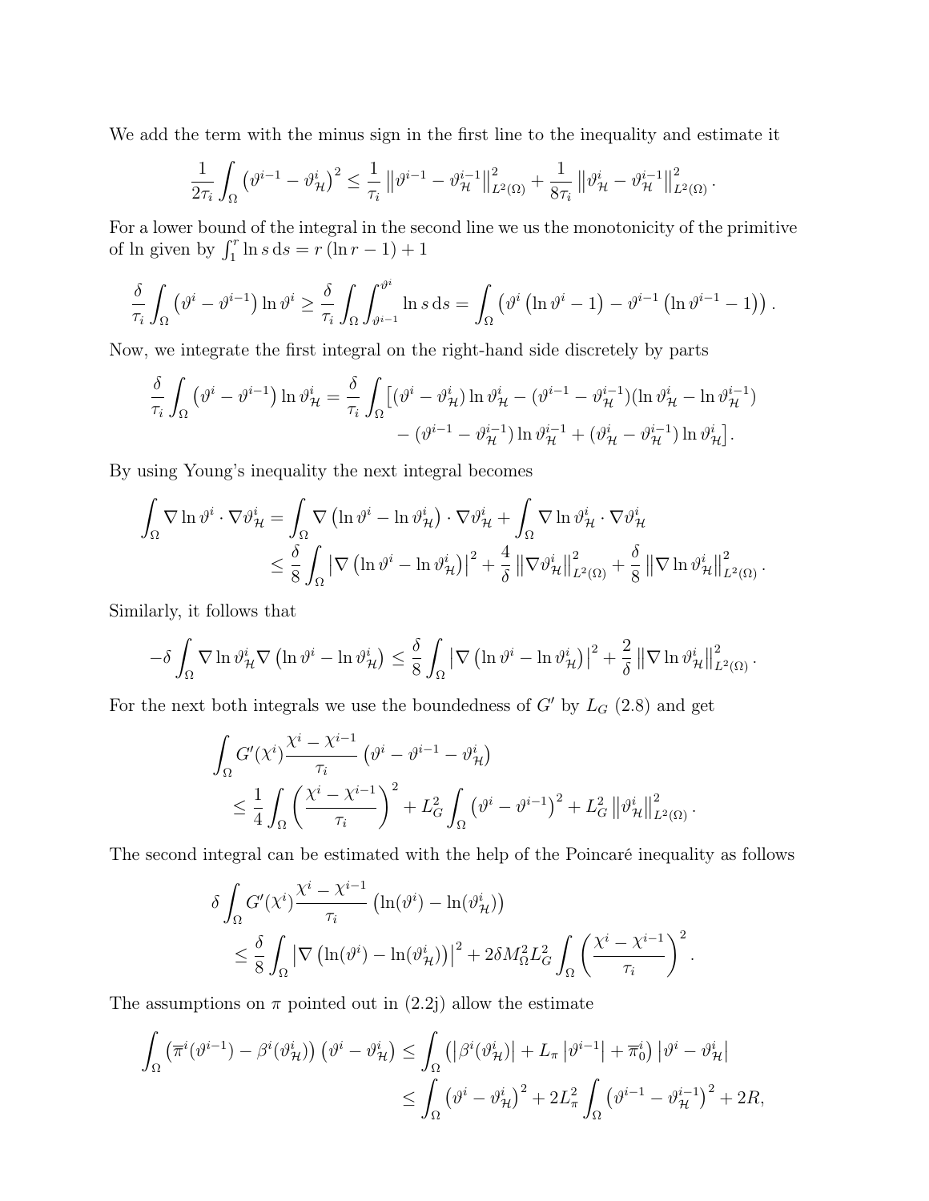We add the term with the minus sign in the first line to the inequality and estimate it

$$\frac{1}{2\tau_i}\int_\Omega \left(\vartheta^{i-1}-\vartheta^i_{\mathcal{H}}\right)^2 \le \frac{1}{\tau_i}\left\|\vartheta^{i-1}-\vartheta^{i-1}_{\mathcal{H}}\right\|^2_{L^2(\Omega)} + \frac{1}{8\tau_i}\left\|\vartheta^{i}_{\mathcal{H}}-\vartheta^{i-1}_{\mathcal{H}}\right\|^2_{L^2(\Omega)}.$$

For a lower bound of the integral in the second line we us the monotonicity of the primitive of ln given by $\int_1^r \ln s \,\mathrm{d}s = r\left(\ln r - 1\right) + 1$

$$\frac{\delta}{\tau_i}\int_\Omega \left(\vartheta^i-\vartheta^{i-1}\right)\ln\vartheta^i \ge \frac{\delta}{\tau_i}\int_\Omega\int_{\vartheta^{i-1}}^{\vartheta^i}\ln s\,\mathrm{d}s = \int_\Omega \left(\vartheta^i\left(\ln\vartheta^i-1\right)-\vartheta^{i-1}\left(\ln\vartheta^{i-1}-1\right)\right).$$

Now, we integrate the first integral on the right-hand side discretely by parts

$$\begin{aligned}\frac{\delta}{\tau_i}\int_\Omega \left(\vartheta^i-\vartheta^{i-1}\right)\ln\vartheta^i_{\mathcal{H}} = \frac{\delta}{\tau_i}\int_\Omega \big[&(\vartheta^i-\vartheta^i_{\mathcal{H}})\ln\vartheta^i_{\mathcal{H}} - (\vartheta^{i-1}-\vartheta^{i-1}_{\mathcal{H}})(\ln\vartheta^i_{\mathcal{H}}-\ln\vartheta^{i-1}_{\mathcal{H}})\\ &- (\vartheta^{i-1}-\vartheta^{i-1}_{\mathcal{H}})\ln\vartheta^{i-1}_{\mathcal{H}} + (\vartheta^i_{\mathcal{H}}-\vartheta^{i-1}_{\mathcal{H}})\ln\vartheta^i_{\mathcal{H}}\big].\end{aligned}$$

By using Young's inequality the next integral becomes

$$\begin{aligned}\int_\Omega \nabla\ln\vartheta^i\cdot\nabla\vartheta^i_{\mathcal{H}} &= \int_\Omega \nabla\left(\ln\vartheta^i-\ln\vartheta^i_{\mathcal{H}}\right)\cdot\nabla\vartheta^i_{\mathcal{H}} + \int_\Omega \nabla\ln\vartheta^i_{\mathcal{H}}\cdot\nabla\vartheta^i_{\mathcal{H}}\\ &\le \frac{\delta}{8}\int_\Omega \left|\nabla\left(\ln\vartheta^i-\ln\vartheta^i_{\mathcal{H}}\right)\right|^2 + \frac{4}{\delta}\left\|\nabla\vartheta^i_{\mathcal{H}}\right\|^2_{L^2(\Omega)} + \frac{\delta}{8}\left\|\nabla\ln\vartheta^i_{\mathcal{H}}\right\|^2_{L^2(\Omega)}.\end{aligned}$$

Similarly, it follows that

$$-\delta\int_\Omega \nabla\ln\vartheta^i_{\mathcal{H}}\nabla\left(\ln\vartheta^i-\ln\vartheta^i_{\mathcal{H}}\right) \le \frac{\delta}{8}\int_\Omega\left|\nabla\left(\ln\vartheta^i-\ln\vartheta^i_{\mathcal{H}}\right)\right|^2 + \frac{2}{\delta}\left\|\nabla\ln\vartheta^i_{\mathcal{H}}\right\|^2_{L^2(\Omega)}.$$

For the next both integrals we use the boundedness of $G'$ by $L_G$ (2.8) and get

$$\begin{aligned}&\int_\Omega G'(\chi^i)\frac{\chi^i-\chi^{i-1}}{\tau_i}\left(\vartheta^i-\vartheta^{i-1}-\vartheta^i_{\mathcal{H}}\right)\\ &\quad\le \frac{1}{4}\int_\Omega\left(\frac{\chi^i-\chi^{i-1}}{\tau_i}\right)^2 + L_G^2\int_\Omega\left(\vartheta^i-\vartheta^{i-1}\right)^2 + L_G^2\left\|\vartheta^i_{\mathcal{H}}\right\|^2_{L^2(\Omega)}.\end{aligned}$$

The second integral can be estimated with the help of the Poincaré inequality as follows

$$\begin{aligned}&\delta\int_\Omega G'(\chi^i)\frac{\chi^i-\chi^{i-1}}{\tau_i}\left(\ln(\vartheta^i)-\ln(\vartheta^i_{\mathcal{H}})\right)\\ &\quad\le \frac{\delta}{8}\int_\Omega\left|\nabla\left(\ln(\vartheta^i)-\ln(\vartheta^i_{\mathcal{H}})\right)\right|^2 + 2\delta M_\Omega^2 L_G^2\int_\Omega\left(\frac{\chi^i-\chi^{i-1}}{\tau_i}\right)^2.\end{aligned}$$

The assumptions on $\pi$ pointed out in (2.2j) allow the estimate

$$\begin{aligned}\int_\Omega\left(\overline{\pi}^i(\vartheta^{i-1})-\beta^i(\vartheta^i_{\mathcal{H}})\right)\left(\vartheta^i-\vartheta^i_{\mathcal{H}}\right) &\le \int_\Omega\left(\left|\beta^i(\vartheta^i_{\mathcal{H}})\right| + L_\pi\left|\vartheta^{i-1}\right| + \overline{\pi}^i_0\right)\left|\vartheta^i-\vartheta^i_{\mathcal{H}}\right|\\ &\le \int_\Omega\left(\vartheta^i-\vartheta^i_{\mathcal{H}}\right)^2 + 2L_\pi^2\int_\Omega\left(\vartheta^{i-1}-\vartheta^{i-1}_{\mathcal{H}}\right)^2 + 2R,\end{aligned}$$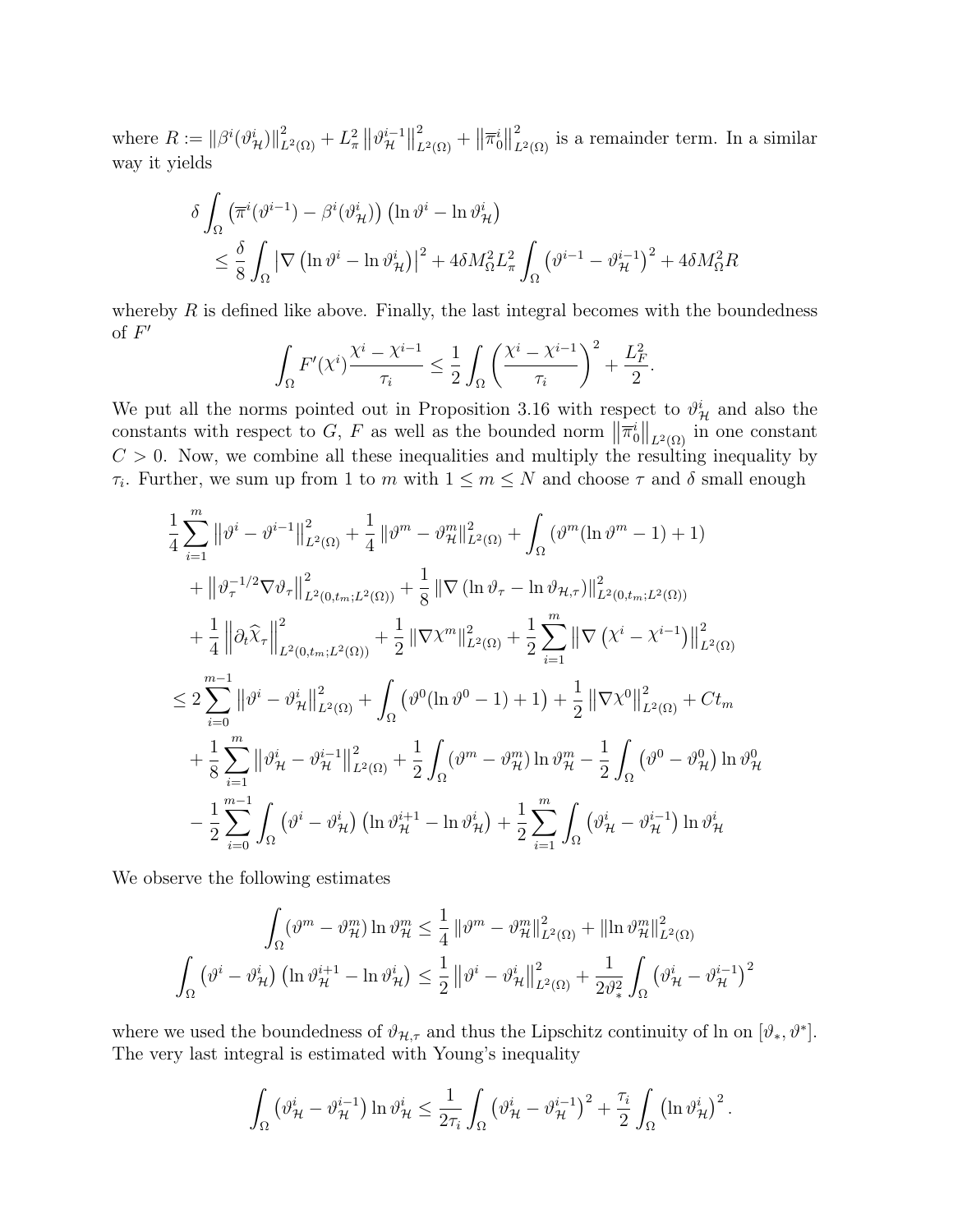where $R := \|\beta^i(\vartheta^i_{\mathcal{H}})\|^2_{L^2(\Omega)} + L^2_\pi \|\vartheta^{i-1}_{\mathcal{H}}\|^2_{L^2(\Omega)} + \|\overline{\pi}^i_0\|^2_{L^2(\Omega)}$ is a remainder term. In a similar way it yields

$$
\begin{aligned}
&\delta \int_\Omega \left(\overline{\pi}^i(\vartheta^{i-1}) - \beta^i(\vartheta^i_{\mathcal{H}})\right)\left(\ln \vartheta^i - \ln \vartheta^i_{\mathcal{H}}\right) \\
&\qquad \le \frac{\delta}{8}\int_\Omega \left|\nabla\left(\ln \vartheta^i - \ln \vartheta^i_{\mathcal{H}}\right)\right|^2 + 4\delta M_\Omega^2 L_\pi^2 \int_\Omega \left(\vartheta^{i-1} - \vartheta^{i-1}_{\mathcal{H}}\right)^2 + 4\delta M_\Omega^2 R
\end{aligned}
$$

whereby $R$ is defined like above. Finally, the last integral becomes with the boundedness of $F'$

$$
\int_\Omega F'(\chi^i)\frac{\chi^i - \chi^{i-1}}{\tau_i} \le \frac{1}{2}\int_\Omega \left(\frac{\chi^i - \chi^{i-1}}{\tau_i}\right)^2 + \frac{L_F^2}{2}.
$$

We put all the norms pointed out in Proposition 3.16 with respect to $\vartheta^i_{\mathcal{H}}$ and also the constants with respect to $G$, $F$ as well as the bounded norm $\|\overline{\pi}^i_0\|_{L^2(\Omega)}$ in one constant $C > 0$. Now, we combine all these inequalities and multiply the resulting inequality by $\tau_i$. Further, we sum up from 1 to $m$ with $1 \le m \le N$ and choose $\tau$ and $\delta$ small enough

$$
\begin{aligned}
&\frac{1}{4}\sum_{i=1}^m \|\vartheta^i - \vartheta^{i-1}\|^2_{L^2(\Omega)} + \frac{1}{4}\|\vartheta^m - \vartheta^m_{\mathcal{H}}\|^2_{L^2(\Omega)} + \int_\Omega \left(\vartheta^m(\ln \vartheta^m - 1) + 1\right) \\
&\quad + \left\|\vartheta_\tau^{-1/2}\nabla \vartheta_\tau\right\|^2_{L^2(0,t_m;L^2(\Omega))} + \frac{1}{8}\left\|\nabla\left(\ln \vartheta_\tau - \ln \vartheta_{\mathcal{H},\tau}\right)\right\|^2_{L^2(0,t_m;L^2(\Omega))} \\
&\quad + \frac{1}{4}\left\|\partial_t \widehat{\chi}_\tau\right\|^2_{L^2(0,t_m;L^2(\Omega))} + \frac{1}{2}\|\nabla \chi^m\|^2_{L^2(\Omega)} + \frac{1}{2}\sum_{i=1}^m \left\|\nabla\left(\chi^i - \chi^{i-1}\right)\right\|^2_{L^2(\Omega)} \\
&\le 2\sum_{i=0}^{m-1}\left\|\vartheta^i - \vartheta^i_{\mathcal{H}}\right\|^2_{L^2(\Omega)} + \int_\Omega \left(\vartheta^0(\ln \vartheta^0 - 1) + 1\right) + \frac{1}{2}\left\|\nabla \chi^0\right\|^2_{L^2(\Omega)} + Ct_m \\
&\quad + \frac{1}{8}\sum_{i=1}^m \left\|\vartheta^i_{\mathcal{H}} - \vartheta^{i-1}_{\mathcal{H}}\right\|^2_{L^2(\Omega)} + \frac{1}{2}\int_\Omega (\vartheta^m - \vartheta^m_{\mathcal{H}})\ln \vartheta^m_{\mathcal{H}} - \frac{1}{2}\int_\Omega \left(\vartheta^0 - \vartheta^0_{\mathcal{H}}\right)\ln \vartheta^0_{\mathcal{H}} \\
&\quad - \frac{1}{2}\sum_{i=0}^{m-1}\int_\Omega \left(\vartheta^i - \vartheta^i_{\mathcal{H}}\right)\left(\ln \vartheta^{i+1}_{\mathcal{H}} - \ln \vartheta^i_{\mathcal{H}}\right) + \frac{1}{2}\sum_{i=1}^m \int_\Omega \left(\vartheta^i_{\mathcal{H}} - \vartheta^{i-1}_{\mathcal{H}}\right)\ln \vartheta^i_{\mathcal{H}}
\end{aligned}
$$

We observe the following estimates

$$
\begin{aligned}
\int_\Omega (\vartheta^m - \vartheta^m_{\mathcal{H}})\ln \vartheta^m_{\mathcal{H}} &\le \frac{1}{4}\|\vartheta^m - \vartheta^m_{\mathcal{H}}\|^2_{L^2(\Omega)} + \|\ln \vartheta^m_{\mathcal{H}}\|^2_{L^2(\Omega)} \\
\int_\Omega \left(\vartheta^i - \vartheta^i_{\mathcal{H}}\right)\left(\ln \vartheta^{i+1}_{\mathcal{H}} - \ln \vartheta^i_{\mathcal{H}}\right) &\le \frac{1}{2}\left\|\vartheta^i - \vartheta^i_{\mathcal{H}}\right\|^2_{L^2(\Omega)} + \frac{1}{2\vartheta_*^2}\int_\Omega \left(\vartheta^i_{\mathcal{H}} - \vartheta^{i-1}_{\mathcal{H}}\right)^2
\end{aligned}
$$

where we used the boundedness of $\vartheta_{\mathcal{H},\tau}$ and thus the Lipschitz continuity of ln on $[\vartheta_*, \vartheta^*]$. The very last integral is estimated with Young's inequality

$$
\int_\Omega \left(\vartheta^i_{\mathcal{H}} - \vartheta^{i-1}_{\mathcal{H}}\right)\ln \vartheta^i_{\mathcal{H}} \le \frac{1}{2\tau_i}\int_\Omega \left(\vartheta^i_{\mathcal{H}} - \vartheta^{i-1}_{\mathcal{H}}\right)^2 + \frac{\tau_i}{2}\int_\Omega \left(\ln \vartheta^i_{\mathcal{H}}\right)^2.
$$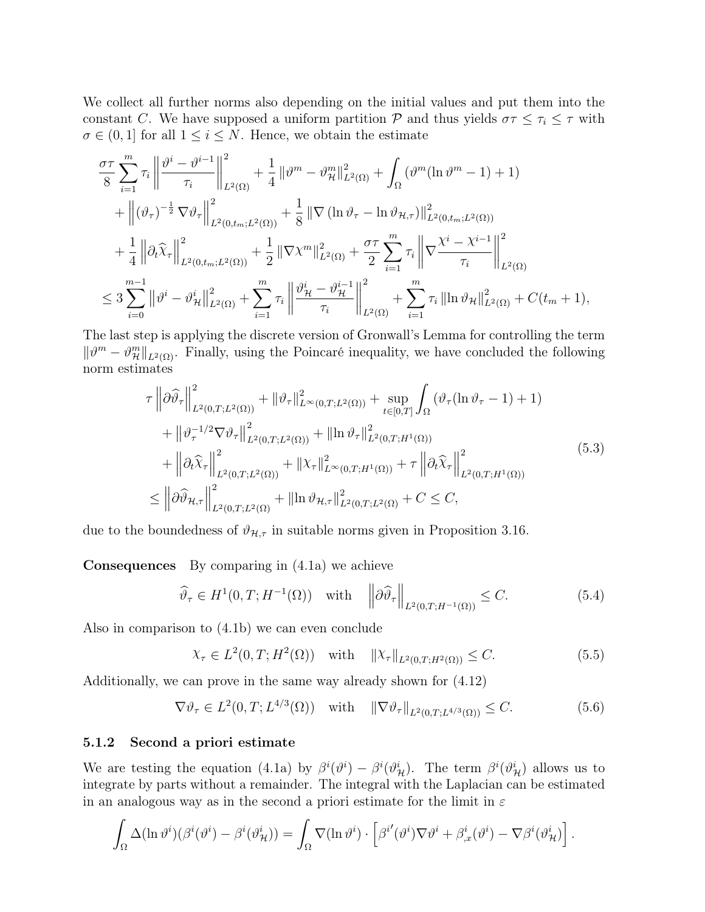We collect all further norms also depending on the initial values and put them into the constant $C$. We have supposed a uniform partition $\mathcal{P}$ and thus yields $\sigma\tau \leq \tau_i \leq \tau$ with $\sigma \in (0,1]$ for all $1 \leq i \leq N$. Hence, we obtain the estimate

$$
\begin{aligned}
&\frac{\sigma\tau}{8}\sum_{i=1}^{m}\tau_i\left\|\frac{\vartheta^i-\vartheta^{i-1}}{\tau_i}\right\|_{L^2(\Omega)}^2+\frac{1}{4}\left\|\vartheta^m-\vartheta^m_{\mathcal{H}}\right\|_{L^2(\Omega)}^2+\int_\Omega\left(\vartheta^m(\ln\vartheta^m-1)+1\right)\\
&\quad+\left\|(\vartheta_\tau)^{-\frac{1}{2}}\nabla\vartheta_\tau\right\|_{L^2(0,t_m;L^2(\Omega))}^2+\frac{1}{8}\left\|\nabla\left(\ln\vartheta_\tau-\ln\vartheta_{\mathcal{H},\tau}\right)\right\|_{L^2(0,t_m;L^2(\Omega))}^2\\
&\quad+\frac{1}{4}\left\|\partial_t\widehat{\chi}_\tau\right\|_{L^2(0,t_m;L^2(\Omega))}^2+\frac{1}{2}\left\|\nabla\chi^m\right\|_{L^2(\Omega)}^2+\frac{\sigma\tau}{2}\sum_{i=1}^{m}\tau_i\left\|\nabla\frac{\chi^i-\chi^{i-1}}{\tau_i}\right\|_{L^2(\Omega)}^2\\
&\leq 3\sum_{i=0}^{m-1}\left\|\vartheta^i-\vartheta^i_{\mathcal{H}}\right\|_{L^2(\Omega)}^2+\sum_{i=1}^{m}\tau_i\left\|\frac{\vartheta^i_{\mathcal{H}}-\vartheta^{i-1}_{\mathcal{H}}}{\tau_i}\right\|_{L^2(\Omega)}^2+\sum_{i=1}^{m}\tau_i\left\|\ln\vartheta_{\mathcal{H}}\right\|_{L^2(\Omega)}^2+C(t_m+1),
\end{aligned}
$$

The last step is applying the discrete version of Gronwall's Lemma for controlling the term $\|\vartheta^m-\vartheta^m_{\mathcal{H}}\|_{L^2(\Omega)}$. Finally, using the Poincaré inequality, we have concluded the following norm estimates

$$
\begin{aligned}
&\tau\left\|\partial\widehat{\vartheta}_\tau\right\|_{L^2(0,T;L^2(\Omega))}^2+\left\|\vartheta_\tau\right\|_{L^\infty(0,T;L^2(\Omega))}^2+\sup_{t\in[0,T]}\int_\Omega\left(\vartheta_\tau(\ln\vartheta_\tau-1)+1\right)\\
&\quad+\left\|\vartheta_\tau^{-1/2}\nabla\vartheta_\tau\right\|_{L^2(0,T;L^2(\Omega))}^2+\left\|\ln\vartheta_\tau\right\|_{L^2(0,T;H^1(\Omega))}^2\\
&\quad+\left\|\partial_t\widehat{\chi}_\tau\right\|_{L^2(0,T;L^2(\Omega))}^2+\left\|\chi_\tau\right\|_{L^\infty(0,T;H^1(\Omega))}^2+\tau\left\|\partial_t\widehat{\chi}_\tau\right\|_{L^2(0,T;H^1(\Omega))}^2\\
&\leq\left\|\partial\widehat{\vartheta}_{\mathcal{H},\tau}\right\|_{L^2(0,T;L^2(\Omega)}^2+\left\|\ln\vartheta_{\mathcal{H},\tau}\right\|_{L^2(0,T;L^2(\Omega)}^2+C\leq C,
\end{aligned}
\tag{5.3}
$$

due to the boundedness of $\vartheta_{\mathcal{H},\tau}$ in suitable norms given in Proposition 3.16.

**Consequences** By comparing in (4.1a) we achieve

$$
\widehat{\vartheta}_\tau\in H^1(0,T;H^{-1}(\Omega))\quad\text{with}\quad\left\|\partial\widehat{\vartheta}_\tau\right\|_{L^2(0,T;H^{-1}(\Omega))}\leq C.\tag{5.4}
$$

Also in comparison to (4.1b) we can even conclude

$$
\chi_\tau\in L^2(0,T;H^2(\Omega))\quad\text{with}\quad\left\|\chi_\tau\right\|_{L^2(0,T;H^2(\Omega))}\leq C.\tag{5.5}
$$

Additionally, we can prove in the same way already shown for (4.12)

$$
\nabla\vartheta_\tau\in L^2(0,T;L^{4/3}(\Omega))\quad\text{with}\quad\left\|\nabla\vartheta_\tau\right\|_{L^2(0,T;L^{4/3}(\Omega))}\leq C.\tag{5.6}
$$

### 5.1.2 Second a priori estimate

We are testing the equation (4.1a) by $\beta^i(\vartheta^i)-\beta^i(\vartheta^i_{\mathcal{H}})$. The term $\beta^i(\vartheta^i_{\mathcal{H}})$ allows us to integrate by parts without a remainder. The integral with the Laplacian can be estimated in an analogous way as in the second a priori estimate for the limit in $\varepsilon$

$$
\int_\Omega\Delta(\ln\vartheta^i)(\beta^i(\vartheta^i)-\beta^i(\vartheta^i_{\mathcal{H}}))=\int_\Omega\nabla(\ln\vartheta^i)\cdot\left[{\beta^i}'(\vartheta^i)\nabla\vartheta^i+\beta^i_{,x}(\vartheta^i)-\nabla\beta^i(\vartheta^i_{\mathcal{H}})\right].
$$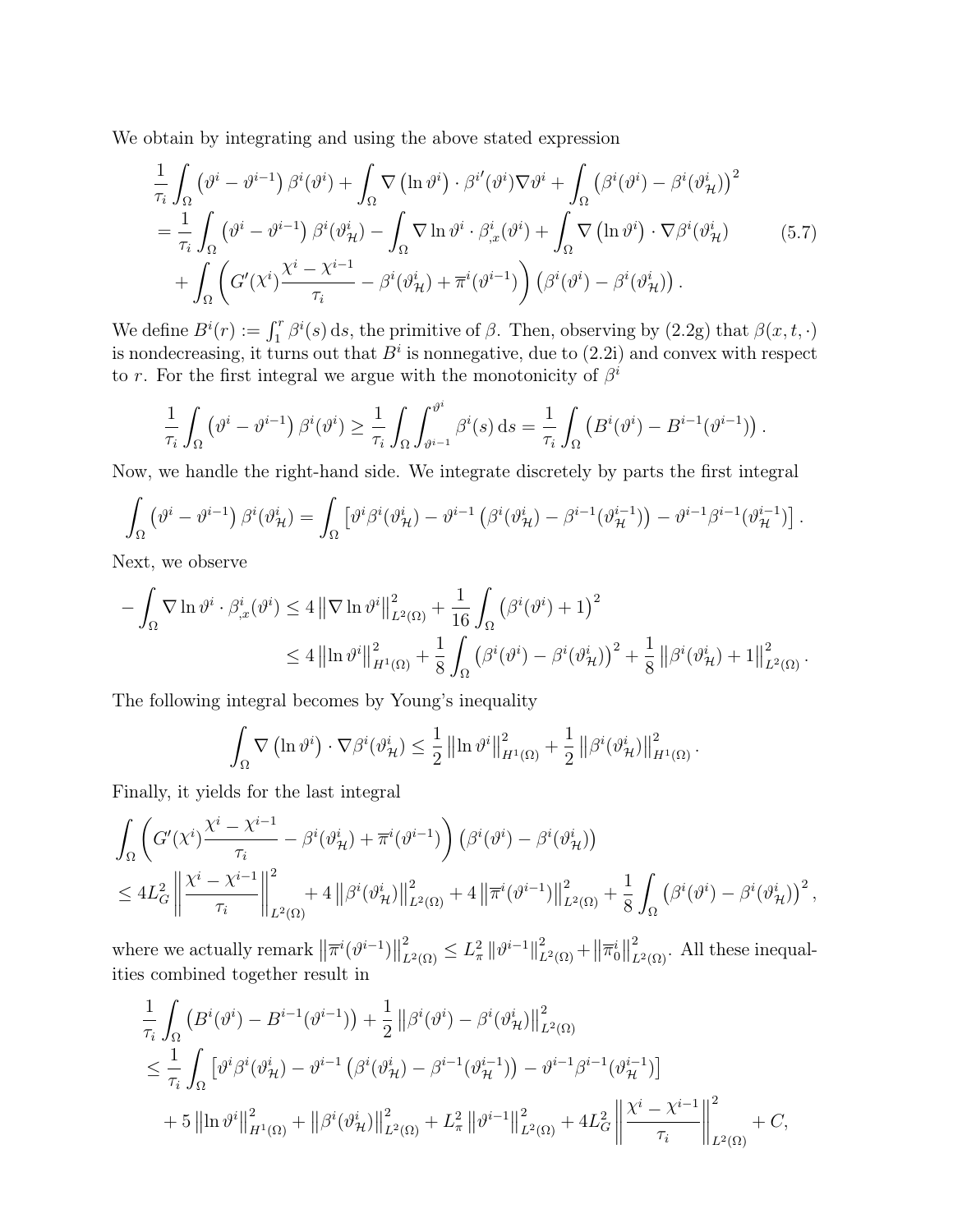We obtain by integrating and using the above stated expression

$$
\begin{aligned}
&\frac{1}{\tau_i}\int_\Omega \left(\vartheta^i - \vartheta^{i-1}\right)\beta^i(\vartheta^i) + \int_\Omega \nabla\left(\ln \vartheta^i\right)\cdot \beta^{i\prime}(\vartheta^i)\nabla\vartheta^i + \int_\Omega \left(\beta^i(\vartheta^i) - \beta^i(\vartheta^i_{\mathcal{H}})\right)^2 \\
&= \frac{1}{\tau_i}\int_\Omega \left(\vartheta^i - \vartheta^{i-1}\right)\beta^i(\vartheta^i_{\mathcal{H}}) - \int_\Omega \nabla \ln\vartheta^i \cdot \beta^i_{,x}(\vartheta^i) + \int_\Omega \nabla\left(\ln\vartheta^i\right)\cdot\nabla\beta^i(\vartheta^i_{\mathcal{H}}) \qquad (5.7)\\
&\quad + \int_\Omega \left(G'(\chi^i)\frac{\chi^i - \chi^{i-1}}{\tau_i} - \beta^i(\vartheta^i_{\mathcal{H}}) + \overline{\pi}^i(\vartheta^{i-1})\right)\left(\beta^i(\vartheta^i) - \beta^i(\vartheta^i_{\mathcal{H}})\right).
\end{aligned}
$$

We define $B^i(r) := \int_1^r \beta^i(s)\,\mathrm{d}s$, the primitive of $\beta$. Then, observing by (2.2g) that $\beta(x,t,\cdot)$ is nondecreasing, it turns out that $B^i$ is nonnegative, due to (2.2i) and convex with respect to $r$. For the first integral we argue with the monotonicity of $\beta^i$

$$
\frac{1}{\tau_i}\int_\Omega \left(\vartheta^i - \vartheta^{i-1}\right)\beta^i(\vartheta^i) \geq \frac{1}{\tau_i}\int_\Omega\int_{\vartheta^{i-1}}^{\vartheta^i}\beta^i(s)\,\mathrm{d}s = \frac{1}{\tau_i}\int_\Omega \left(B^i(\vartheta^i) - B^{i-1}(\vartheta^{i-1})\right).
$$

Now, we handle the right-hand side. We integrate discretely by parts the first integral

$$
\int_\Omega \left(\vartheta^i - \vartheta^{i-1}\right)\beta^i(\vartheta^i_{\mathcal{H}}) = \int_\Omega \left[\vartheta^i\beta^i(\vartheta^i_{\mathcal{H}}) - \vartheta^{i-1}\left(\beta^i(\vartheta^i_{\mathcal{H}}) - \beta^{i-1}(\vartheta^{i-1}_{\mathcal{H}})\right) - \vartheta^{i-1}\beta^{i-1}(\vartheta^{i-1}_{\mathcal{H}})\right].
$$

Next, we observe

$$
\begin{aligned}
-\int_\Omega \nabla\ln\vartheta^i\cdot\beta^i_{,x}(\vartheta^i) &\leq 4\left\|\nabla\ln\vartheta^i\right\|^2_{L^2(\Omega)} + \frac{1}{16}\int_\Omega\left(\beta^i(\vartheta^i)+1\right)^2 \\
&\leq 4\left\|\ln\vartheta^i\right\|^2_{H^1(\Omega)} + \frac{1}{8}\int_\Omega\left(\beta^i(\vartheta^i) - \beta^i(\vartheta^i_{\mathcal{H}})\right)^2 + \frac{1}{8}\left\|\beta^i(\vartheta^i_{\mathcal{H}})+1\right\|^2_{L^2(\Omega)}.
\end{aligned}
$$

The following integral becomes by Young's inequality

$$
\int_\Omega \nabla\left(\ln\vartheta^i\right)\cdot\nabla\beta^i(\vartheta^i_{\mathcal{H}}) \leq \frac{1}{2}\left\|\ln\vartheta^i\right\|^2_{H^1(\Omega)} + \frac{1}{2}\left\|\beta^i(\vartheta^i_{\mathcal{H}})\right\|^2_{H^1(\Omega)}.
$$

Finally, it yields for the last integral

$$
\begin{aligned}
&\int_\Omega \left(G'(\chi^i)\frac{\chi^i-\chi^{i-1}}{\tau_i} - \beta^i(\vartheta^i_{\mathcal{H}}) + \overline{\pi}^i(\vartheta^{i-1})\right)\left(\beta^i(\vartheta^i) - \beta^i(\vartheta^i_{\mathcal{H}})\right) \\
&\leq 4L_G^2\left\|\frac{\chi^i-\chi^{i-1}}{\tau_i}\right\|^2_{L^2(\Omega)} + 4\left\|\beta^i(\vartheta^i_{\mathcal{H}})\right\|^2_{L^2(\Omega)} + 4\left\|\overline{\pi}^i(\vartheta^{i-1})\right\|^2_{L^2(\Omega)} + \frac{1}{8}\int_\Omega\left(\beta^i(\vartheta^i) - \beta^i(\vartheta^i_{\mathcal{H}})\right)^2,
\end{aligned}
$$

where we actually remark $\left\|\overline{\pi}^i(\vartheta^{i-1})\right\|^2_{L^2(\Omega)} \leq L_\pi^2\left\|\vartheta^{i-1}\right\|^2_{L^2(\Omega)} + \left\|\overline{\pi}^i_0\right\|^2_{L^2(\Omega)}$. All these inequalities combined together result in

$$
\begin{aligned}
&\frac{1}{\tau_i}\int_\Omega\left(B^i(\vartheta^i) - B^{i-1}(\vartheta^{i-1})\right) + \frac{1}{2}\left\|\beta^i(\vartheta^i) - \beta^i(\vartheta^i_{\mathcal{H}})\right\|^2_{L^2(\Omega)} \\
&\leq \frac{1}{\tau_i}\int_\Omega\left[\vartheta^i\beta^i(\vartheta^i_{\mathcal{H}}) - \vartheta^{i-1}\left(\beta^i(\vartheta^i_{\mathcal{H}}) - \beta^{i-1}(\vartheta^{i-1}_{\mathcal{H}})\right) - \vartheta^{i-1}\beta^{i-1}(\vartheta^{i-1}_{\mathcal{H}})\right] \\
&\quad + 5\left\|\ln\vartheta^i\right\|^2_{H^1(\Omega)} + \left\|\beta^i(\vartheta^i_{\mathcal{H}})\right\|^2_{L^2(\Omega)} + L_\pi^2\left\|\vartheta^{i-1}\right\|^2_{L^2(\Omega)} + 4L_G^2\left\|\frac{\chi^i-\chi^{i-1}}{\tau_i}\right\|^2_{L^2(\Omega)} + C,
\end{aligned}
$$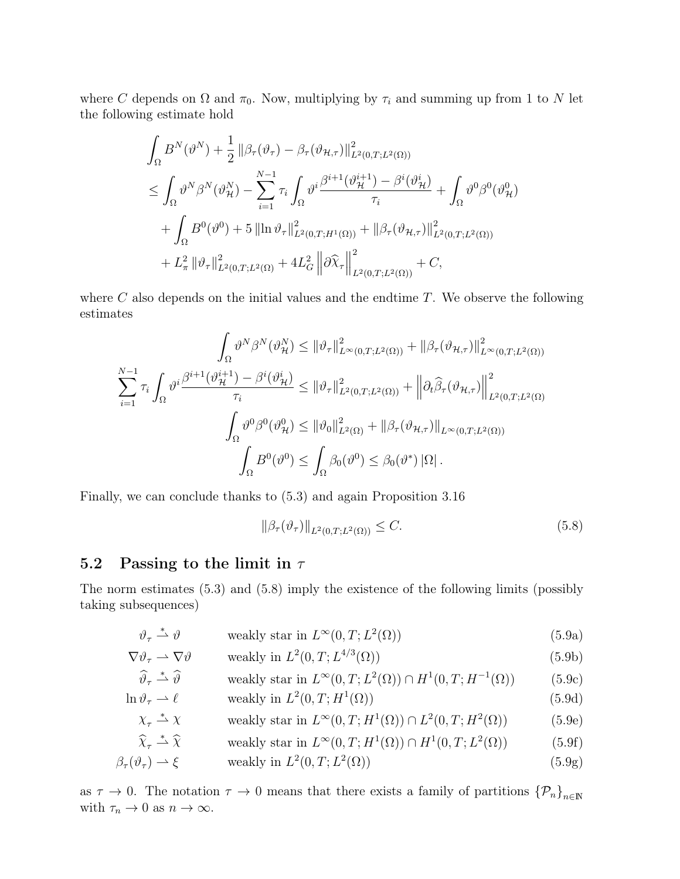where $C$ depends on $\Omega$ and $\pi_0$. Now, multiplying by $\tau_i$ and summing up from 1 to $N$ let the following estimate hold

$$
\begin{aligned}
&\int_\Omega B^N(\vartheta^N) + \frac{1}{2}\left\|\beta_\tau(\vartheta_\tau) - \beta_\tau(\vartheta_{\mathcal{H},\tau})\right\|^2_{L^2(0,T;L^2(\Omega))} \\
&\leq \int_\Omega \vartheta^N \beta^N(\vartheta^N_{\mathcal{H}}) - \sum_{i=1}^{N-1} \tau_i \int_\Omega \vartheta^i \frac{\beta^{i+1}(\vartheta^{i+1}_{\mathcal{H}}) - \beta^i(\vartheta^i_{\mathcal{H}})}{\tau_i} + \int_\Omega \vartheta^0 \beta^0(\vartheta^0_{\mathcal{H}}) \\
&\quad + \int_\Omega B^0(\vartheta^0) + 5\left\|\ln \vartheta_\tau\right\|^2_{L^2(0,T;H^1(\Omega))} + \left\|\beta_\tau(\vartheta_{\mathcal{H},\tau})\right\|^2_{L^2(0,T;L^2(\Omega))} \\
&\quad + L_\pi^2 \left\|\vartheta_\tau\right\|^2_{L^2(0,T;L^2(\Omega)} + 4L_G^2\left\|\partial\widehat{\chi}_\tau\right\|^2_{L^2(0,T;L^2(\Omega))} + C,
\end{aligned}
$$

where $C$ also depends on the initial values and the endtime $T$. We observe the following estimates

$$
\begin{aligned}
\int_\Omega \vartheta^N \beta^N(\vartheta^N_{\mathcal{H}}) &\leq \left\|\vartheta_\tau\right\|^2_{L^\infty(0,T;L^2(\Omega))} + \left\|\beta_\tau(\vartheta_{\mathcal{H},\tau})\right\|^2_{L^\infty(0,T;L^2(\Omega))} \\
\sum_{i=1}^{N-1} \tau_i \int_\Omega \vartheta^i \frac{\beta^{i+1}(\vartheta^{i+1}_{\mathcal{H}}) - \beta^i(\vartheta^i_{\mathcal{H}})}{\tau_i} &\leq \left\|\vartheta_\tau\right\|^2_{L^2(0,T;L^2(\Omega))} + \left\|\partial_t \widehat{\beta}_\tau(\vartheta_{\mathcal{H},\tau})\right\|^2_{L^2(0,T;L^2(\Omega)} \\
\int_\Omega \vartheta^0 \beta^0(\vartheta^0_{\mathcal{H}}) &\leq \left\|\vartheta_0\right\|^2_{L^2(\Omega)} + \left\|\beta_\tau(\vartheta_{\mathcal{H},\tau})\right\|_{L^\infty(0,T;L^2(\Omega))} \\
\int_\Omega B^0(\vartheta^0) &\leq \int_\Omega \beta_0(\vartheta^0) \leq \beta_0(\vartheta^*)\left|\Omega\right|.
\end{aligned}
$$

Finally, we can conclude thanks to (5.3) and again Proposition 3.16

$$
\left\|\beta_\tau(\vartheta_\tau)\right\|_{L^2(0,T;L^2(\Omega))} \leq C. \tag{5.8}
$$

## 5.2 Passing to the limit in $\tau$

The norm estimates (5.3) and (5.8) imply the existence of the following limits (possibly taking subsequences)

$$
\begin{aligned}
\vartheta_\tau &\overset{*}{\rightharpoonup} \vartheta && \text{weakly star in } L^\infty(0,T;L^2(\Omega)) && (5.9a) \\
\nabla\vartheta_\tau &\rightharpoonup \nabla\vartheta && \text{weakly in } L^2(0,T;L^{4/3}(\Omega)) && (5.9b) \\
\widehat{\vartheta}_\tau &\overset{*}{\rightharpoonup} \widehat{\vartheta} && \text{weakly star in } L^\infty(0,T;L^2(\Omega)) \cap H^1(0,T;H^{-1}(\Omega)) && (5.9c) \\
\ln\vartheta_\tau &\rightharpoonup \ell && \text{weakly in } L^2(0,T;H^1(\Omega)) && (5.9d) \\
\chi_\tau &\overset{*}{\rightharpoonup} \chi && \text{weakly star in } L^\infty(0,T;H^1(\Omega)) \cap L^2(0,T;H^2(\Omega)) && (5.9e) \\
\widehat{\chi}_\tau &\overset{*}{\rightharpoonup} \widehat{\chi} && \text{weakly star in } L^\infty(0,T;H^1(\Omega)) \cap H^1(0,T;L^2(\Omega)) && (5.9f) \\
\beta_\tau(\vartheta_\tau) &\rightharpoonup \xi && \text{weakly in } L^2(0,T;L^2(\Omega)) && (5.9g)
\end{aligned}
$$

as $\tau \to 0$. The notation $\tau \to 0$ means that there exists a family of partitions $\{\mathcal{P}_n\}_{n\in\mathbb{N}}$ with $\tau_n \to 0$ as $n \to \infty$.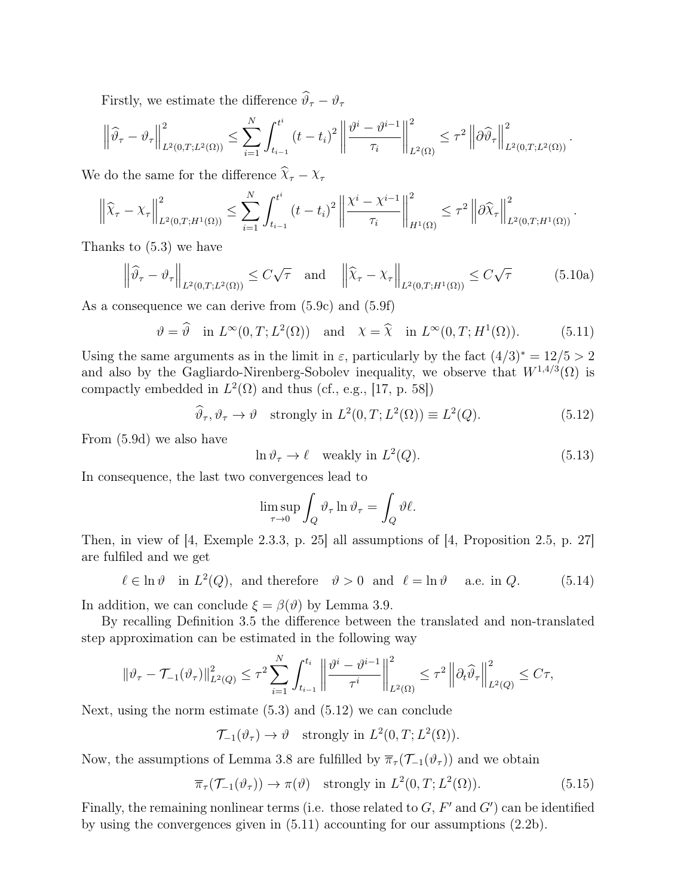Firstly, we estimate the difference $\widehat{\vartheta}_\tau - \vartheta_\tau$

$$
\left\| \widehat{\vartheta}_\tau - \vartheta_\tau \right\|^2_{L^2(0,T;L^2(\Omega))} \leq \sum_{i=1}^{N} \int_{t_{i-1}}^{t^i} (t-t_i)^2 \left\| \frac{\vartheta^i - \vartheta^{i-1}}{\tau_i} \right\|^2_{L^2(\Omega)} \leq \tau^2 \left\| \partial \widehat{\vartheta}_\tau \right\|^2_{L^2(0,T;L^2(\Omega))}.
$$

We do the same for the difference $\widehat{\chi}_\tau - \chi_\tau$

$$
\left\| \widehat{\chi}_\tau - \chi_\tau \right\|^2_{L^2(0,T;H^1(\Omega))} \leq \sum_{i=1}^{N} \int_{t_{i-1}}^{t^i} (t-t_i)^2 \left\| \frac{\chi^i - \chi^{i-1}}{\tau_i} \right\|^2_{H^1(\Omega)} \leq \tau^2 \left\| \partial \widehat{\chi}_\tau \right\|^2_{L^2(0,T;H^1(\Omega))}.
$$

Thanks to (5.3) we have

$$
\left\| \widehat{\vartheta}_\tau - \vartheta_\tau \right\|_{L^2(0,T;L^2(\Omega))} \leq C\sqrt{\tau} \quad \text{and} \quad \left\| \widehat{\chi}_\tau - \chi_\tau \right\|_{L^2(0,T;H^1(\Omega))} \leq C\sqrt{\tau} \tag{5.10a}
$$

As a consequence we can derive from (5.9c) and (5.9f)

$$
\vartheta = \widehat{\vartheta} \quad \text{in } L^\infty(0,T;L^2(\Omega)) \quad \text{and} \quad \chi = \widehat{\chi} \quad \text{in } L^\infty(0,T;H^1(\Omega)). \tag{5.11}
$$

Using the same arguments as in the limit in $\varepsilon$, particularly by the fact $(4/3)^* = 12/5 > 2$ and also by the Gagliardo-Nirenberg-Sobolev inequality, we observe that $W^{1,4/3}(\Omega)$ is compactly embedded in $L^2(\Omega)$ and thus (cf., e.g., [17, p. 58])

$$
\widehat{\vartheta}_\tau, \vartheta_\tau \to \vartheta \quad \text{strongly in } L^2(0,T;L^2(\Omega)) \equiv L^2(Q). \tag{5.12}
$$

From (5.9d) we also have

$$
\ln \vartheta_\tau \to \ell \quad \text{weakly in } L^2(Q). \tag{5.13}
$$

In consequence, the last two convergences lead to

$$
\limsup_{\tau \to 0} \int_Q \vartheta_\tau \ln \vartheta_\tau = \int_Q \vartheta \ell.
$$

Then, in view of [4, Exemple 2.3.3, p. 25] all assumptions of [4, Proposition 2.5, p. 27] are fulfiled and we get

$$
\ell \in \ln \vartheta \quad \text{in } L^2(Q), \text{ and therefore} \quad \vartheta > 0 \quad \text{and} \quad \ell = \ln \vartheta \quad \text{ a.e. in } Q. \tag{5.14}
$$

In addition, we can conclude $\xi = \beta(\vartheta)$ by Lemma 3.9.

By recalling Definition 3.5 the difference between the translated and non-translated step approximation can be estimated in the following way

$$
\| \vartheta_\tau - \mathcal{T}_{-1}(\vartheta_\tau) \|^2_{L^2(Q)} \leq \tau^2 \sum_{i=1}^{N} \int_{t_{i-1}}^{t_i} \left\| \frac{\vartheta^i - \vartheta^{i-1}}{\tau^i} \right\|^2_{L^2(\Omega)} \leq \tau^2 \left\| \partial_t \widehat{\vartheta}_\tau \right\|^2_{L^2(Q)} \leq C\tau,
$$

Next, using the norm estimate (5.3) and (5.12) we can conclude

$$
\mathcal{T}_{-1}(\vartheta_\tau) \to \vartheta \quad \text{strongly in } L^2(0,T;L^2(\Omega)).
$$

Now, the assumptions of Lemma 3.8 are fulfilled by $\overline{\pi}_\tau(\mathcal{T}_{-1}(\vartheta_\tau))$ and we obtain

$$
\overline{\pi}_\tau(\mathcal{T}_{-1}(\vartheta_\tau)) \to \pi(\vartheta) \quad \text{strongly in } L^2(0,T;L^2(\Omega)). \tag{5.15}
$$

Finally, the remaining nonlinear terms (i.e. those related to $G$, $F'$ and $G'$) can be identified by using the convergences given in (5.11) accounting for our assumptions (2.2b).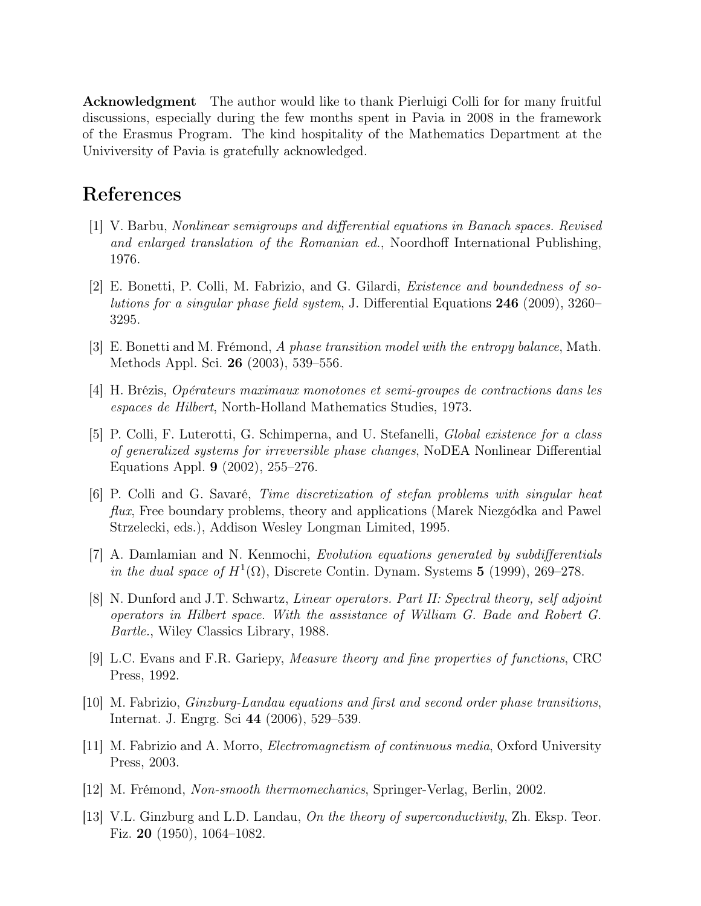**Acknowledgment** The author would like to thank Pierluigi Colli for for many fruitful discussions, especially during the few months spent in Pavia in 2008 in the framework of the Erasmus Program. The kind hospitality of the Mathematics Department at the Univiversity of Pavia is gratefully acknowledged.

## References

[1] V. Barbu, *Nonlinear semigroups and differential equations in Banach spaces. Revised and enlarged translation of the Romanian ed.*, Noordhoff International Publishing, 1976.

[2] E. Bonetti, P. Colli, M. Fabrizio, and G. Gilardi, *Existence and boundedness of solutions for a singular phase field system*, J. Differential Equations **246** (2009), 3260–3295.

[3] E. Bonetti and M. Frémond, *A phase transition model with the entropy balance*, Math. Methods Appl. Sci. **26** (2003), 539–556.

[4] H. Brézis, *Opérateurs maximaux monotones et semi-groupes de contractions dans les espaces de Hilbert*, North-Holland Mathematics Studies, 1973.

[5] P. Colli, F. Luterotti, G. Schimperna, and U. Stefanelli, *Global existence for a class of generalized systems for irreversible phase changes*, NoDEA Nonlinear Differential Equations Appl. **9** (2002), 255–276.

[6] P. Colli and G. Savaré, *Time discretization of stefan problems with singular heat flux*, Free boundary problems, theory and applications (Marek Niezgódka and Pawel Strzelecki, eds.), Addison Wesley Longman Limited, 1995.

[7] A. Damlamian and N. Kenmochi, *Evolution equations generated by subdifferentials in the dual space of $H^1(\Omega)$*, Discrete Contin. Dynam. Systems **5** (1999), 269–278.

[8] N. Dunford and J.T. Schwartz, *Linear operators. Part II: Spectral theory, self adjoint operators in Hilbert space. With the assistance of William G. Bade and Robert G. Bartle.*, Wiley Classics Library, 1988.

[9] L.C. Evans and F.R. Gariepy, *Measure theory and fine properties of functions*, CRC Press, 1992.

[10] M. Fabrizio, *Ginzburg-Landau equations and first and second order phase transitions*, Internat. J. Engrg. Sci **44** (2006), 529–539.

[11] M. Fabrizio and A. Morro, *Electromagnetism of continuous media*, Oxford University Press, 2003.

[12] M. Frémond, *Non-smooth thermomechanics*, Springer-Verlag, Berlin, 2002.

[13] V.L. Ginzburg and L.D. Landau, *On the theory of superconductivity*, Zh. Eksp. Teor. Fiz. **20** (1950), 1064–1082.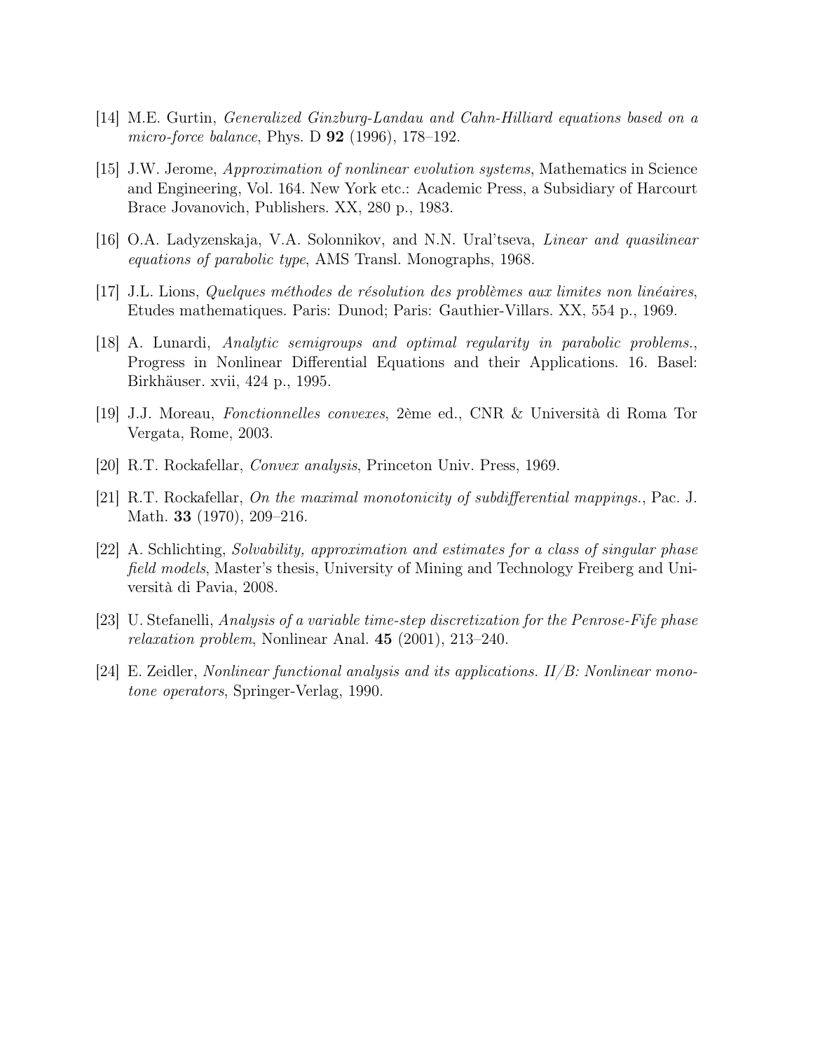[14] M.E. Gurtin, *Generalized Ginzburg-Landau and Cahn-Hilliard equations based on a micro-force balance*, Phys. D **92** (1996), 178–192.

[15] J.W. Jerome, *Approximation of nonlinear evolution systems*, Mathematics in Science and Engineering, Vol. 164. New York etc.: Academic Press, a Subsidiary of Harcourt Brace Jovanovich, Publishers. XX, 280 p., 1983.

[16] O.A. Ladyzenskaja, V.A. Solonnikov, and N.N. Ural'tseva, *Linear and quasilinear equations of parabolic type*, AMS Transl. Monographs, 1968.

[17] J.L. Lions, *Quelques méthodes de résolution des problèmes aux limites non linéaires*, Etudes mathematiques. Paris: Dunod; Paris: Gauthier-Villars. XX, 554 p., 1969.

[18] A. Lunardi, *Analytic semigroups and optimal regularity in parabolic problems.*, Progress in Nonlinear Differential Equations and their Applications. 16. Basel: Birkhäuser. xvii, 424 p., 1995.

[19] J.J. Moreau, *Fonctionnelles convexes*, 2ème ed., CNR & Università di Roma Tor Vergata, Rome, 2003.

[20] R.T. Rockafellar, *Convex analysis*, Princeton Univ. Press, 1969.

[21] R.T. Rockafellar, *On the maximal monotonicity of subdifferential mappings.*, Pac. J. Math. **33** (1970), 209–216.

[22] A. Schlichting, *Solvability, approximation and estimates for a class of singular phase field models*, Master's thesis, University of Mining and Technology Freiberg and Università di Pavia, 2008.

[23] U. Stefanelli, *Analysis of a variable time-step discretization for the Penrose-Fife phase relaxation problem*, Nonlinear Anal. **45** (2001), 213–240.

[24] E. Zeidler, *Nonlinear functional analysis and its applications. II/B: Nonlinear monotone operators*, Springer-Verlag, 1990.